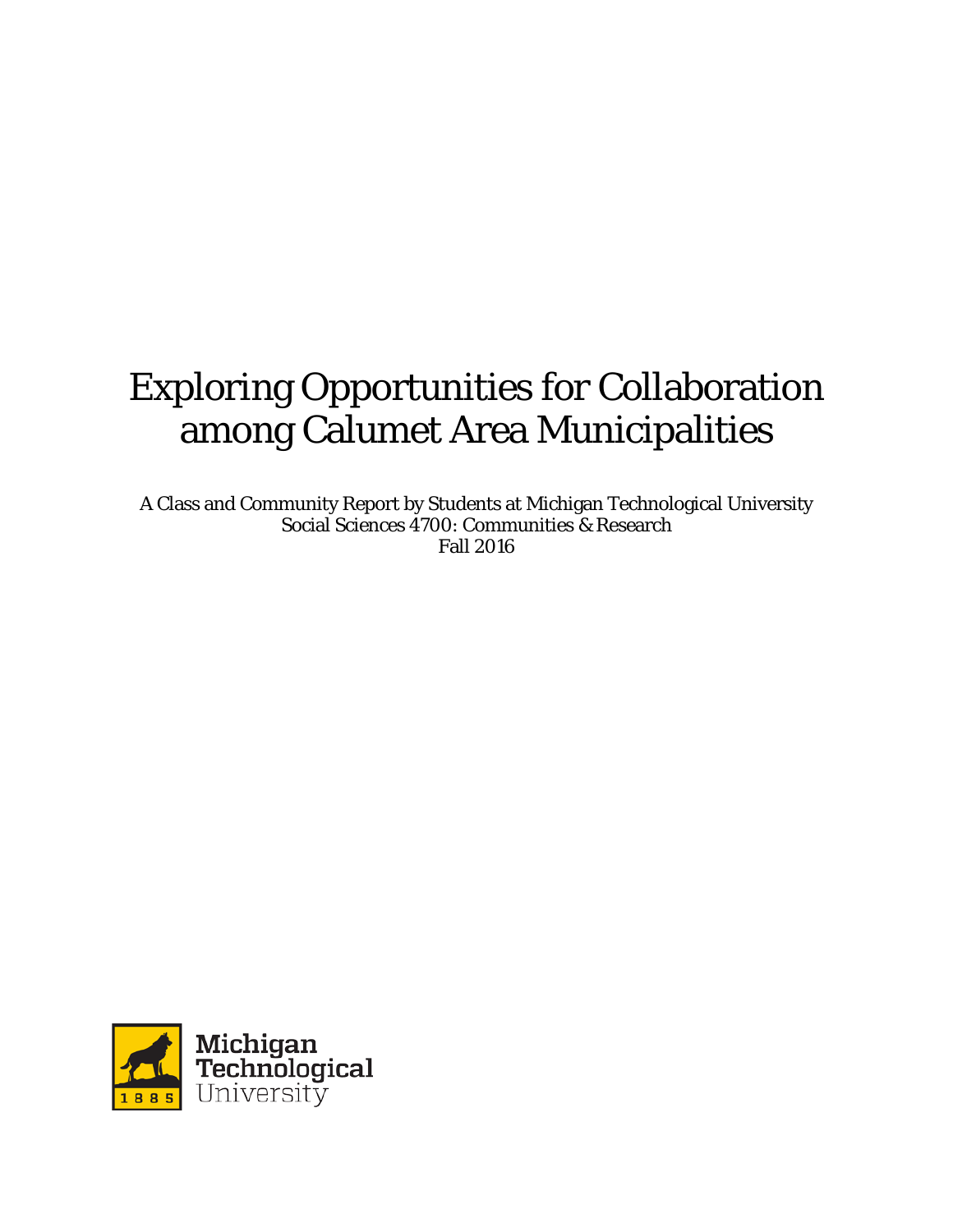# Exploring Opportunities for Collaboration among Calumet Area Municipalities

A Class and Community Report by Students at Michigan Technological University
Social Sciences 4700: Communities & Research
Fall 2016

Michigan Technological University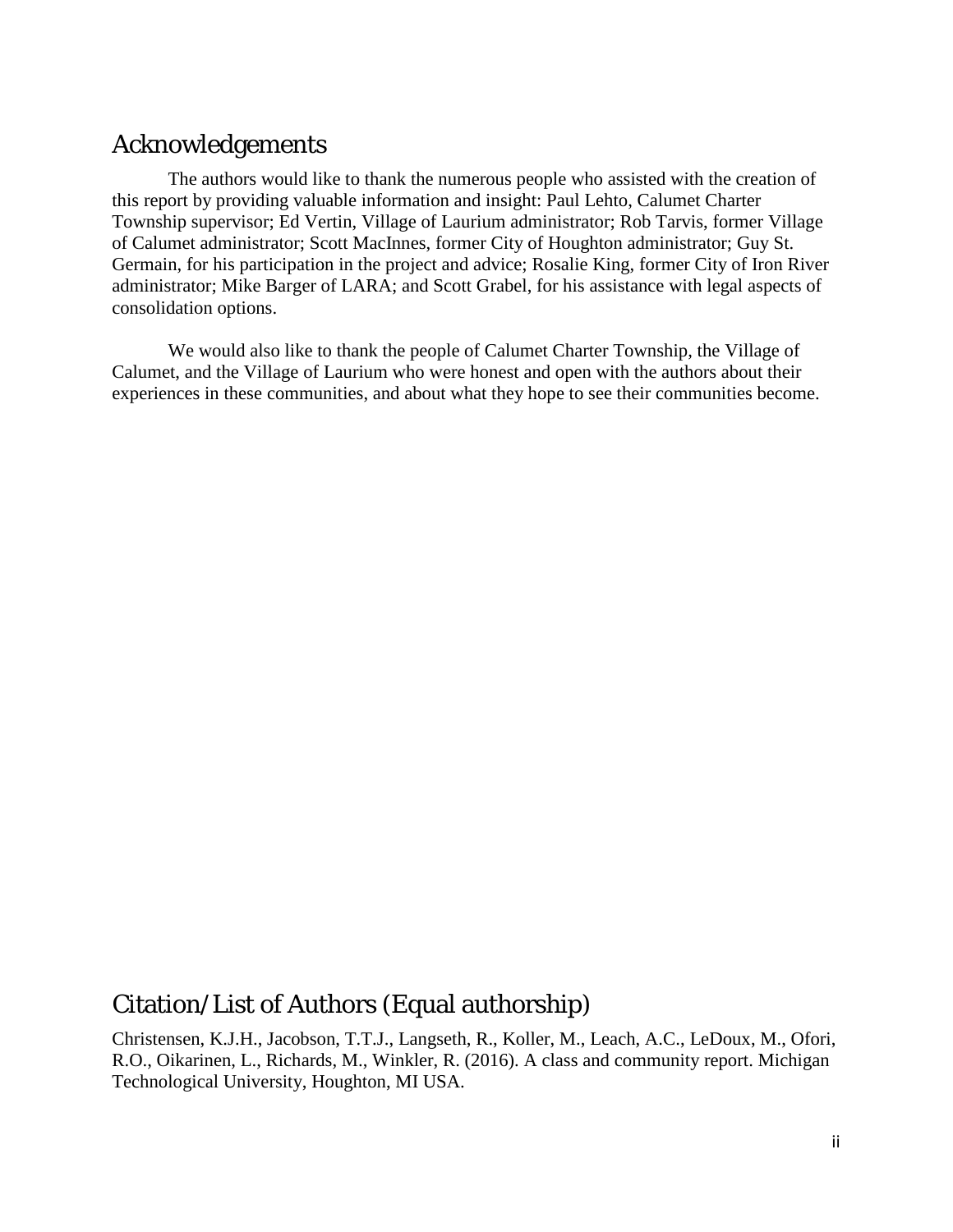## Acknowledgements

The authors would like to thank the numerous people who assisted with the creation of this report by providing valuable information and insight: Paul Lehto, Calumet Charter Township supervisor; Ed Vertin, Village of Laurium administrator; Rob Tarvis, former Village of Calumet administrator; Scott MacInnes, former City of Houghton administrator; Guy St. Germain, for his participation in the project and advice; Rosalie King, former City of Iron River administrator; Mike Barger of LARA; and Scott Grabel, for his assistance with legal aspects of consolidation options.

We would also like to thank the people of Calumet Charter Township, the Village of Calumet, and the Village of Laurium who were honest and open with the authors about their experiences in these communities, and about what they hope to see their communities become.

## Citation/List of Authors (Equal authorship)

Christensen, K.J.H., Jacobson, T.T.J., Langseth, R., Koller, M., Leach, A.C., LeDoux, M., Ofori, R.O., Oikarinen, L., Richards, M., Winkler, R. (2016). A class and community report. Michigan Technological University, Houghton, MI USA.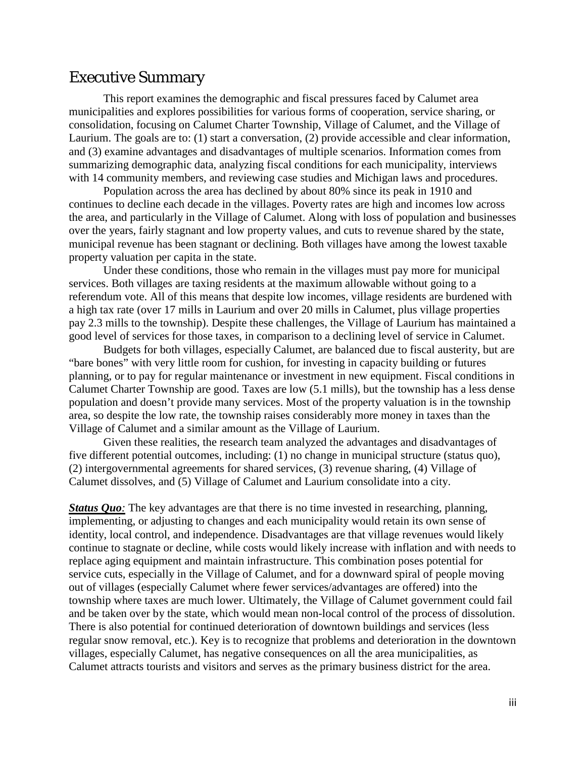# Executive Summary

This report examines the demographic and fiscal pressures faced by Calumet area municipalities and explores possibilities for various forms of cooperation, service sharing, or consolidation, focusing on Calumet Charter Township, Village of Calumet, and the Village of Laurium. The goals are to: (1) start a conversation, (2) provide accessible and clear information, and (3) examine advantages and disadvantages of multiple scenarios. Information comes from summarizing demographic data, analyzing fiscal conditions for each municipality, interviews with 14 community members, and reviewing case studies and Michigan laws and procedures.

Population across the area has declined by about 80% since its peak in 1910 and continues to decline each decade in the villages. Poverty rates are high and incomes low across the area, and particularly in the Village of Calumet. Along with loss of population and businesses over the years, fairly stagnant and low property values, and cuts to revenue shared by the state, municipal revenue has been stagnant or declining. Both villages have among the lowest taxable property valuation per capita in the state.

Under these conditions, those who remain in the villages must pay more for municipal services. Both villages are taxing residents at the maximum allowable without going to a referendum vote. All of this means that despite low incomes, village residents are burdened with a high tax rate (over 17 mills in Laurium and over 20 mills in Calumet, plus village properties pay 2.3 mills to the township). Despite these challenges, the Village of Laurium has maintained a good level of services for those taxes, in comparison to a declining level of service in Calumet.

Budgets for both villages, especially Calumet, are balanced due to fiscal austerity, but are "bare bones" with very little room for cushion, for investing in capacity building or futures planning, or to pay for regular maintenance or investment in new equipment. Fiscal conditions in Calumet Charter Township are good. Taxes are low (5.1 mills), but the township has a less dense population and doesn't provide many services. Most of the property valuation is in the township area, so despite the low rate, the township raises considerably more money in taxes than the Village of Calumet and a similar amount as the Village of Laurium.

Given these realities, the research team analyzed the advantages and disadvantages of five different potential outcomes, including: (1) no change in municipal structure (status quo), (2) intergovernmental agreements for shared services, (3) revenue sharing, (4) Village of Calumet dissolves, and (5) Village of Calumet and Laurium consolidate into a city.

***Status Quo:*** The key advantages are that there is no time invested in researching, planning, implementing, or adjusting to changes and each municipality would retain its own sense of identity, local control, and independence. Disadvantages are that village revenues would likely continue to stagnate or decline, while costs would likely increase with inflation and with needs to replace aging equipment and maintain infrastructure. This combination poses potential for service cuts, especially in the Village of Calumet, and for a downward spiral of people moving out of villages (especially Calumet where fewer services/advantages are offered) into the township where taxes are much lower. Ultimately, the Village of Calumet government could fail and be taken over by the state, which would mean non-local control of the process of dissolution. There is also potential for continued deterioration of downtown buildings and services (less regular snow removal, etc.). Key is to recognize that problems and deterioration in the downtown villages, especially Calumet, has negative consequences on all the area municipalities, as Calumet attracts tourists and visitors and serves as the primary business district for the area.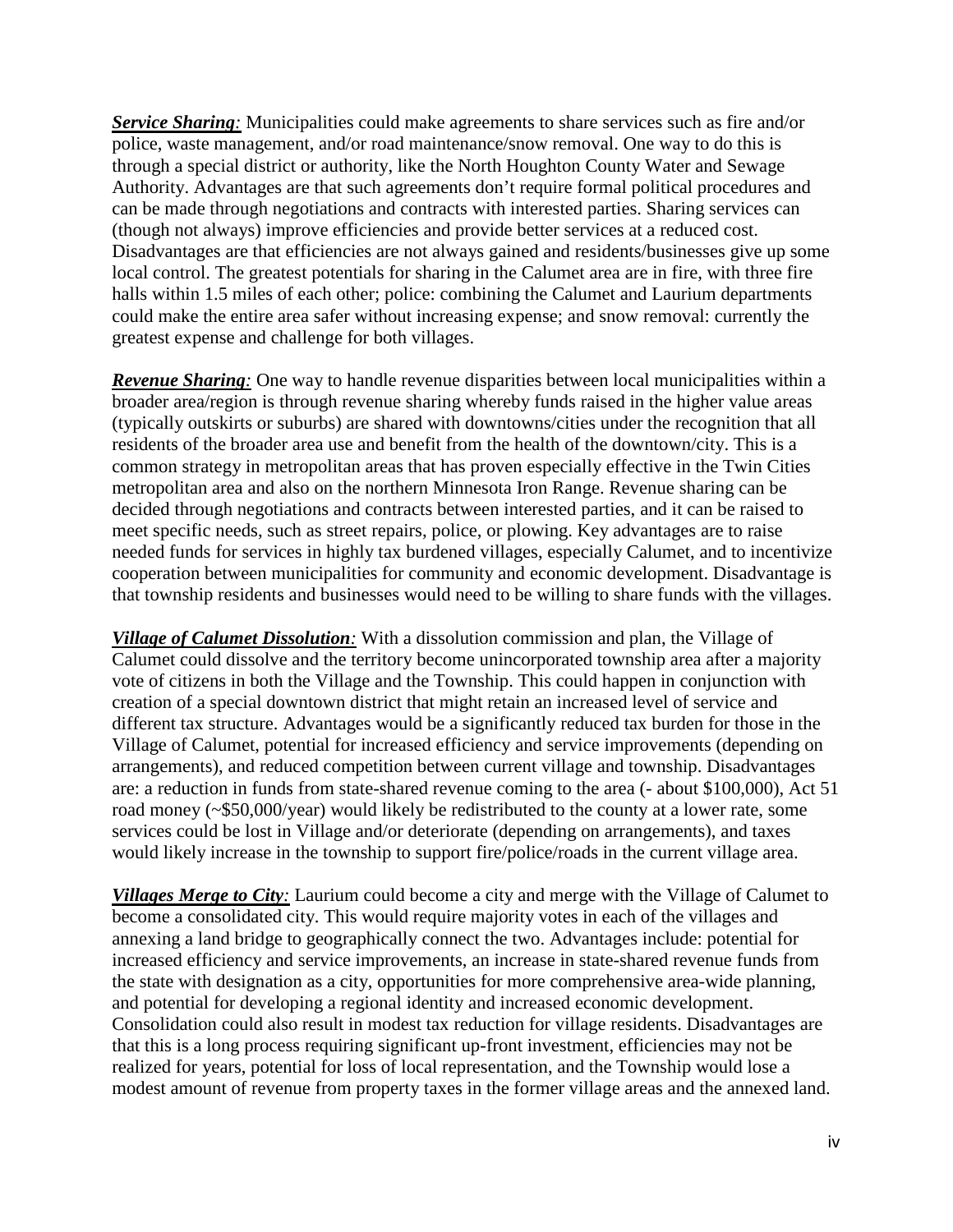***Service Sharing*:** Municipalities could make agreements to share services such as fire and/or police, waste management, and/or road maintenance/snow removal. One way to do this is through a special district or authority, like the North Houghton County Water and Sewage Authority. Advantages are that such agreements don't require formal political procedures and can be made through negotiations and contracts with interested parties. Sharing services can (though not always) improve efficiencies and provide better services at a reduced cost. Disadvantages are that efficiencies are not always gained and residents/businesses give up some local control. The greatest potentials for sharing in the Calumet area are in fire, with three fire halls within 1.5 miles of each other; police: combining the Calumet and Laurium departments could make the entire area safer without increasing expense; and snow removal: currently the greatest expense and challenge for both villages.

***Revenue Sharing*:** One way to handle revenue disparities between local municipalities within a broader area/region is through revenue sharing whereby funds raised in the higher value areas (typically outskirts or suburbs) are shared with downtowns/cities under the recognition that all residents of the broader area use and benefit from the health of the downtown/city. This is a common strategy in metropolitan areas that has proven especially effective in the Twin Cities metropolitan area and also on the northern Minnesota Iron Range. Revenue sharing can be decided through negotiations and contracts between interested parties, and it can be raised to meet specific needs, such as street repairs, police, or plowing. Key advantages are to raise needed funds for services in highly tax burdened villages, especially Calumet, and to incentivize cooperation between municipalities for community and economic development. Disadvantage is that township residents and businesses would need to be willing to share funds with the villages.

***Village of Calumet Dissolution*:** With a dissolution commission and plan, the Village of Calumet could dissolve and the territory become unincorporated township area after a majority vote of citizens in both the Village and the Township. This could happen in conjunction with creation of a special downtown district that might retain an increased level of service and different tax structure. Advantages would be a significantly reduced tax burden for those in the Village of Calumet, potential for increased efficiency and service improvements (depending on arrangements), and reduced competition between current village and township. Disadvantages are: a reduction in funds from state-shared revenue coming to the area (- about $100,000), Act 51 road money (~$50,000/year) would likely be redistributed to the county at a lower rate, some services could be lost in Village and/or deteriorate (depending on arrangements), and taxes would likely increase in the township to support fire/police/roads in the current village area.

***Villages Merge to City*:** Laurium could become a city and merge with the Village of Calumet to become a consolidated city. This would require majority votes in each of the villages and annexing a land bridge to geographically connect the two. Advantages include: potential for increased efficiency and service improvements, an increase in state-shared revenue funds from the state with designation as a city, opportunities for more comprehensive area-wide planning, and potential for developing a regional identity and increased economic development. Consolidation could also result in modest tax reduction for village residents. Disadvantages are that this is a long process requiring significant up-front investment, efficiencies may not be realized for years, potential for loss of local representation, and the Township would lose a modest amount of revenue from property taxes in the former village areas and the annexed land.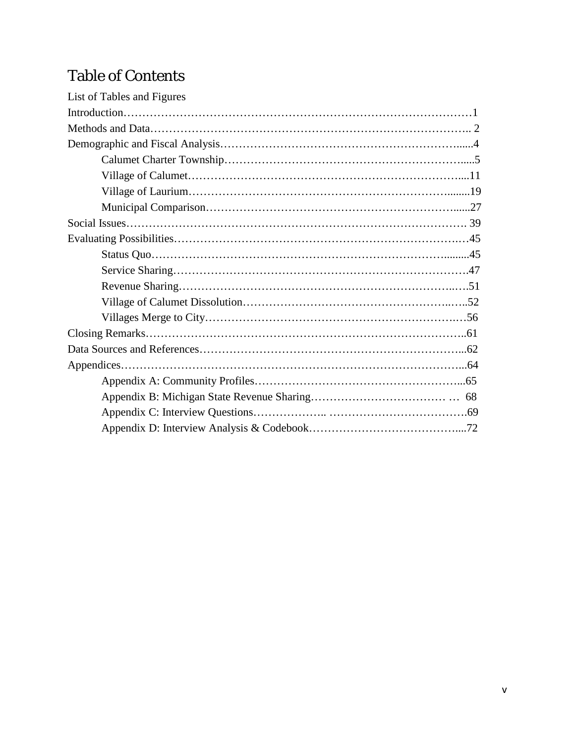# Table of Contents

List of Tables and Figures

Introduction……………………………………………………………………………………1

Methods and Data…………………………………………………………………………….. 2

Demographic and Fiscal Analysis……………………………………………………….....4

- Calumet Charter Township…………………………………………………….....5
- Village of Calumet…………………………………………………………….....11
- Village of Laurium……………………………………………………………........19
- Municipal Comparison………………………………………………………......27

Social Issues………………………………………………………………………………. 39

Evaluating Possibilities…………………………………………………………………45

- Status Quo……………………………………………………………………….........45
- Service Sharing……………………………………………………………………….47
- Revenue Sharing……………………………………………………………..….51
- Village of Calumet Dissolution……………………………………………..…..52
- Villages Merge to City………………………………………………………..…56

Closing Remarks…………………………………………………………………………..61

Data Sources and References……………………………………………………………...62

Appendices………………………………………………………………………………...64

- Appendix A: Community Profiles………………………………………………...65
- Appendix B: Michigan State Revenue Sharing……………………………… … 68
- Appendix C: Interview Questions……………….. ……………………………….69
- Appendix D: Interview Analysis & Codebook…………………………………....72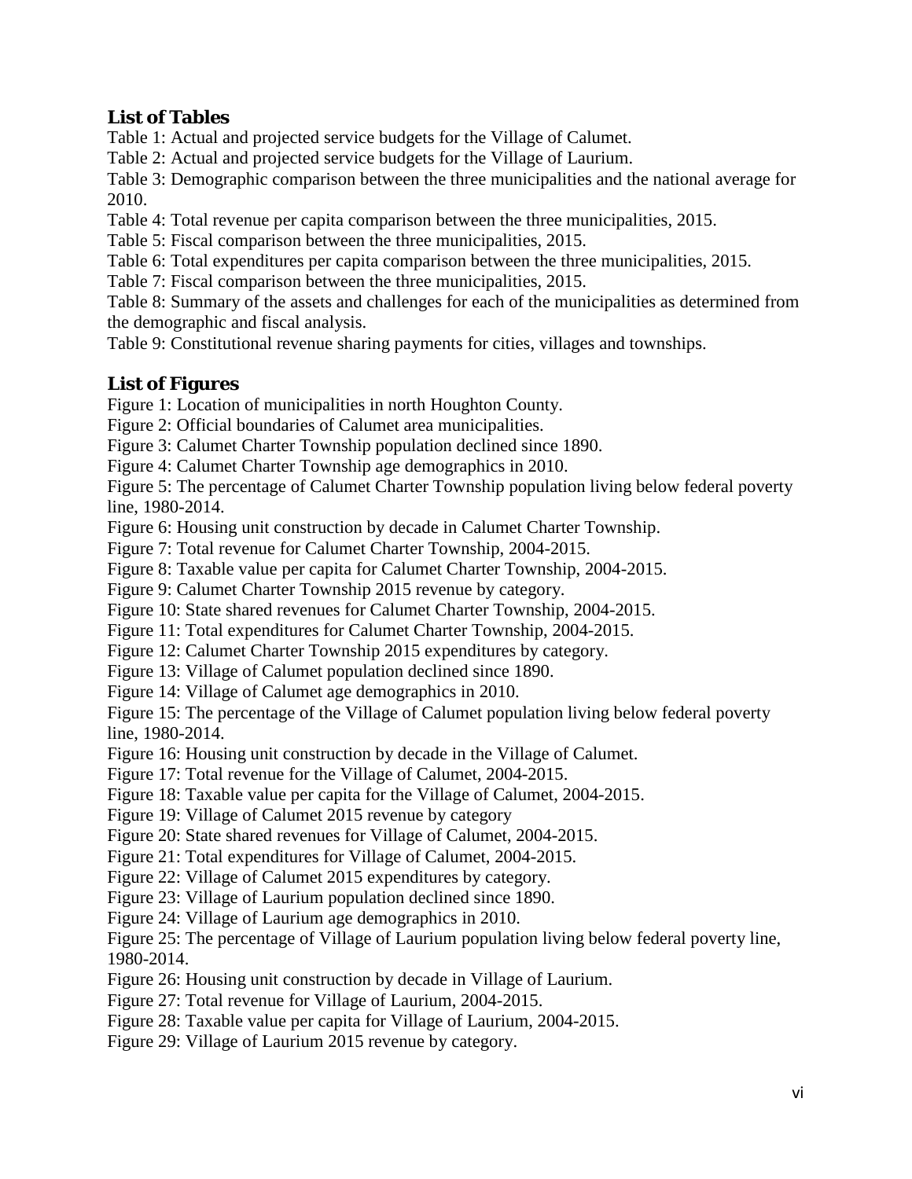## List of Tables

Table 1: Actual and projected service budgets for the Village of Calumet.

Table 2: Actual and projected service budgets for the Village of Laurium.

Table 3: Demographic comparison between the three municipalities and the national average for 2010.

Table 4: Total revenue per capita comparison between the three municipalities, 2015.

Table 5: Fiscal comparison between the three municipalities, 2015.

Table 6: Total expenditures per capita comparison between the three municipalities, 2015.

Table 7: Fiscal comparison between the three municipalities, 2015.

Table 8: Summary of the assets and challenges for each of the municipalities as determined from the demographic and fiscal analysis.

Table 9: Constitutional revenue sharing payments for cities, villages and townships.

## List of Figures

Figure 1: Location of municipalities in north Houghton County.

Figure 2: Official boundaries of Calumet area municipalities.

Figure 3: Calumet Charter Township population declined since 1890.

Figure 4: Calumet Charter Township age demographics in 2010.

Figure 5: The percentage of Calumet Charter Township population living below federal poverty line, 1980-2014.

Figure 6: Housing unit construction by decade in Calumet Charter Township.

Figure 7: Total revenue for Calumet Charter Township, 2004-2015.

Figure 8: Taxable value per capita for Calumet Charter Township, 2004-2015.

Figure 9: Calumet Charter Township 2015 revenue by category.

Figure 10: State shared revenues for Calumet Charter Township, 2004-2015.

Figure 11: Total expenditures for Calumet Charter Township, 2004-2015.

Figure 12: Calumet Charter Township 2015 expenditures by category.

Figure 13: Village of Calumet population declined since 1890.

Figure 14: Village of Calumet age demographics in 2010.

Figure 15: The percentage of the Village of Calumet population living below federal poverty line, 1980-2014.

Figure 16: Housing unit construction by decade in the Village of Calumet.

Figure 17: Total revenue for the Village of Calumet, 2004-2015.

Figure 18: Taxable value per capita for the Village of Calumet, 2004-2015.

Figure 19: Village of Calumet 2015 revenue by category

Figure 20: State shared revenues for Village of Calumet, 2004-2015.

Figure 21: Total expenditures for Village of Calumet, 2004-2015.

Figure 22: Village of Calumet 2015 expenditures by category.

Figure 23: Village of Laurium population declined since 1890.

Figure 24: Village of Laurium age demographics in 2010.

Figure 25: The percentage of Village of Laurium population living below federal poverty line, 1980-2014.

Figure 26: Housing unit construction by decade in Village of Laurium.

Figure 27: Total revenue for Village of Laurium, 2004-2015.

Figure 28: Taxable value per capita for Village of Laurium, 2004-2015.

Figure 29: Village of Laurium 2015 revenue by category.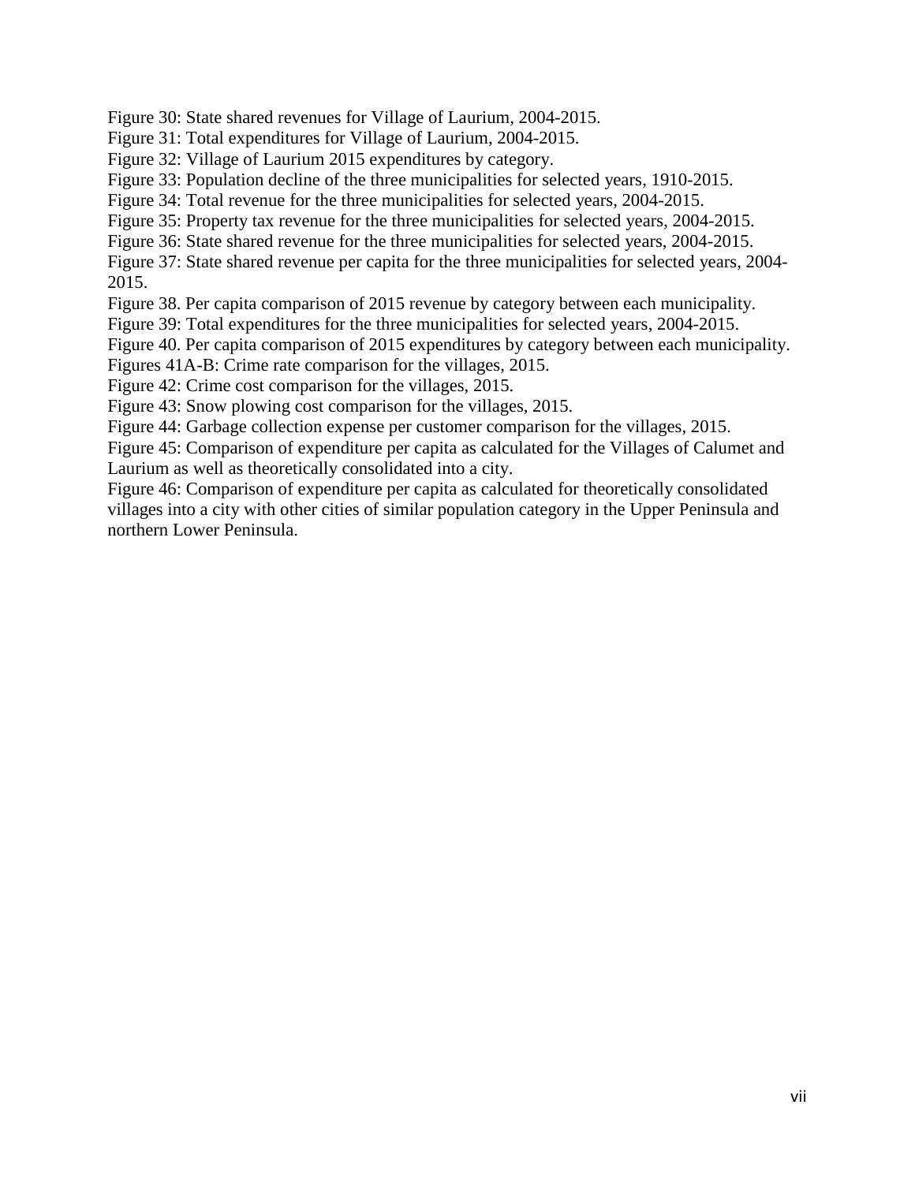Figure 30: State shared revenues for Village of Laurium, 2004-2015.
Figure 31: Total expenditures for Village of Laurium, 2004-2015.
Figure 32: Village of Laurium 2015 expenditures by category.
Figure 33: Population decline of the three municipalities for selected years, 1910-2015.
Figure 34: Total revenue for the three municipalities for selected years, 2004-2015.
Figure 35: Property tax revenue for the three municipalities for selected years, 2004-2015.
Figure 36: State shared revenue for the three municipalities for selected years, 2004-2015.
Figure 37: State shared revenue per capita for the three municipalities for selected years, 2004-2015.
Figure 38. Per capita comparison of 2015 revenue by category between each municipality.
Figure 39: Total expenditures for the three municipalities for selected years, 2004-2015.
Figure 40. Per capita comparison of 2015 expenditures by category between each municipality.
Figures 41A-B: Crime rate comparison for the villages, 2015.
Figure 42: Crime cost comparison for the villages, 2015.
Figure 43: Snow plowing cost comparison for the villages, 2015.
Figure 44: Garbage collection expense per customer comparison for the villages, 2015.
Figure 45: Comparison of expenditure per capita as calculated for the Villages of Calumet and Laurium as well as theoretically consolidated into a city.
Figure 46: Comparison of expenditure per capita as calculated for theoretically consolidated villages into a city with other cities of similar population category in the Upper Peninsula and northern Lower Peninsula.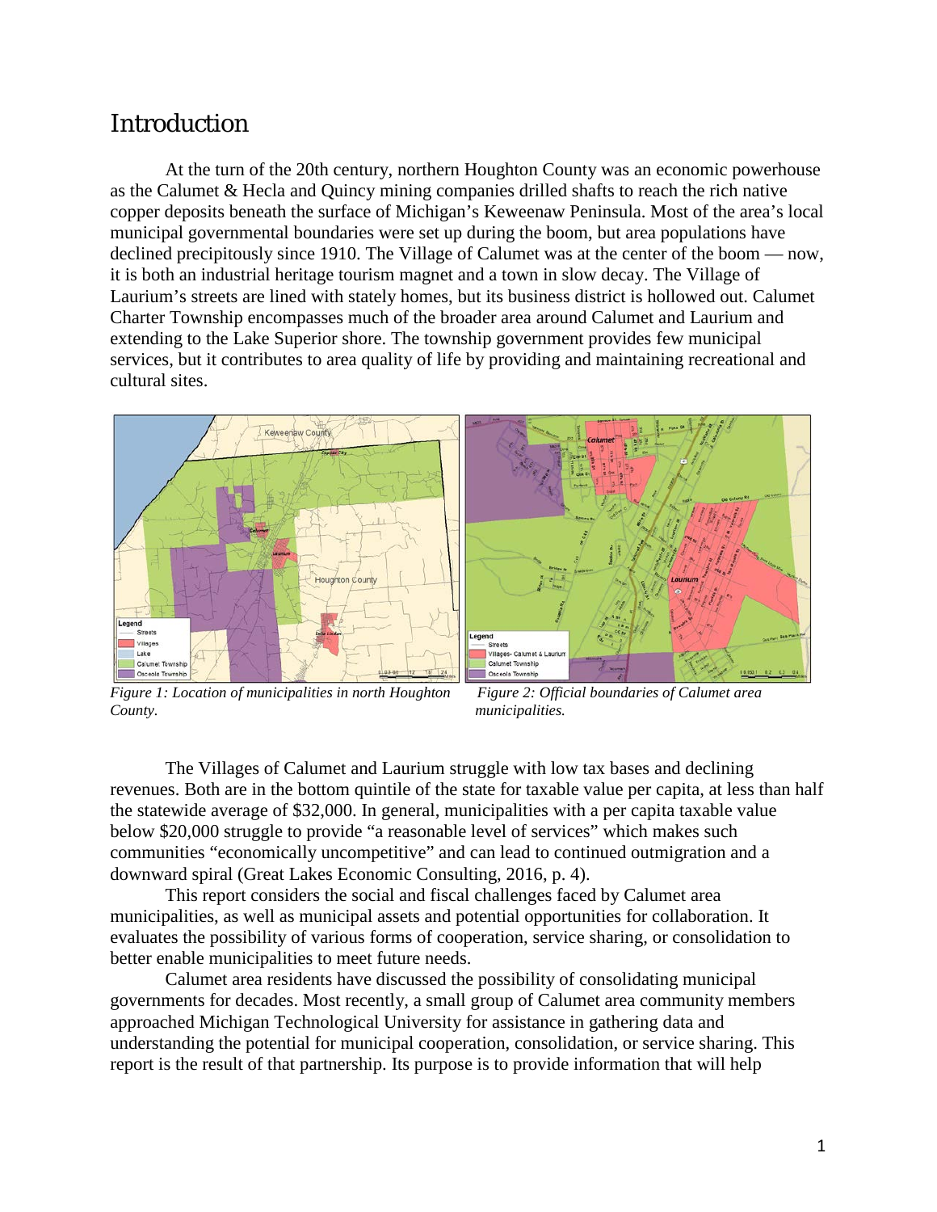# Introduction

At the turn of the 20th century, northern Houghton County was an economic powerhouse as the Calumet & Hecla and Quincy mining companies drilled shafts to reach the rich native copper deposits beneath the surface of Michigan's Keweenaw Peninsula. Most of the area's local municipal governmental boundaries were set up during the boom, but area populations have declined precipitously since 1910. The Village of Calumet was at the center of the boom — now, it is both an industrial heritage tourism magnet and a town in slow decay. The Village of Laurium's streets are lined with stately homes, but its business district is hollowed out. Calumet Charter Township encompasses much of the broader area around Calumet and Laurium and extending to the Lake Superior shore. The township government provides few municipal services, but it contributes to area quality of life by providing and maintaining recreational and cultural sites.

*Figure 1: Location of municipalities in north Houghton County.*

*Figure 2: Official boundaries of Calumet area municipalities.*

The Villages of Calumet and Laurium struggle with low tax bases and declining revenues. Both are in the bottom quintile of the state for taxable value per capita, at less than half the statewide average of $32,000. In general, municipalities with a per capita taxable value below $20,000 struggle to provide "a reasonable level of services" which makes such communities "economically uncompetitive" and can lead to continued outmigration and a downward spiral (Great Lakes Economic Consulting, 2016, p. 4).

This report considers the social and fiscal challenges faced by Calumet area municipalities, as well as municipal assets and potential opportunities for collaboration. It evaluates the possibility of various forms of cooperation, service sharing, or consolidation to better enable municipalities to meet future needs.

Calumet area residents have discussed the possibility of consolidating municipal governments for decades. Most recently, a small group of Calumet area community members approached Michigan Technological University for assistance in gathering data and understanding the potential for municipal cooperation, consolidation, or service sharing. This report is the result of that partnership. Its purpose is to provide information that will help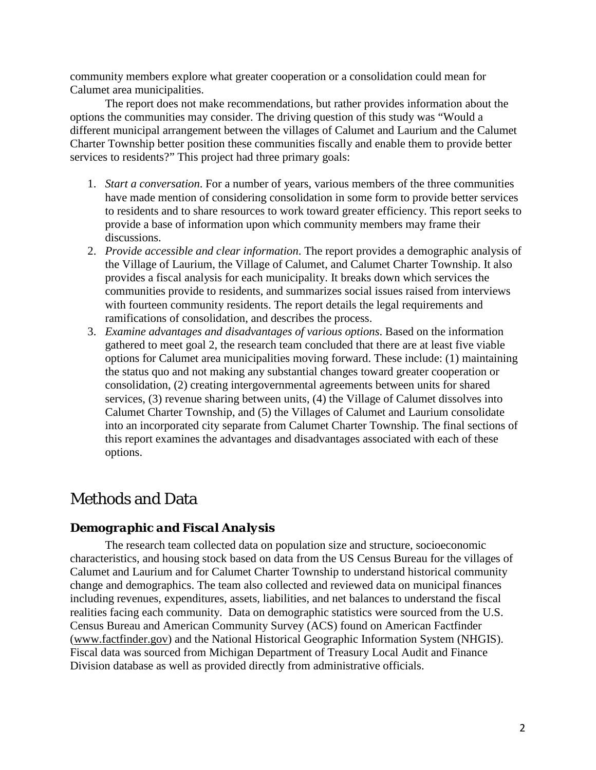community members explore what greater cooperation or a consolidation could mean for Calumet area municipalities.

The report does not make recommendations, but rather provides information about the options the communities may consider. The driving question of this study was "Would a different municipal arrangement between the villages of Calumet and Laurium and the Calumet Charter Township better position these communities fiscally and enable them to provide better services to residents?" This project had three primary goals:

1. *Start a conversation*. For a number of years, various members of the three communities have made mention of considering consolidation in some form to provide better services to residents and to share resources to work toward greater efficiency. This report seeks to provide a base of information upon which community members may frame their discussions.
2. *Provide accessible and clear information*. The report provides a demographic analysis of the Village of Laurium, the Village of Calumet, and Calumet Charter Township. It also provides a fiscal analysis for each municipality. It breaks down which services the communities provide to residents, and summarizes social issues raised from interviews with fourteen community residents. The report details the legal requirements and ramifications of consolidation, and describes the process.
3. *Examine advantages and disadvantages of various options*. Based on the information gathered to meet goal 2, the research team concluded that there are at least five viable options for Calumet area municipalities moving forward. These include: (1) maintaining the status quo and not making any substantial changes toward greater cooperation or consolidation, (2) creating intergovernmental agreements between units for shared services, (3) revenue sharing between units, (4) the Village of Calumet dissolves into Calumet Charter Township, and (5) the Villages of Calumet and Laurium consolidate into an incorporated city separate from Calumet Charter Township. The final sections of this report examines the advantages and disadvantages associated with each of these options.

# Methods and Data

## Demographic and Fiscal Analysis

The research team collected data on population size and structure, socioeconomic characteristics, and housing stock based on data from the US Census Bureau for the villages of Calumet and Laurium and for Calumet Charter Township to understand historical community change and demographics. The team also collected and reviewed data on municipal finances including revenues, expenditures, assets, liabilities, and net balances to understand the fiscal realities facing each community. Data on demographic statistics were sourced from the U.S. Census Bureau and American Community Survey (ACS) found on American Factfinder (www.factfinder.gov) and the National Historical Geographic Information System (NHGIS). Fiscal data was sourced from Michigan Department of Treasury Local Audit and Finance Division database as well as provided directly from administrative officials.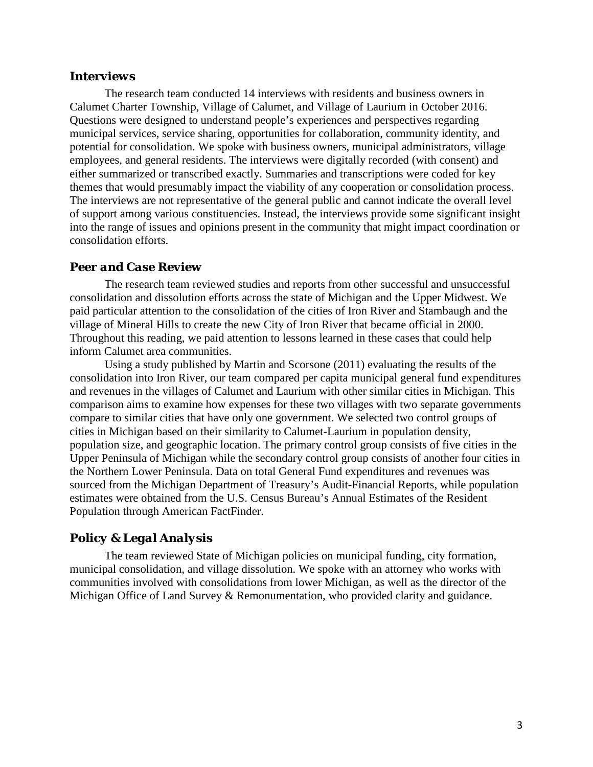### *Interviews*

The research team conducted 14 interviews with residents and business owners in Calumet Charter Township, Village of Calumet, and Village of Laurium in October 2016. Questions were designed to understand people's experiences and perspectives regarding municipal services, service sharing, opportunities for collaboration, community identity, and potential for consolidation. We spoke with business owners, municipal administrators, village employees, and general residents. The interviews were digitally recorded (with consent) and either summarized or transcribed exactly. Summaries and transcriptions were coded for key themes that would presumably impact the viability of any cooperation or consolidation process. The interviews are not representative of the general public and cannot indicate the overall level of support among various constituencies. Instead, the interviews provide some significant insight into the range of issues and opinions present in the community that might impact coordination or consolidation efforts.

### *Peer and Case Review*

The research team reviewed studies and reports from other successful and unsuccessful consolidation and dissolution efforts across the state of Michigan and the Upper Midwest. We paid particular attention to the consolidation of the cities of Iron River and Stambaugh and the village of Mineral Hills to create the new City of Iron River that became official in 2000. Throughout this reading, we paid attention to lessons learned in these cases that could help inform Calumet area communities.

Using a study published by Martin and Scorsone (2011) evaluating the results of the consolidation into Iron River, our team compared per capita municipal general fund expenditures and revenues in the villages of Calumet and Laurium with other similar cities in Michigan. This comparison aims to examine how expenses for these two villages with two separate governments compare to similar cities that have only one government. We selected two control groups of cities in Michigan based on their similarity to Calumet-Laurium in population density, population size, and geographic location. The primary control group consists of five cities in the Upper Peninsula of Michigan while the secondary control group consists of another four cities in the Northern Lower Peninsula. Data on total General Fund expenditures and revenues was sourced from the Michigan Department of Treasury's Audit-Financial Reports, while population estimates were obtained from the U.S. Census Bureau's Annual Estimates of the Resident Population through American FactFinder.

### *Policy & Legal Analysis*

The team reviewed State of Michigan policies on municipal funding, city formation, municipal consolidation, and village dissolution. We spoke with an attorney who works with communities involved with consolidations from lower Michigan, as well as the director of the Michigan Office of Land Survey & Remonumentation, who provided clarity and guidance.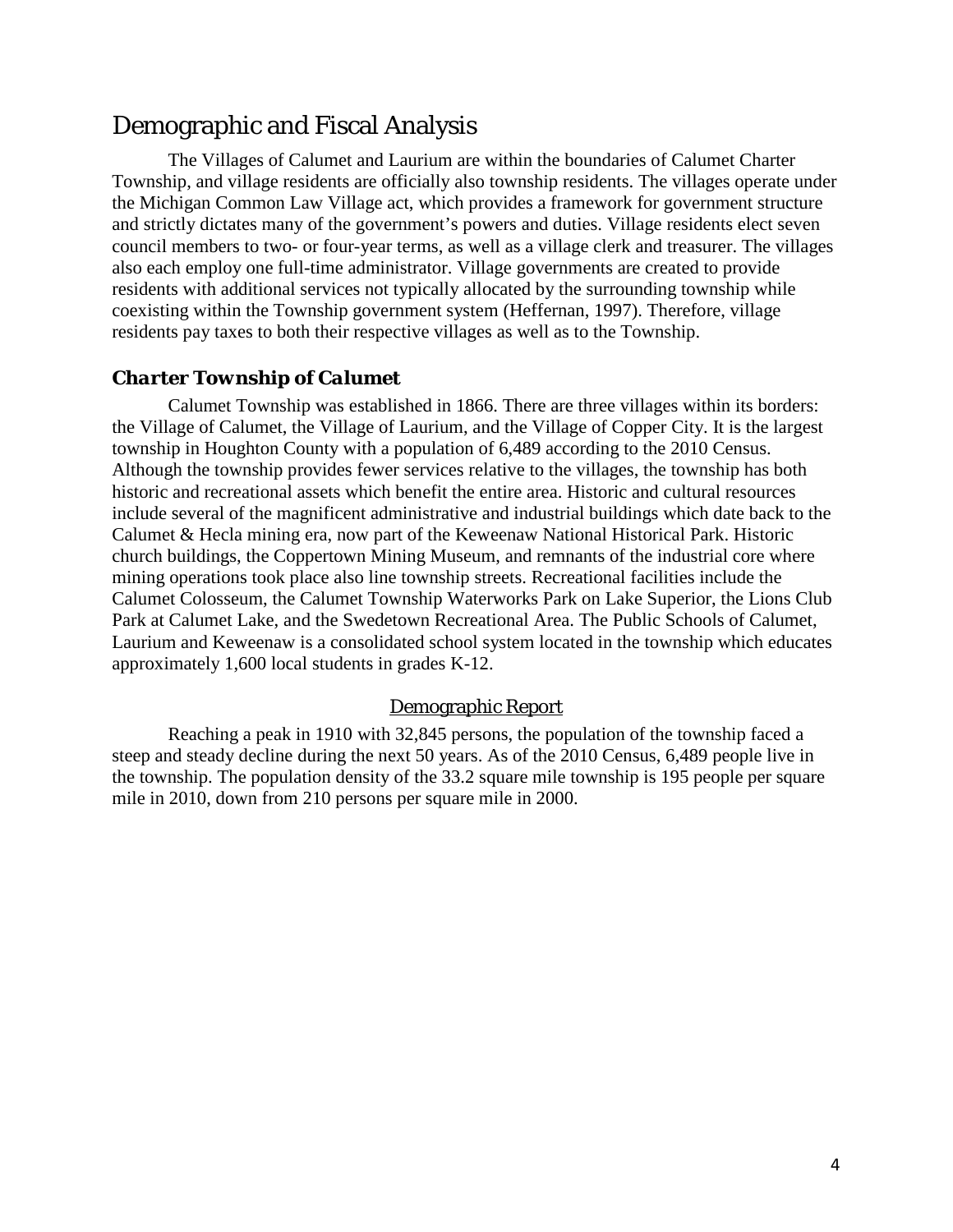# Demographic and Fiscal Analysis

The Villages of Calumet and Laurium are within the boundaries of Calumet Charter Township, and village residents are officially also township residents. The villages operate under the Michigan Common Law Village act, which provides a framework for government structure and strictly dictates many of the government's powers and duties. Village residents elect seven council members to two- or four-year terms, as well as a village clerk and treasurer. The villages also each employ one full-time administrator. Village governments are created to provide residents with additional services not typically allocated by the surrounding township while coexisting within the Township government system (Heffernan, 1997). Therefore, village residents pay taxes to both their respective villages as well as to the Township.

## *Charter Township of Calumet*

Calumet Township was established in 1866. There are three villages within its borders: the Village of Calumet, the Village of Laurium, and the Village of Copper City. It is the largest township in Houghton County with a population of 6,489 according to the 2010 Census. Although the township provides fewer services relative to the villages, the township has both historic and recreational assets which benefit the entire area. Historic and cultural resources include several of the magnificent administrative and industrial buildings which date back to the Calumet & Hecla mining era, now part of the Keweenaw National Historical Park. Historic church buildings, the Coppertown Mining Museum, and remnants of the industrial core where mining operations took place also line township streets. Recreational facilities include the Calumet Colosseum, the Calumet Township Waterworks Park on Lake Superior, the Lions Club Park at Calumet Lake, and the Swedetown Recreational Area. The Public Schools of Calumet, Laurium and Keweenaw is a consolidated school system located in the township which educates approximately 1,600 local students in grades K-12.

### Demographic Report

Reaching a peak in 1910 with 32,845 persons, the population of the township faced a steep and steady decline during the next 50 years. As of the 2010 Census, 6,489 people live in the township. The population density of the 33.2 square mile township is 195 people per square mile in 2010, down from 210 persons per square mile in 2000.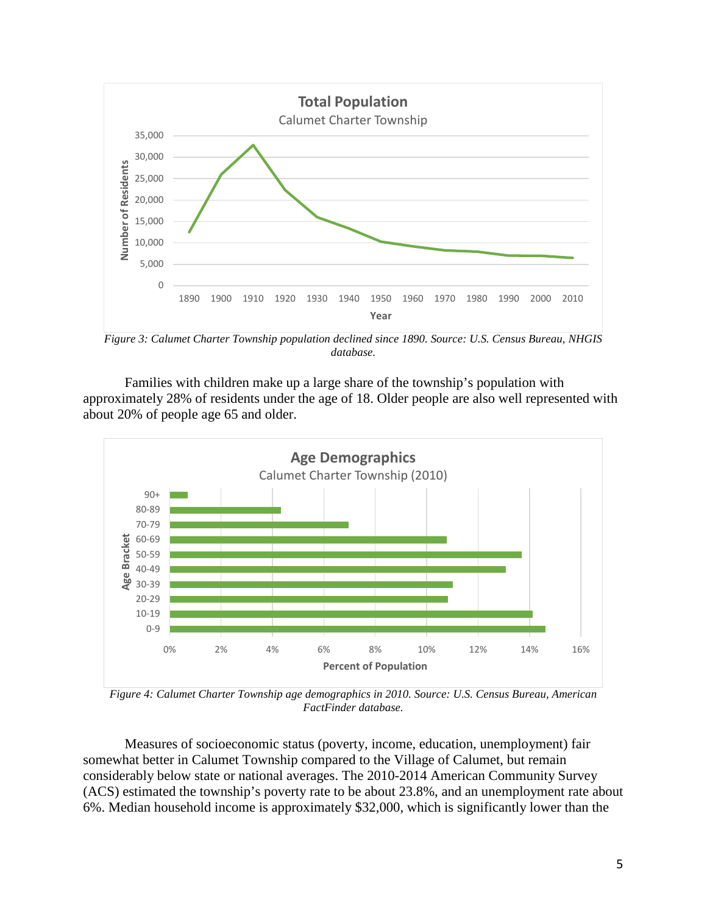Figure 3: Calumet Charter Township population declined since 1890. Source: U.S. Census Bureau, NHGIS database.

Families with children make up a large share of the township's population with approximately 28% of residents under the age of 18. Older people are also well represented with about 20% of people age 65 and older.

Figure 4: Calumet Charter Township age demographics in 2010. Source: U.S. Census Bureau, American FactFinder database.

Measures of socioeconomic status (poverty, income, education, unemployment) fair somewhat better in Calumet Township compared to the Village of Calumet, but remain considerably below state or national averages. The 2010-2014 American Community Survey (ACS) estimated the township's poverty rate to be about 23.8%, and an unemployment rate about 6%. Median household income is approximately $32,000, which is significantly lower than the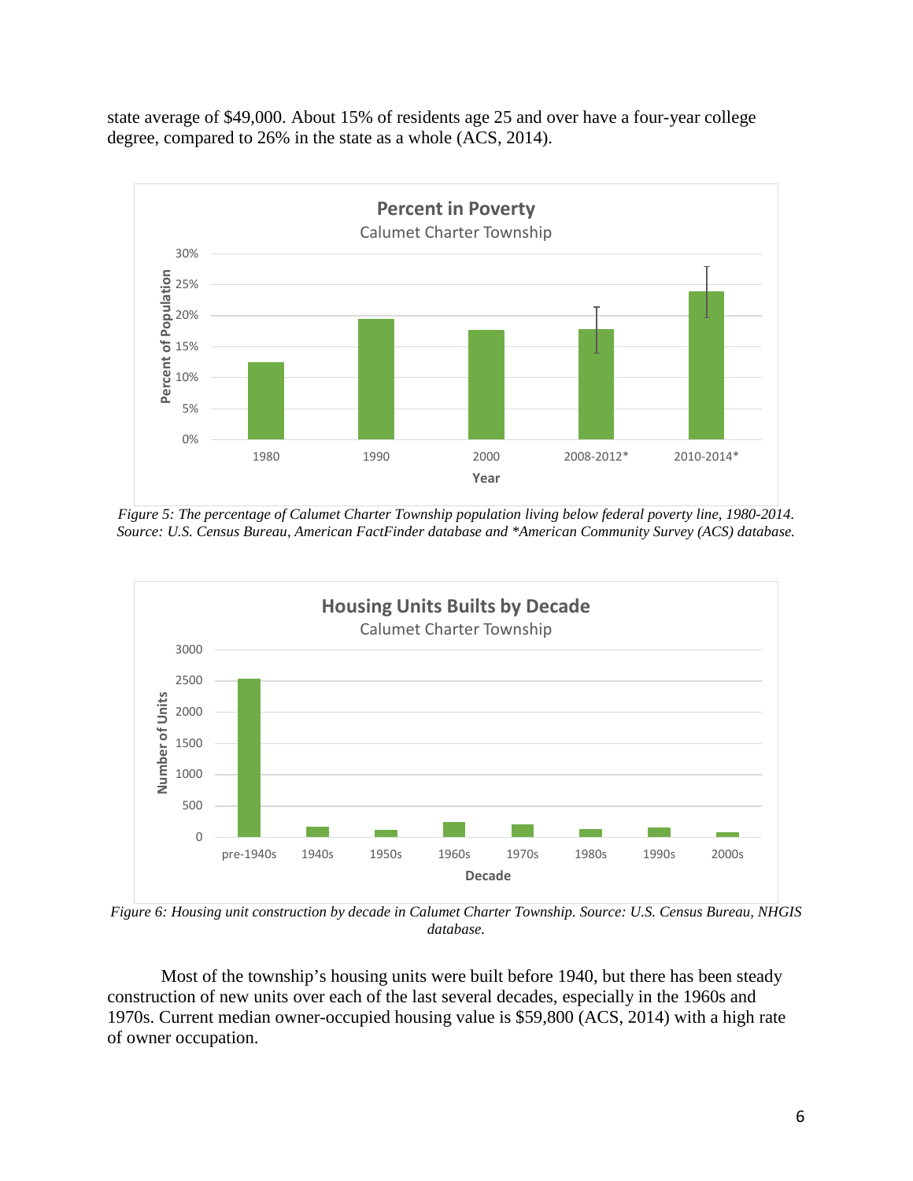state average of $49,000. About 15% of residents age 25 and over have a four-year college degree, compared to 26% in the state as a whole (ACS, 2014).

*Figure 5: The percentage of Calumet Charter Township population living below federal poverty line, 1980-2014. Source: U.S. Census Bureau, American FactFinder database and *American Community Survey (ACS) database.*

*Figure 6: Housing unit construction by decade in Calumet Charter Township. Source: U.S. Census Bureau, NHGIS database.*

Most of the township's housing units were built before 1940, but there has been steady construction of new units over each of the last several decades, especially in the 1960s and 1970s. Current median owner-occupied housing value is $59,800 (ACS, 2014) with a high rate of owner occupation.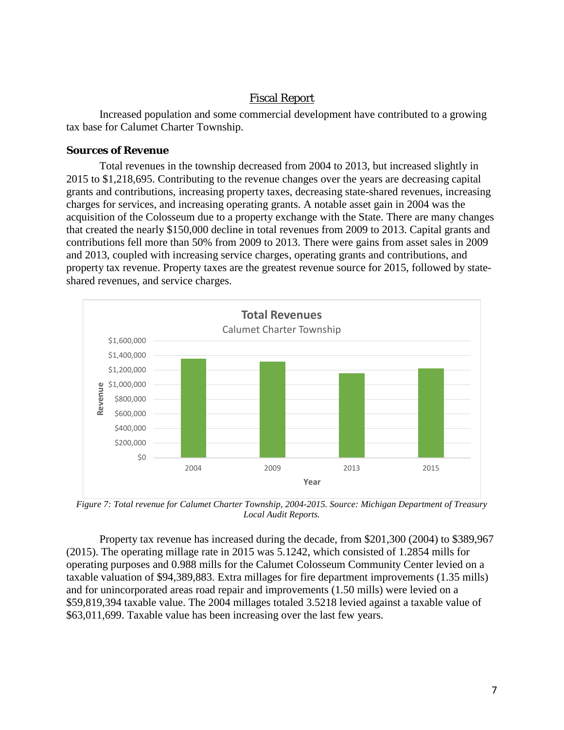## Fiscal Report

Increased population and some commercial development have contributed to a growing tax base for Calumet Charter Township.

### Sources of Revenue

Total revenues in the township decreased from 2004 to 2013, but increased slightly in 2015 to $1,218,695. Contributing to the revenue changes over the years are decreasing capital grants and contributions, increasing property taxes, decreasing state-shared revenues, increasing charges for services, and increasing operating grants. A notable asset gain in 2004 was the acquisition of the Colosseum due to a property exchange with the State. There are many changes that created the nearly $150,000 decline in total revenues from 2009 to 2013. Capital grants and contributions fell more than 50% from 2009 to 2013. There were gains from asset sales in 2009 and 2013, coupled with increasing service charges, operating grants and contributions, and property tax revenue. Property taxes are the greatest revenue source for 2015, followed by state-shared revenues, and service charges.

*Figure 7: Total revenue for Calumet Charter Township, 2004-2015. Source: Michigan Department of Treasury Local Audit Reports.*

Property tax revenue has increased during the decade, from $201,300 (2004) to $389,967 (2015). The operating millage rate in 2015 was 5.1242, which consisted of 1.2854 mills for operating purposes and 0.988 mills for the Calumet Colosseum Community Center levied on a taxable valuation of $94,389,883. Extra millages for fire department improvements (1.35 mills) and for unincorporated areas road repair and improvements (1.50 mills) were levied on a $59,819,394 taxable value. The 2004 millages totaled 3.5218 levied against a taxable value of $63,011,699. Taxable value has been increasing over the last few years.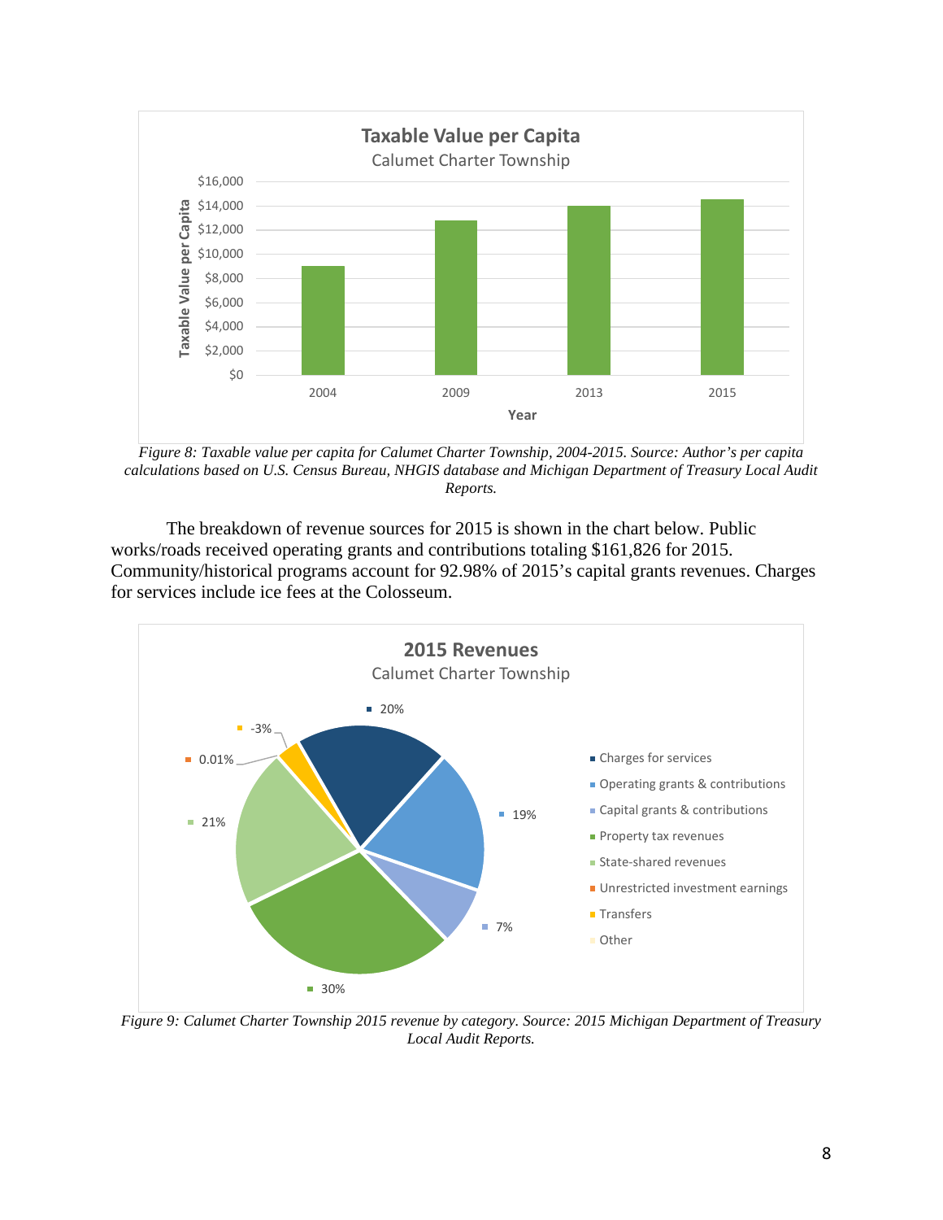Figure 8: Taxable value per capita for Calumet Charter Township, 2004-2015. Source: Author's per capita calculations based on U.S. Census Bureau, NHGIS database and Michigan Department of Treasury Local Audit Reports.

The breakdown of revenue sources for 2015 is shown in the chart below. Public works/roads received operating grants and contributions totaling $161,826 for 2015. Community/historical programs account for 92.98% of 2015's capital grants revenues. Charges for services include ice fees at the Colosseum.

Figure 9: Calumet Charter Township 2015 revenue by category. Source: 2015 Michigan Department of Treasury Local Audit Reports.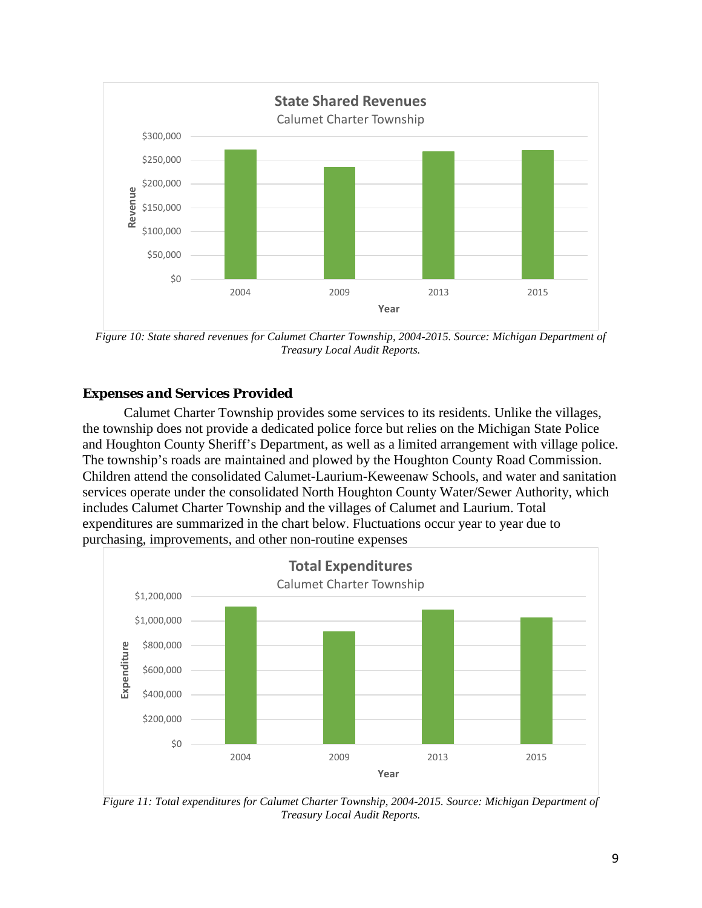Figure 10: State shared revenues for Calumet Charter Township, 2004-2015. Source: Michigan Department of Treasury Local Audit Reports.

### Expenses and Services Provided

Calumet Charter Township provides some services to its residents. Unlike the villages, the township does not provide a dedicated police force but relies on the Michigan State Police and Houghton County Sheriff's Department, as well as a limited arrangement with village police. The township's roads are maintained and plowed by the Houghton County Road Commission. Children attend the consolidated Calumet-Laurium-Keweenaw Schools, and water and sanitation services operate under the consolidated North Houghton County Water/Sewer Authority, which includes Calumet Charter Township and the villages of Calumet and Laurium. Total expenditures are summarized in the chart below. Fluctuations occur year to year due to purchasing, improvements, and other non-routine expenses

Figure 11: Total expenditures for Calumet Charter Township, 2004-2015. Source: Michigan Department of Treasury Local Audit Reports.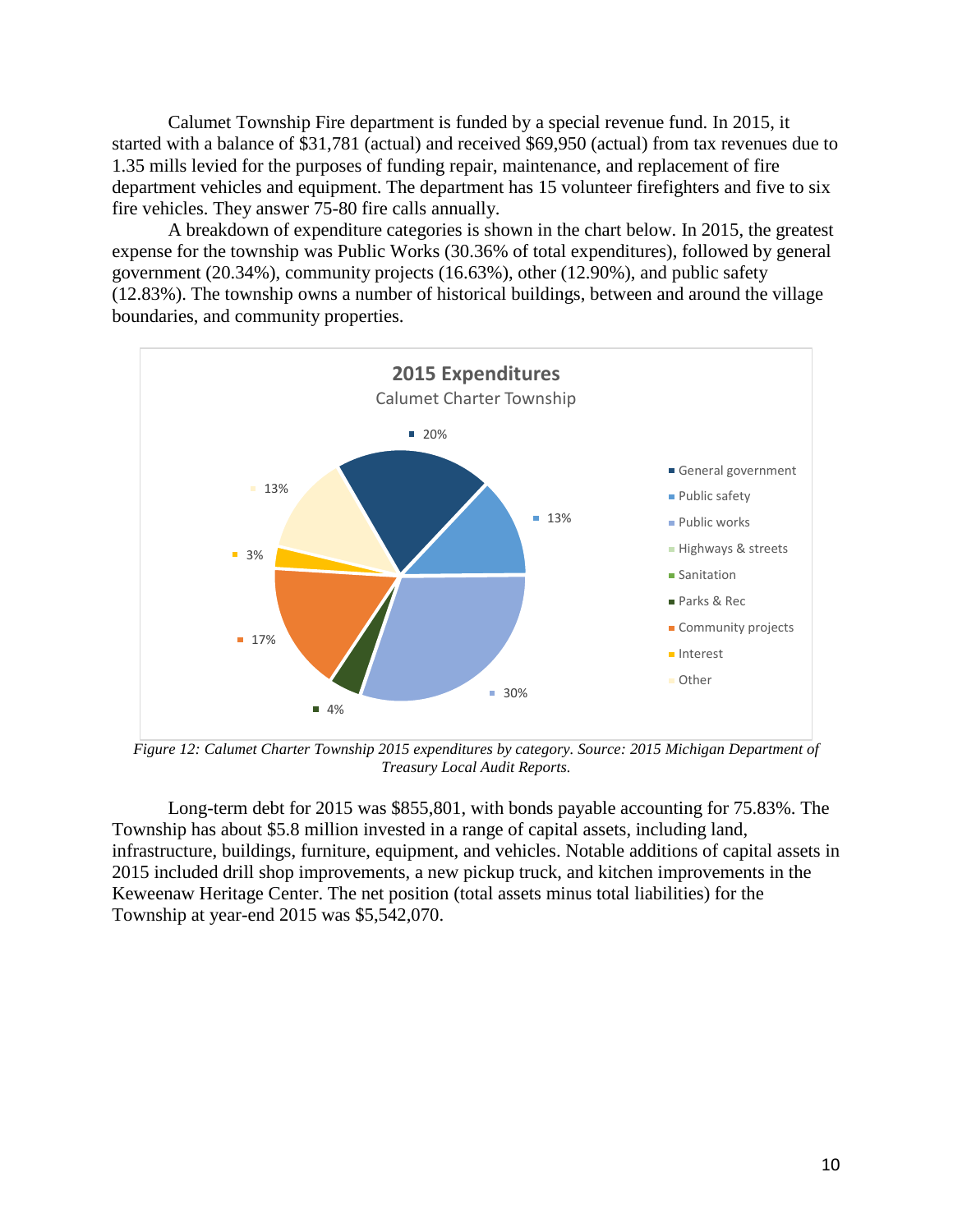Calumet Township Fire department is funded by a special revenue fund. In 2015, it started with a balance of $31,781 (actual) and received $69,950 (actual) from tax revenues due to 1.35 mills levied for the purposes of funding repair, maintenance, and replacement of fire department vehicles and equipment. The department has 15 volunteer firefighters and five to six fire vehicles. They answer 75-80 fire calls annually.

A breakdown of expenditure categories is shown in the chart below. In 2015, the greatest expense for the township was Public Works (30.36% of total expenditures), followed by general government (20.34%), community projects (16.63%), other (12.90%), and public safety (12.83%). The township owns a number of historical buildings, between and around the village boundaries, and community properties.

*Figure 12: Calumet Charter Township 2015 expenditures by category. Source: 2015 Michigan Department of Treasury Local Audit Reports.*

Long-term debt for 2015 was $855,801, with bonds payable accounting for 75.83%. The Township has about $5.8 million invested in a range of capital assets, including land, infrastructure, buildings, furniture, equipment, and vehicles. Notable additions of capital assets in 2015 included drill shop improvements, a new pickup truck, and kitchen improvements in the Keweenaw Heritage Center. The net position (total assets minus total liabilities) for the Township at year-end 2015 was $5,542,070.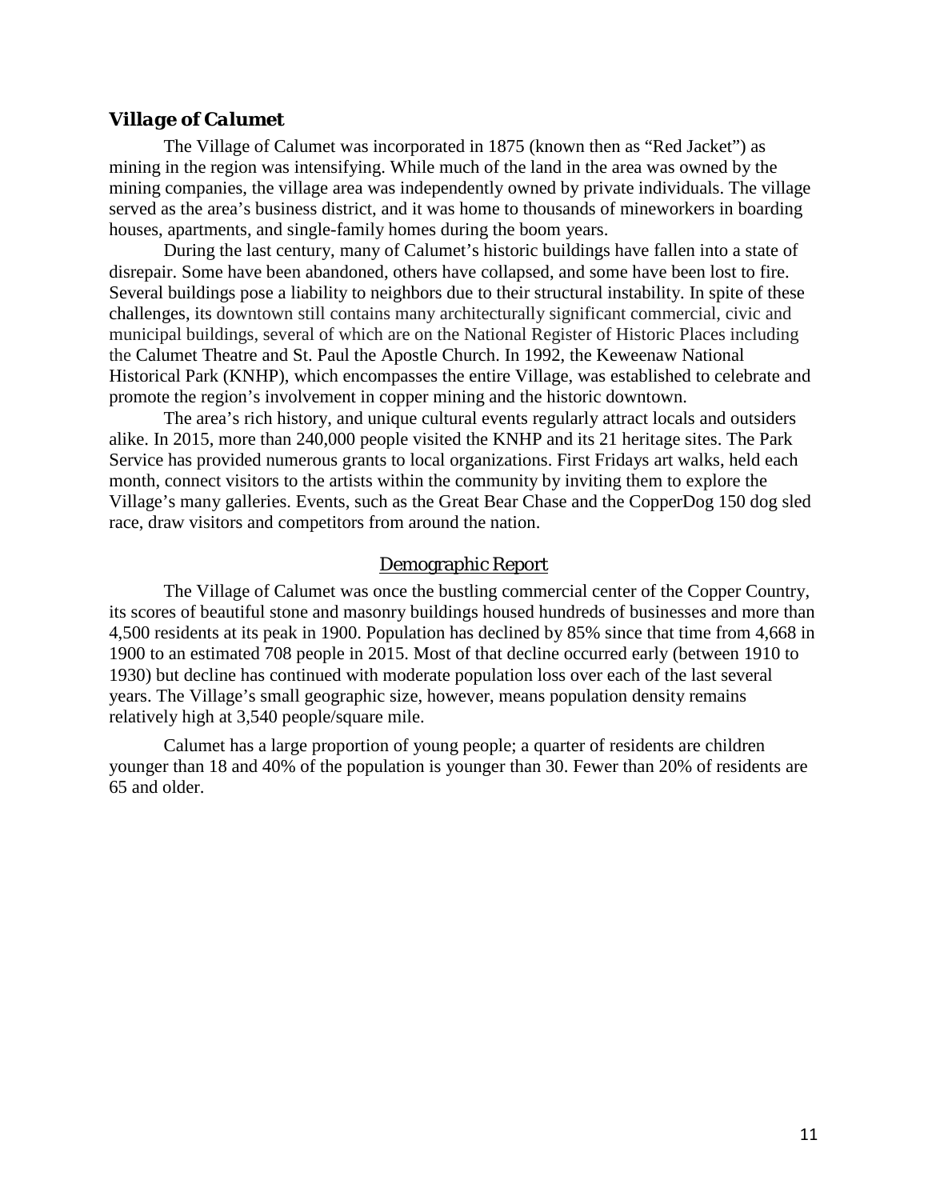### *Village of Calumet*

The Village of Calumet was incorporated in 1875 (known then as “Red Jacket”) as mining in the region was intensifying. While much of the land in the area was owned by the mining companies, the village area was independently owned by private individuals. The village served as the area’s business district, and it was home to thousands of mineworkers in boarding houses, apartments, and single-family homes during the boom years.

During the last century, many of Calumet’s historic buildings have fallen into a state of disrepair. Some have been abandoned, others have collapsed, and some have been lost to fire. Several buildings pose a liability to neighbors due to their structural instability. In spite of these challenges, its downtown still contains many architecturally significant commercial, civic and municipal buildings, several of which are on the National Register of Historic Places including the Calumet Theatre and St. Paul the Apostle Church. In 1992, the Keweenaw National Historical Park (KNHP), which encompasses the entire Village, was established to celebrate and promote the region’s involvement in copper mining and the historic downtown.

The area’s rich history, and unique cultural events regularly attract locals and outsiders alike. In 2015, more than 240,000 people visited the KNHP and its 21 heritage sites. The Park Service has provided numerous grants to local organizations. First Fridays art walks, held each month, connect visitors to the artists within the community by inviting them to explore the Village’s many galleries. Events, such as the Great Bear Chase and the CopperDog 150 dog sled race, draw visitors and competitors from around the nation.

#### Demographic Report

The Village of Calumet was once the bustling commercial center of the Copper Country, its scores of beautiful stone and masonry buildings housed hundreds of businesses and more than 4,500 residents at its peak in 1900. Population has declined by 85% since that time from 4,668 in 1900 to an estimated 708 people in 2015. Most of that decline occurred early (between 1910 to 1930) but decline has continued with moderate population loss over each of the last several years. The Village’s small geographic size, however, means population density remains relatively high at 3,540 people/square mile.

Calumet has a large proportion of young people; a quarter of residents are children younger than 18 and 40% of the population is younger than 30. Fewer than 20% of residents are 65 and older.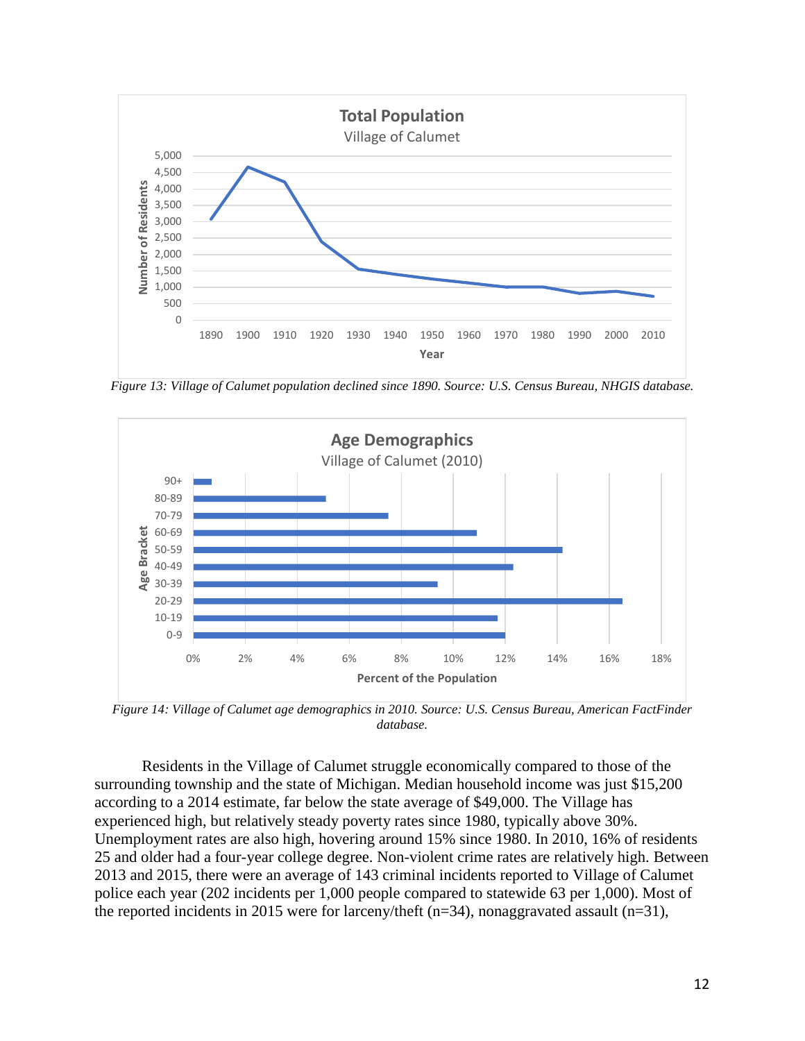*Figure 13: Village of Calumet population declined since 1890. Source: U.S. Census Bureau, NHGIS database.*

*Figure 14: Village of Calumet age demographics in 2010. Source: U.S. Census Bureau, American FactFinder database.*

Residents in the Village of Calumet struggle economically compared to those of the surrounding township and the state of Michigan. Median household income was just $15,200 according to a 2014 estimate, far below the state average of $49,000. The Village has experienced high, but relatively steady poverty rates since 1980, typically above 30%. Unemployment rates are also high, hovering around 15% since 1980. In 2010, 16% of residents 25 and older had a four-year college degree. Non-violent crime rates are relatively high. Between 2013 and 2015, there were an average of 143 criminal incidents reported to Village of Calumet police each year (202 incidents per 1,000 people compared to statewide 63 per 1,000). Most of the reported incidents in 2015 were for larceny/theft (n=34), nonaggravated assault (n=31),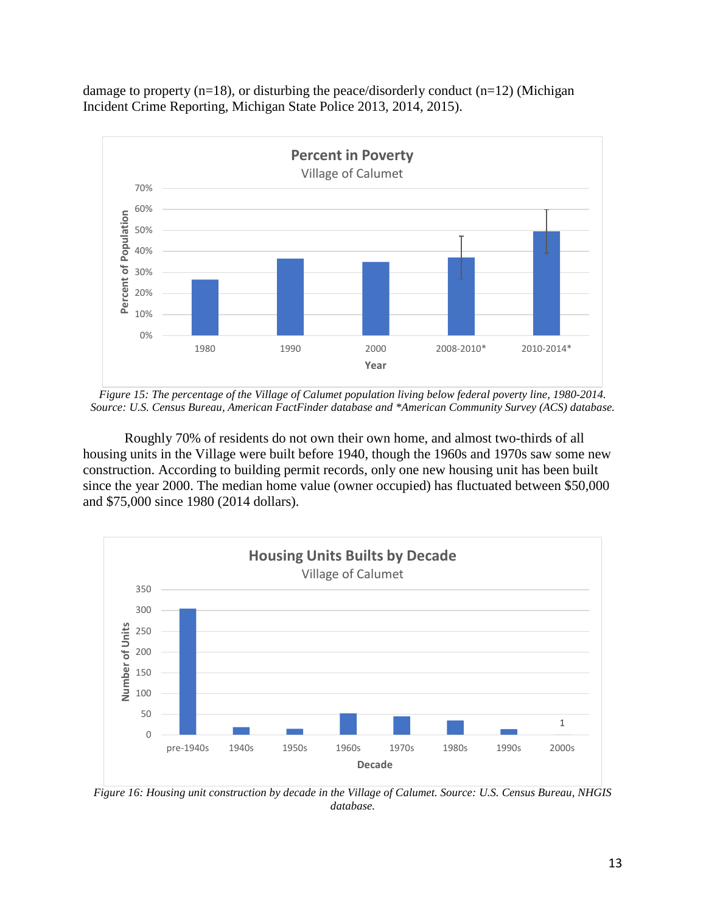damage to property (n=18), or disturbing the peace/disorderly conduct (n=12) (Michigan Incident Crime Reporting, Michigan State Police 2013, 2014, 2015).

*Figure 15: The percentage of the Village of Calumet population living below federal poverty line, 1980-2014. Source: U.S. Census Bureau, American FactFinder database and *American Community Survey (ACS) database.*

Roughly 70% of residents do not own their own home, and almost two-thirds of all housing units in the Village were built before 1940, though the 1960s and 1970s saw some new construction. According to building permit records, only one new housing unit has been built since the year 2000. The median home value (owner occupied) has fluctuated between $50,000 and $75,000 since 1980 (2014 dollars).

*Figure 16: Housing unit construction by decade in the Village of Calumet. Source: U.S. Census Bureau, NHGIS database.*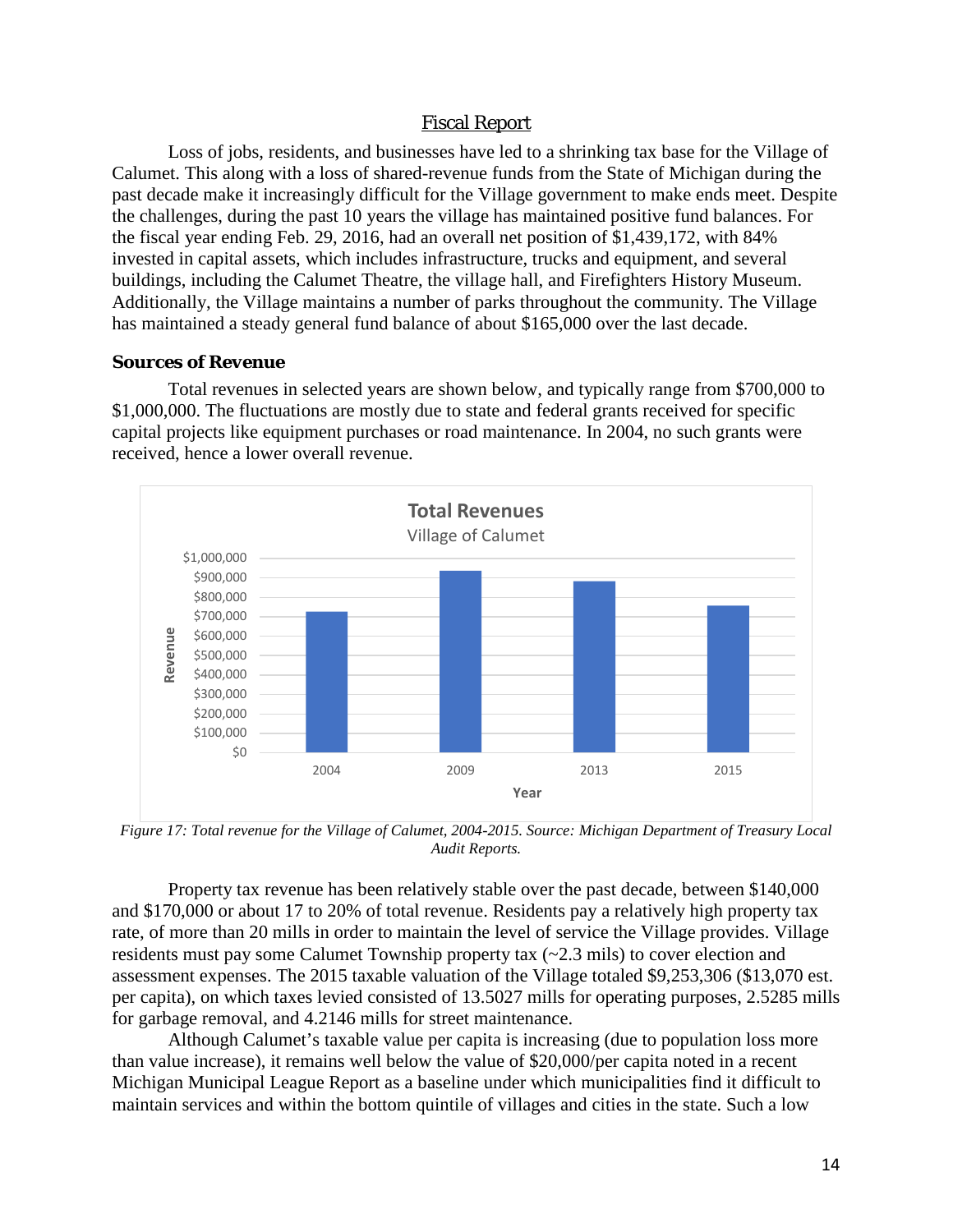## Fiscal Report

Loss of jobs, residents, and businesses have led to a shrinking tax base for the Village of Calumet. This along with a loss of shared-revenue funds from the State of Michigan during the past decade make it increasingly difficult for the Village government to make ends meet. Despite the challenges, during the past 10 years the village has maintained positive fund balances. For the fiscal year ending Feb. 29, 2016, had an overall net position of $1,439,172, with 84% invested in capital assets, which includes infrastructure, trucks and equipment, and several buildings, including the Calumet Theatre, the village hall, and Firefighters History Museum. Additionally, the Village maintains a number of parks throughout the community. The Village has maintained a steady general fund balance of about $165,000 over the last decade.

### Sources of Revenue

Total revenues in selected years are shown below, and typically range from $700,000 to $1,000,000. The fluctuations are mostly due to state and federal grants received for specific capital projects like equipment purchases or road maintenance. In 2004, no such grants were received, hence a lower overall revenue.

*Figure 17: Total revenue for the Village of Calumet, 2004-2015. Source: Michigan Department of Treasury Local Audit Reports.*

Property tax revenue has been relatively stable over the past decade, between $140,000 and $170,000 or about 17 to 20% of total revenue. Residents pay a relatively high property tax rate, of more than 20 mills in order to maintain the level of service the Village provides. Village residents must pay some Calumet Township property tax (~2.3 mils) to cover election and assessment expenses. The 2015 taxable valuation of the Village totaled $9,253,306 ($13,070 est. per capita), on which taxes levied consisted of 13.5027 mills for operating purposes, 2.5285 mills for garbage removal, and 4.2146 mills for street maintenance.

Although Calumet's taxable value per capita is increasing (due to population loss more than value increase), it remains well below the value of $20,000/per capita noted in a recent Michigan Municipal League Report as a baseline under which municipalities find it difficult to maintain services and within the bottom quintile of villages and cities in the state. Such a low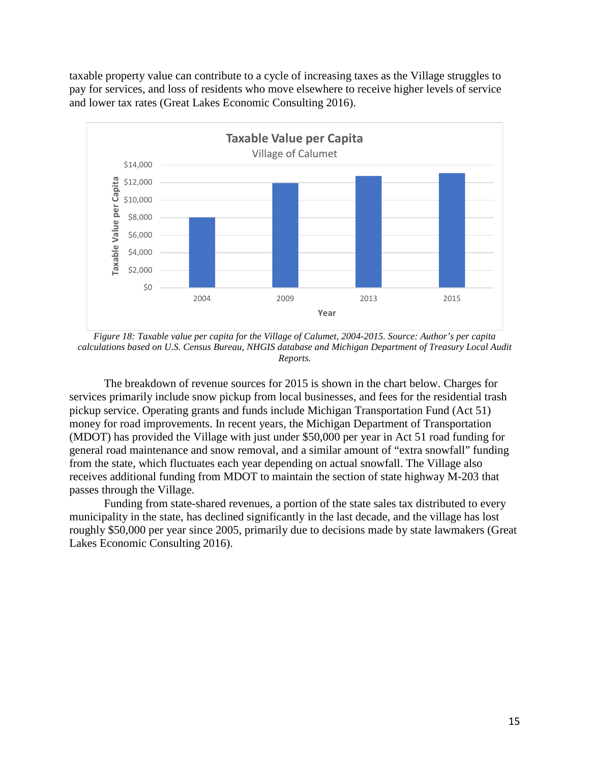taxable property value can contribute to a cycle of increasing taxes as the Village struggles to pay for services, and loss of residents who move elsewhere to receive higher levels of service and lower tax rates (Great Lakes Economic Consulting 2016).

*Figure 18: Taxable value per capita for the Village of Calumet, 2004-2015. Source: Author's per capita calculations based on U.S. Census Bureau, NHGIS database and Michigan Department of Treasury Local Audit Reports.*

The breakdown of revenue sources for 2015 is shown in the chart below. Charges for services primarily include snow pickup from local businesses, and fees for the residential trash pickup service. Operating grants and funds include Michigan Transportation Fund (Act 51) money for road improvements. In recent years, the Michigan Department of Transportation (MDOT) has provided the Village with just under $50,000 per year in Act 51 road funding for general road maintenance and snow removal, and a similar amount of "extra snowfall" funding from the state, which fluctuates each year depending on actual snowfall. The Village also receives additional funding from MDOT to maintain the section of state highway M-203 that passes through the Village.

Funding from state-shared revenues, a portion of the state sales tax distributed to every municipality in the state, has declined significantly in the last decade, and the village has lost roughly $50,000 per year since 2005, primarily due to decisions made by state lawmakers (Great Lakes Economic Consulting 2016).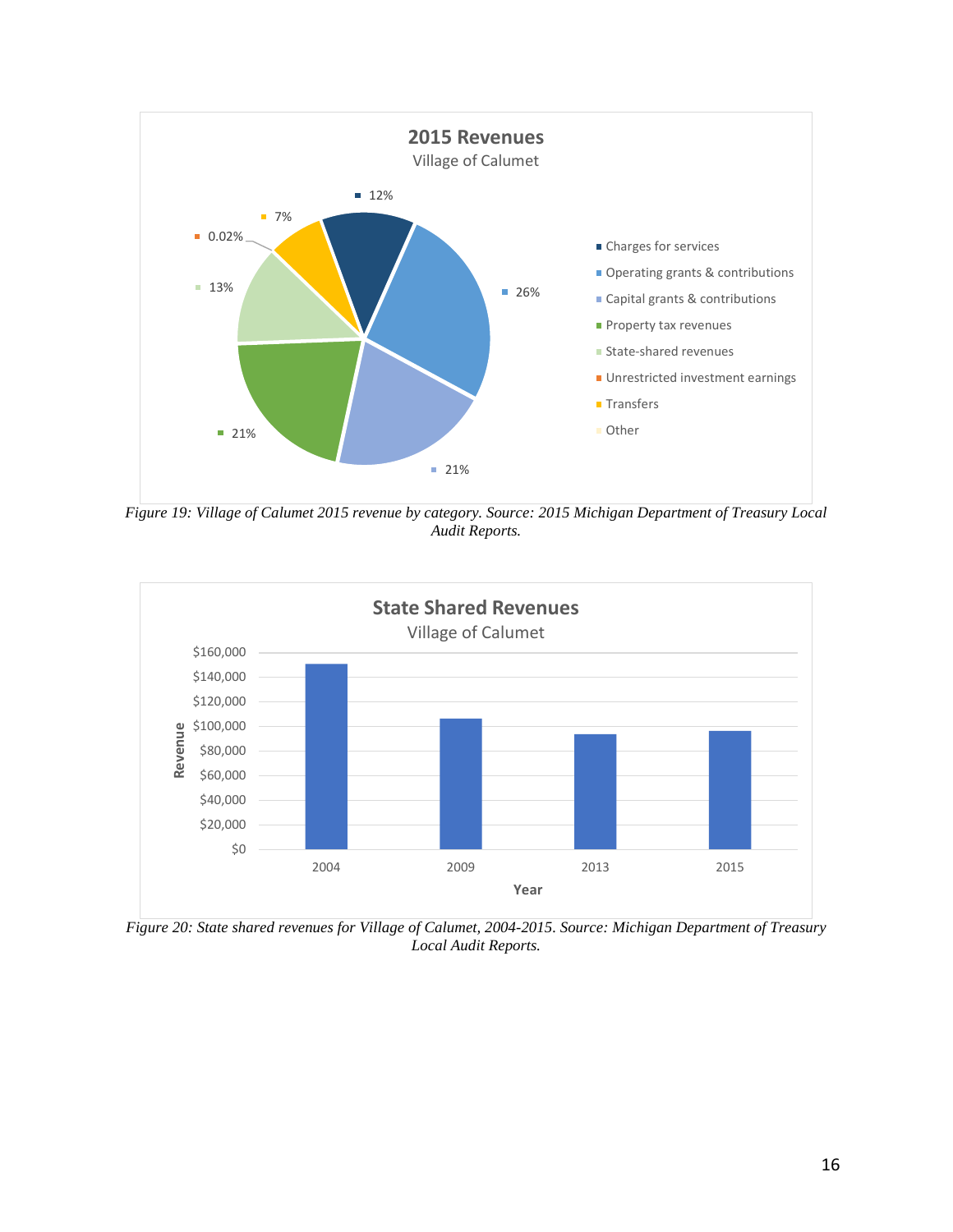**2015 Revenues**

Village of Calumet

| Category | Share |
|---|---|
| Charges for services | 12% |
| Operating grants & contributions | 26% |
| Capital grants & contributions | 21% |
| Property tax revenues | 21% |
| State-shared revenues | 13% |
| Unrestricted investment earnings | 0.02% |
| Transfers | 7% |
| Other | |

*Figure 19: Village of Calumet 2015 revenue by category. Source: 2015 Michigan Department of Treasury Local Audit Reports.*

**State Shared Revenues**

Village of Calumet

Revenue by year: 2004, 2009, 2013, 2015 (axis: $0 to $160,000)

*Figure 20: State shared revenues for Village of Calumet, 2004-2015. Source: Michigan Department of Treasury Local Audit Reports.*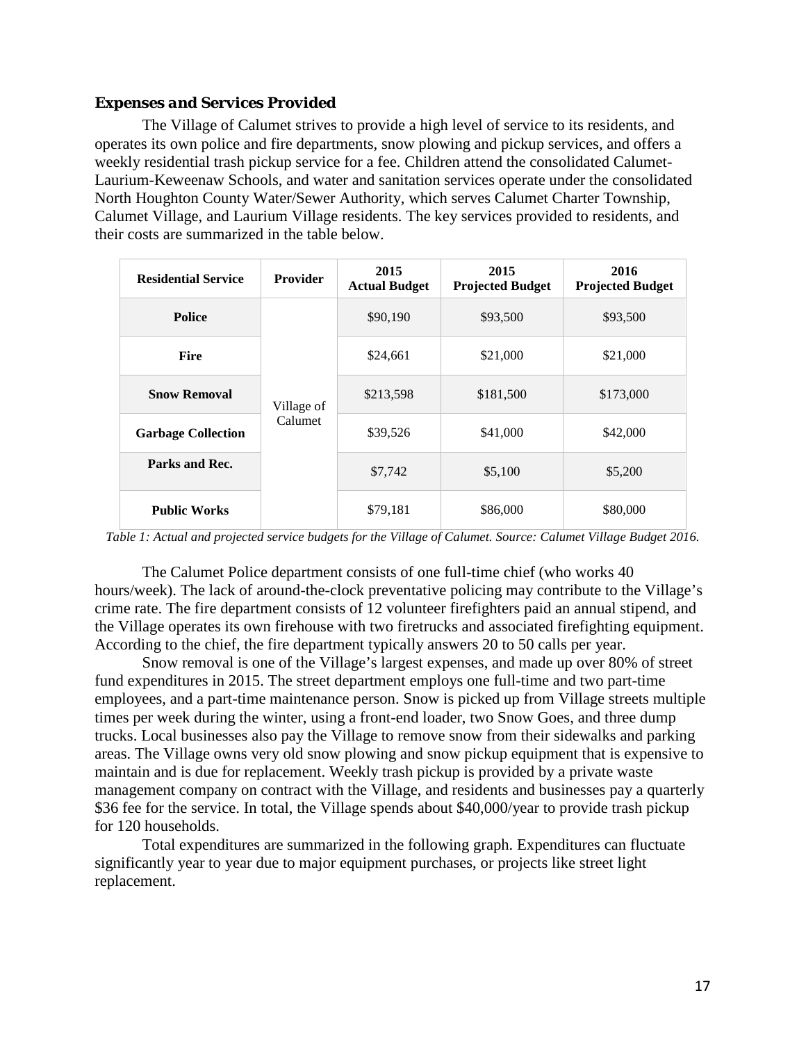### *Expenses and Services Provided*

The Village of Calumet strives to provide a high level of service to its residents, and operates its own police and fire departments, snow plowing and pickup services, and offers a weekly residential trash pickup service for a fee. Children attend the consolidated Calumet-Laurium-Keweenaw Schools, and water and sanitation services operate under the consolidated North Houghton County Water/Sewer Authority, which serves Calumet Charter Township, Calumet Village, and Laurium Village residents. The key services provided to residents, and their costs are summarized in the table below.

| Residential Service | Provider | 2015 Actual Budget | 2015 Projected Budget | 2016 Projected Budget |
|---|---|---|---|---|
| **Police** | Village of Calumet | $90,190 | $93,500 | $93,500 |
| **Fire** | | $24,661 | $21,000 | $21,000 |
| **Snow Removal** | | $213,598 | $181,500 | $173,000 |
| **Garbage Collection** | | $39,526 | $41,000 | $42,000 |
| **Parks and Rec.** | | $7,742 | $5,100 | $5,200 |
| **Public Works** | | $79,181 | $86,000 | $80,000 |

*Table 1: Actual and projected service budgets for the Village of Calumet. Source: Calumet Village Budget 2016.*

The Calumet Police department consists of one full-time chief (who works 40 hours/week). The lack of around-the-clock preventative policing may contribute to the Village's crime rate. The fire department consists of 12 volunteer firefighters paid an annual stipend, and the Village operates its own firehouse with two firetrucks and associated firefighting equipment. According to the chief, the fire department typically answers 20 to 50 calls per year.

Snow removal is one of the Village's largest expenses, and made up over 80% of street fund expenditures in 2015. The street department employs one full-time and two part-time employees, and a part-time maintenance person. Snow is picked up from Village streets multiple times per week during the winter, using a front-end loader, two Snow Goes, and three dump trucks. Local businesses also pay the Village to remove snow from their sidewalks and parking areas. The Village owns very old snow plowing and snow pickup equipment that is expensive to maintain and is due for replacement. Weekly trash pickup is provided by a private waste management company on contract with the Village, and residents and businesses pay a quarterly $36 fee for the service. In total, the Village spends about $40,000/year to provide trash pickup for 120 households.

Total expenditures are summarized in the following graph. Expenditures can fluctuate significantly year to year due to major equipment purchases, or projects like street light replacement.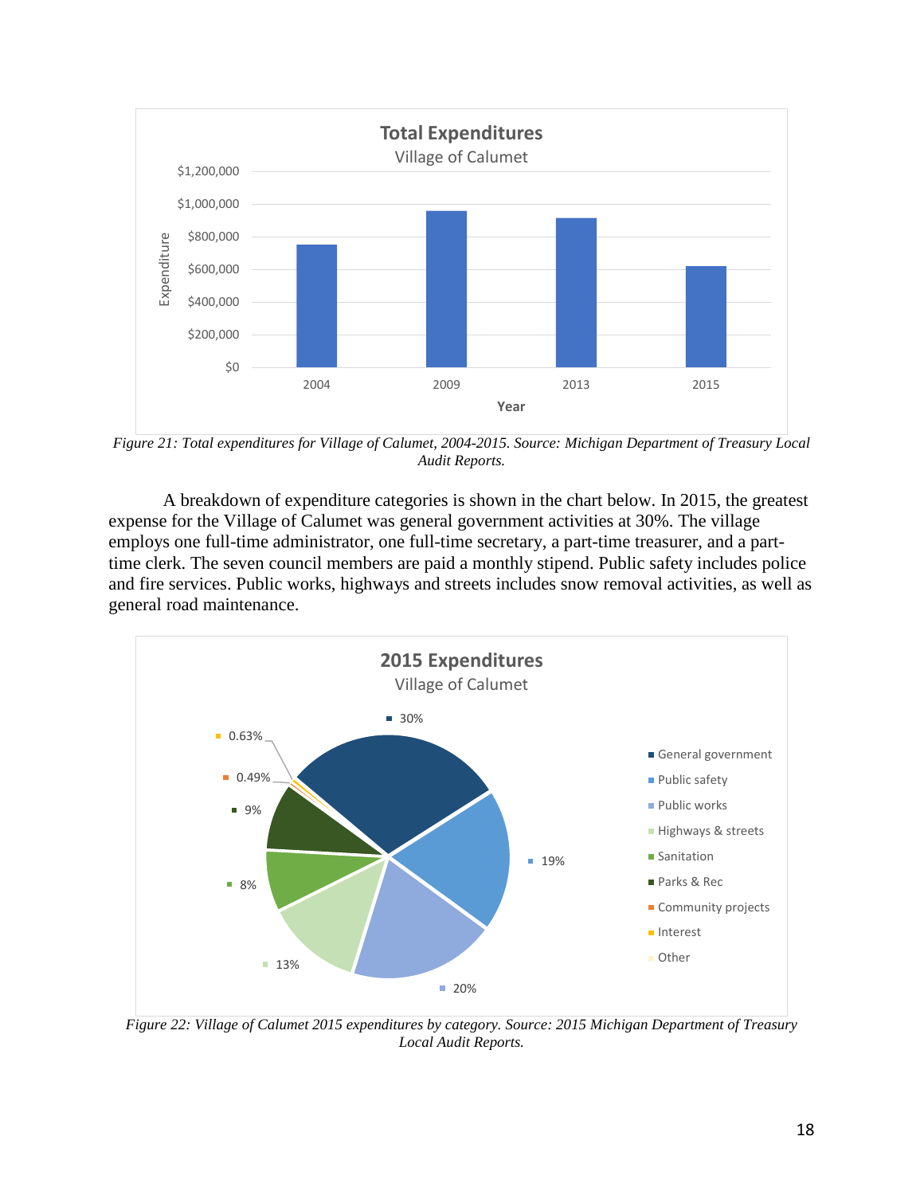*Figure 21: Total expenditures for Village of Calumet, 2004-2015. Source: Michigan Department of Treasury Local Audit Reports.*

A breakdown of expenditure categories is shown in the chart below. In 2015, the greatest expense for the Village of Calumet was general government activities at 30%. The village employs one full-time administrator, one full-time secretary, a part-time treasurer, and a part-time clerk. The seven council members are paid a monthly stipend. Public safety includes police and fire services. Public works, highways and streets includes snow removal activities, as well as general road maintenance.

*Figure 22: Village of Calumet 2015 expenditures by category. Source: 2015 Michigan Department of Treasury Local Audit Reports.*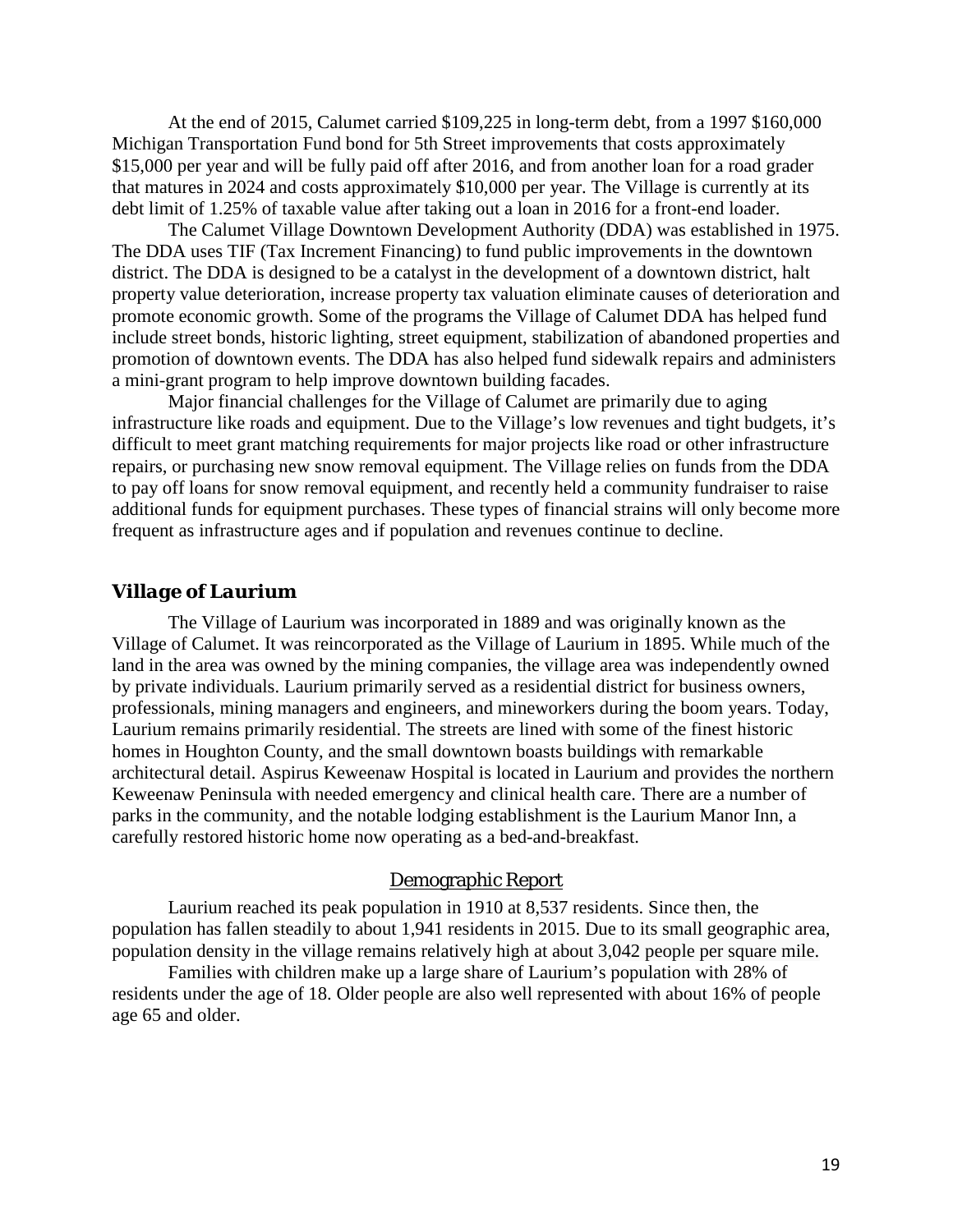At the end of 2015, Calumet carried $109,225 in long-term debt, from a 1997 $160,000 Michigan Transportation Fund bond for 5th Street improvements that costs approximately $15,000 per year and will be fully paid off after 2016, and from another loan for a road grader that matures in 2024 and costs approximately $10,000 per year. The Village is currently at its debt limit of 1.25% of taxable value after taking out a loan in 2016 for a front-end loader.

The Calumet Village Downtown Development Authority (DDA) was established in 1975. The DDA uses TIF (Tax Increment Financing) to fund public improvements in the downtown district. The DDA is designed to be a catalyst in the development of a downtown district, halt property value deterioration, increase property tax valuation eliminate causes of deterioration and promote economic growth. Some of the programs the Village of Calumet DDA has helped fund include street bonds, historic lighting, street equipment, stabilization of abandoned properties and promotion of downtown events. The DDA has also helped fund sidewalk repairs and administers a mini-grant program to help improve downtown building facades.

Major financial challenges for the Village of Calumet are primarily due to aging infrastructure like roads and equipment. Due to the Village's low revenues and tight budgets, it's difficult to meet grant matching requirements for major projects like road or other infrastructure repairs, or purchasing new snow removal equipment. The Village relies on funds from the DDA to pay off loans for snow removal equipment, and recently held a community fundraiser to raise additional funds for equipment purchases. These types of financial strains will only become more frequent as infrastructure ages and if population and revenues continue to decline.

## Village of Laurium

The Village of Laurium was incorporated in 1889 and was originally known as the Village of Calumet. It was reincorporated as the Village of Laurium in 1895. While much of the land in the area was owned by the mining companies, the village area was independently owned by private individuals. Laurium primarily served as a residential district for business owners, professionals, mining managers and engineers, and mineworkers during the boom years. Today, Laurium remains primarily residential. The streets are lined with some of the finest historic homes in Houghton County, and the small downtown boasts buildings with remarkable architectural detail. Aspirus Keweenaw Hospital is located in Laurium and provides the northern Keweenaw Peninsula with needed emergency and clinical health care. There are a number of parks in the community, and the notable lodging establishment is the Laurium Manor Inn, a carefully restored historic home now operating as a bed-and-breakfast.

### Demographic Report

Laurium reached its peak population in 1910 at 8,537 residents. Since then, the population has fallen steadily to about 1,941 residents in 2015. Due to its small geographic area, population density in the village remains relatively high at about 3,042 people per square mile.

Families with children make up a large share of Laurium's population with 28% of residents under the age of 18. Older people are also well represented with about 16% of people age 65 and older.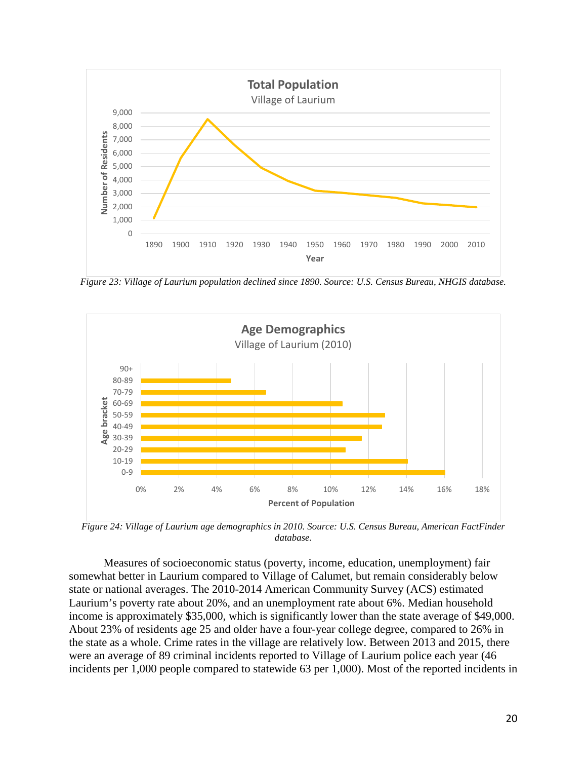Figure 23: Village of Laurium population declined since 1890. Source: U.S. Census Bureau, NHGIS database.

Figure 24: Village of Laurium age demographics in 2010. Source: U.S. Census Bureau, American FactFinder database.

Measures of socioeconomic status (poverty, income, education, unemployment) fair somewhat better in Laurium compared to Village of Calumet, but remain considerably below state or national averages. The 2010-2014 American Community Survey (ACS) estimated Laurium's poverty rate about 20%, and an unemployment rate about 6%. Median household income is approximately $35,000, which is significantly lower than the state average of $49,000. About 23% of residents age 25 and older have a four-year college degree, compared to 26% in the state as a whole. Crime rates in the village are relatively low. Between 2013 and 2015, there were an average of 89 criminal incidents reported to Village of Laurium police each year (46 incidents per 1,000 people compared to statewide 63 per 1,000). Most of the reported incidents in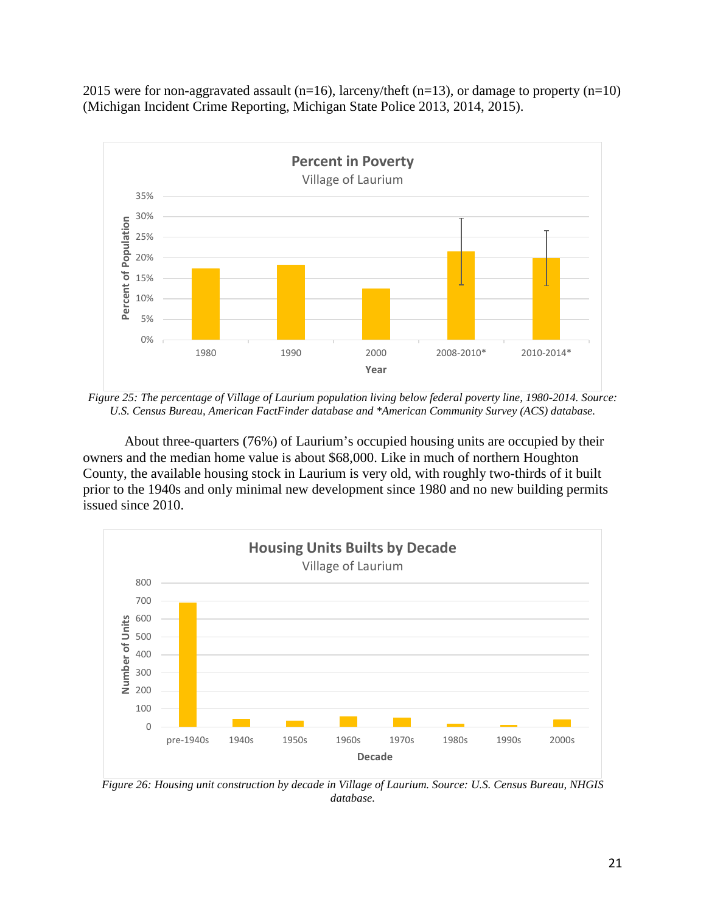2015 were for non-aggravated assault (n=16), larceny/theft (n=13), or damage to property (n=10) (Michigan Incident Crime Reporting, Michigan State Police 2013, 2014, 2015).

*Figure 25: The percentage of Village of Laurium population living below federal poverty line, 1980-2014. Source: U.S. Census Bureau, American FactFinder database and *American Community Survey (ACS) database.*

About three-quarters (76%) of Laurium's occupied housing units are occupied by their owners and the median home value is about $68,000. Like in much of northern Houghton County, the available housing stock in Laurium is very old, with roughly two-thirds of it built prior to the 1940s and only minimal new development since 1980 and no new building permits issued since 2010.

*Figure 26: Housing unit construction by decade in Village of Laurium. Source: U.S. Census Bureau, NHGIS database.*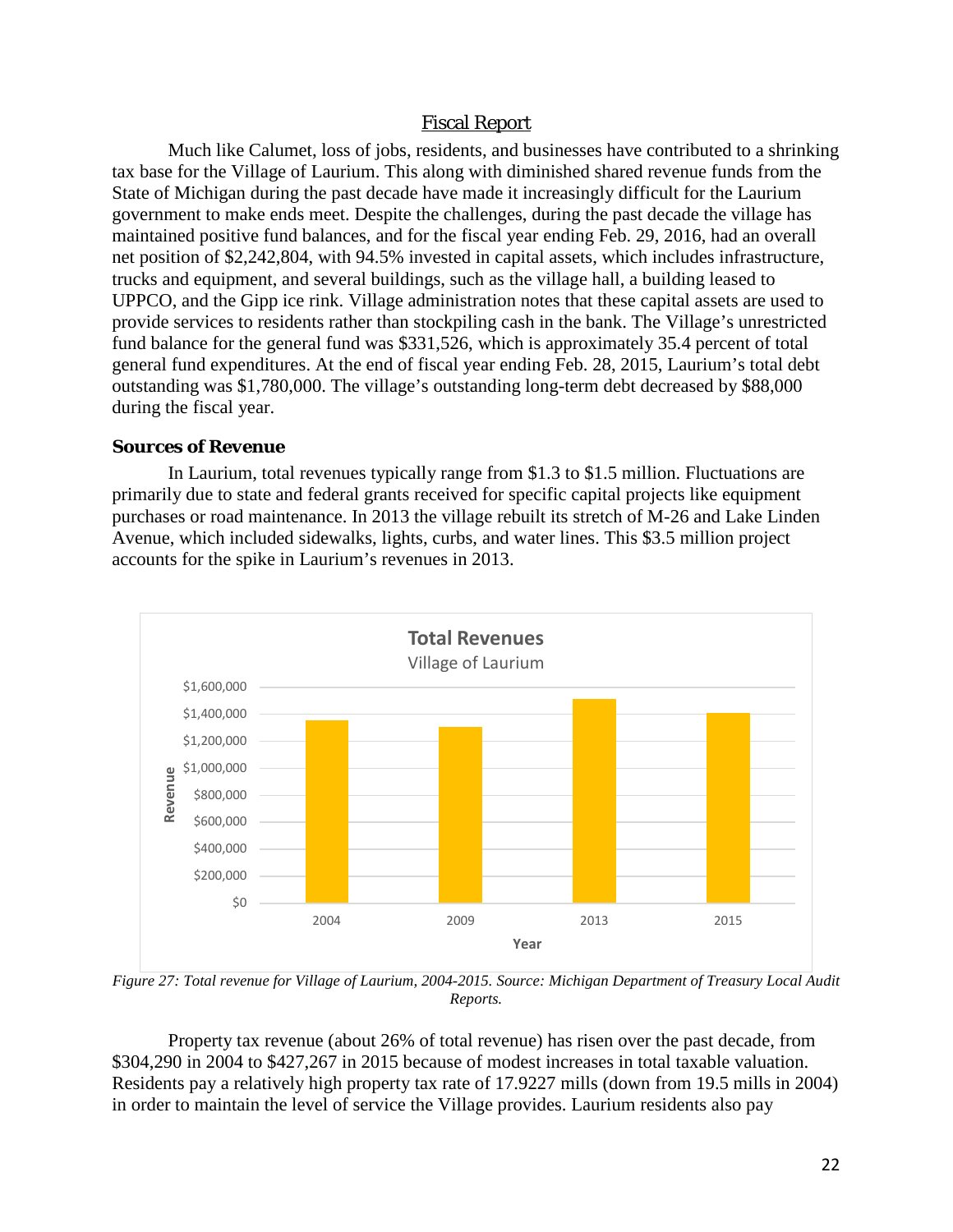## Fiscal Report

Much like Calumet, loss of jobs, residents, and businesses have contributed to a shrinking tax base for the Village of Laurium. This along with diminished shared revenue funds from the State of Michigan during the past decade have made it increasingly difficult for the Laurium government to make ends meet. Despite the challenges, during the past decade the village has maintained positive fund balances, and for the fiscal year ending Feb. 29, 2016, had an overall net position of $2,242,804, with 94.5% invested in capital assets, which includes infrastructure, trucks and equipment, and several buildings, such as the village hall, a building leased to UPPCO, and the Gipp ice rink. Village administration notes that these capital assets are used to provide services to residents rather than stockpiling cash in the bank. The Village's unrestricted fund balance for the general fund was $331,526, which is approximately 35.4 percent of total general fund expenditures. At the end of fiscal year ending Feb. 28, 2015, Laurium's total debt outstanding was $1,780,000. The village's outstanding long-term debt decreased by $88,000 during the fiscal year.

### Sources of Revenue

In Laurium, total revenues typically range from $1.3 to $1.5 million. Fluctuations are primarily due to state and federal grants received for specific capital projects like equipment purchases or road maintenance. In 2013 the village rebuilt its stretch of M-26 and Lake Linden Avenue, which included sidewalks, lights, curbs, and water lines. This $3.5 million project accounts for the spike in Laurium's revenues in 2013.

*Figure 27: Total revenue for Village of Laurium, 2004-2015. Source: Michigan Department of Treasury Local Audit Reports.*

Property tax revenue (about 26% of total revenue) has risen over the past decade, from $304,290 in 2004 to $427,267 in 2015 because of modest increases in total taxable valuation. Residents pay a relatively high property tax rate of 17.9227 mills (down from 19.5 mills in 2004) in order to maintain the level of service the Village provides. Laurium residents also pay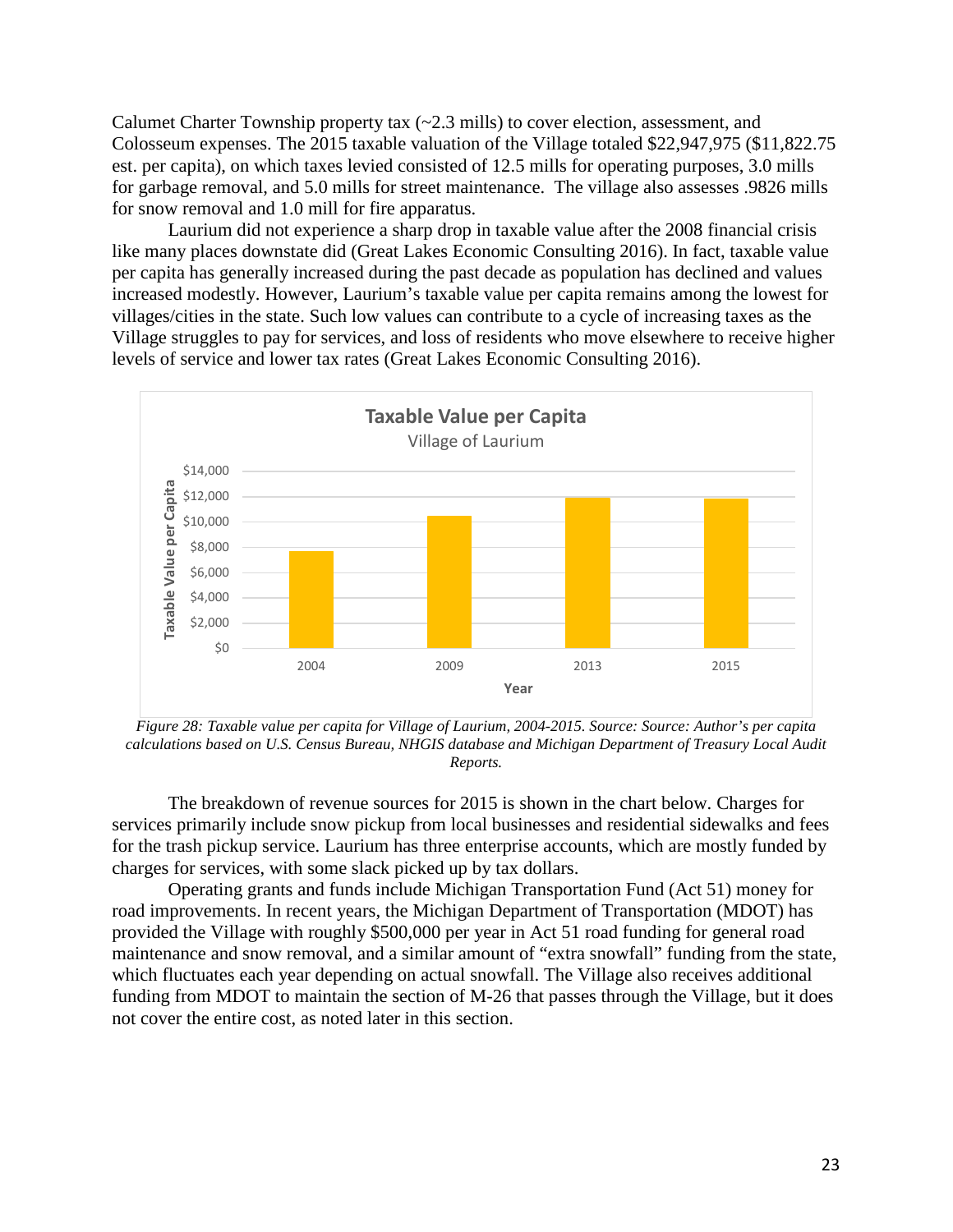Calumet Charter Township property tax (~2.3 mills) to cover election, assessment, and Colosseum expenses. The 2015 taxable valuation of the Village totaled $22,947,975 ($11,822.75 est. per capita), on which taxes levied consisted of 12.5 mills for operating purposes, 3.0 mills for garbage removal, and 5.0 mills for street maintenance. The village also assesses .9826 mills for snow removal and 1.0 mill for fire apparatus.

Laurium did not experience a sharp drop in taxable value after the 2008 financial crisis like many places downstate did (Great Lakes Economic Consulting 2016). In fact, taxable value per capita has generally increased during the past decade as population has declined and values increased modestly. However, Laurium's taxable value per capita remains among the lowest for villages/cities in the state. Such low values can contribute to a cycle of increasing taxes as the Village struggles to pay for services, and loss of residents who move elsewhere to receive higher levels of service and lower tax rates (Great Lakes Economic Consulting 2016).

*Figure 28: Taxable value per capita for Village of Laurium, 2004-2015. Source: Source: Author's per capita calculations based on U.S. Census Bureau, NHGIS database and Michigan Department of Treasury Local Audit Reports.*

The breakdown of revenue sources for 2015 is shown in the chart below. Charges for services primarily include snow pickup from local businesses and residential sidewalks and fees for the trash pickup service. Laurium has three enterprise accounts, which are mostly funded by charges for services, with some slack picked up by tax dollars.

Operating grants and funds include Michigan Transportation Fund (Act 51) money for road improvements. In recent years, the Michigan Department of Transportation (MDOT) has provided the Village with roughly $500,000 per year in Act 51 road funding for general road maintenance and snow removal, and a similar amount of "extra snowfall" funding from the state, which fluctuates each year depending on actual snowfall. The Village also receives additional funding from MDOT to maintain the section of M-26 that passes through the Village, but it does not cover the entire cost, as noted later in this section.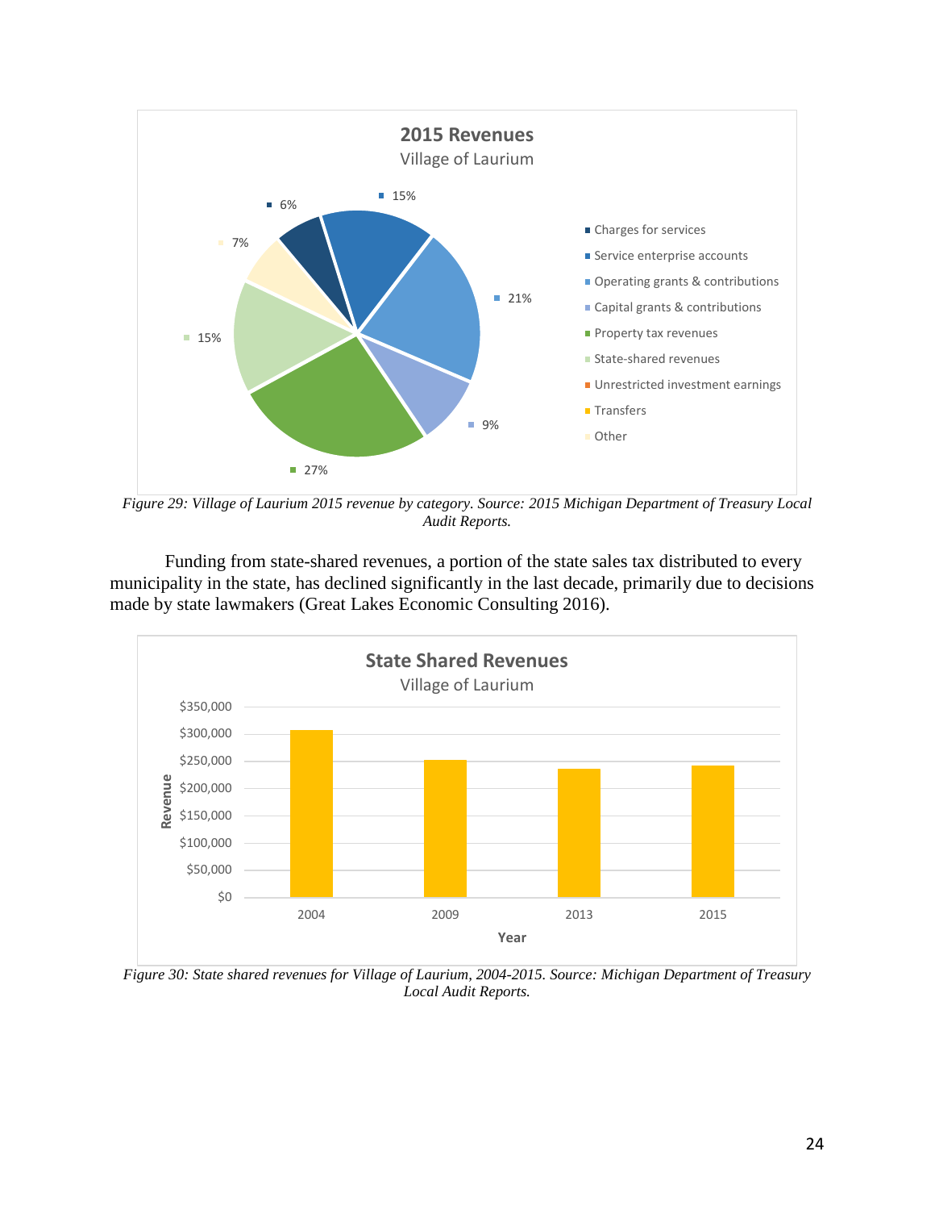*Figure 29: Village of Laurium 2015 revenue by category. Source: 2015 Michigan Department of Treasury Local Audit Reports.*

Funding from state-shared revenues, a portion of the state sales tax distributed to every municipality in the state, has declined significantly in the last decade, primarily due to decisions made by state lawmakers (Great Lakes Economic Consulting 2016).

*Figure 30: State shared revenues for Village of Laurium, 2004-2015. Source: Michigan Department of Treasury Local Audit Reports.*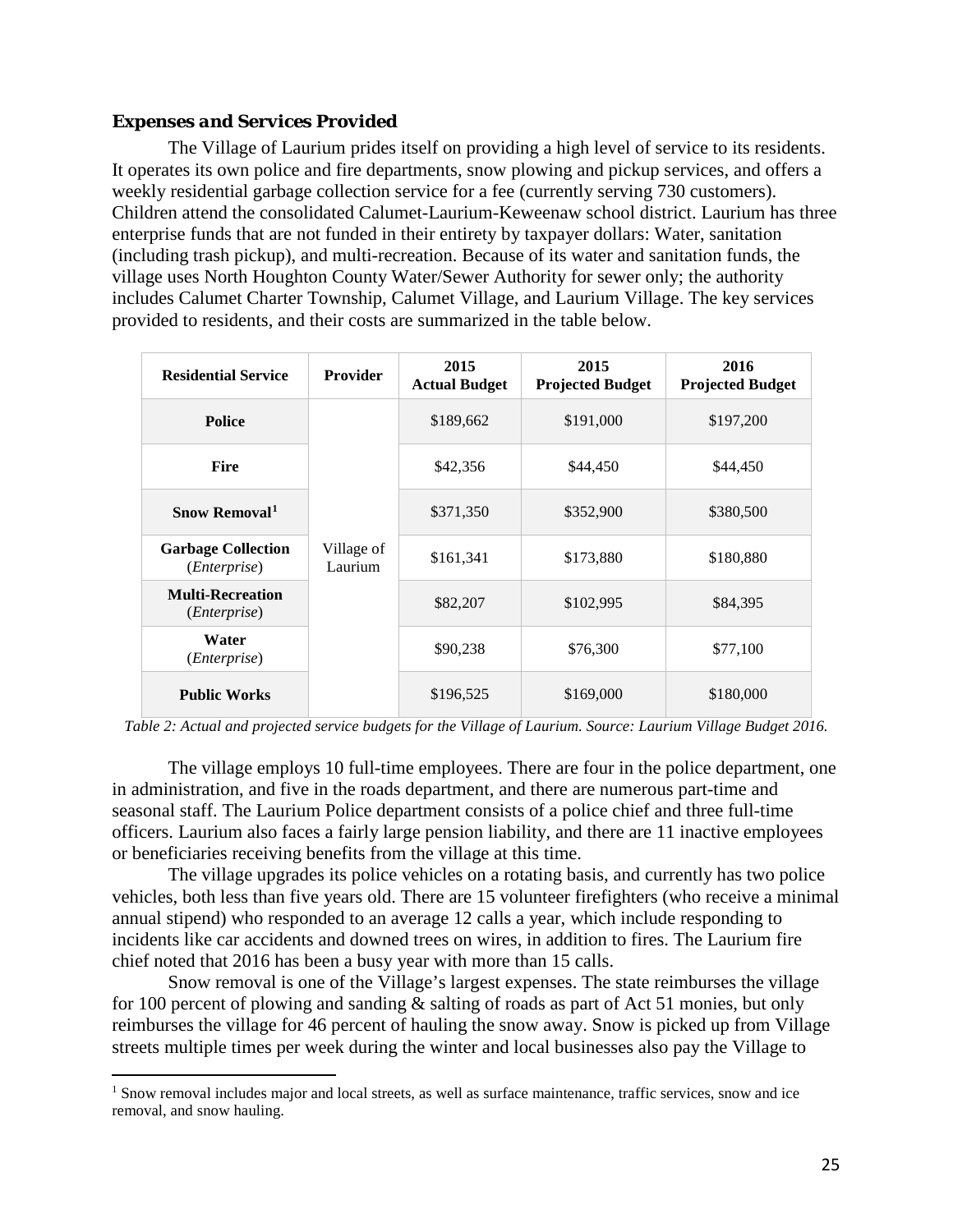### *Expenses and Services Provided*

The Village of Laurium prides itself on providing a high level of service to its residents. It operates its own police and fire departments, snow plowing and pickup services, and offers a weekly residential garbage collection service for a fee (currently serving 730 customers). Children attend the consolidated Calumet-Laurium-Keweenaw school district. Laurium has three enterprise funds that are not funded in their entirety by taxpayer dollars: Water, sanitation (including trash pickup), and multi-recreation. Because of its water and sanitation funds, the village uses North Houghton County Water/Sewer Authority for sewer only; the authority includes Calumet Charter Township, Calumet Village, and Laurium Village. The key services provided to residents, and their costs are summarized in the table below.

| Residential Service | Provider | 2015 Actual Budget | 2015 Projected Budget | 2016 Projected Budget |
|---|---|---|---|---|
| **Police** | Village of Laurium | $189,662 | $191,000 | $197,200 |
| **Fire** | | $42,356 | $44,450 | $44,450 |
| **Snow Removal**[1] | | $371,350 | $352,900 | $380,500 |
| **Garbage Collection** (*Enterprise*) | | $161,341 | $173,880 | $180,880 |
| **Multi-Recreation** (*Enterprise*) | | $82,207 | $102,995 | $84,395 |
| **Water** (*Enterprise*) | | $90,238 | $76,300 | $77,100 |
| **Public Works** | | $196,525 | $169,000 | $180,000 |

*Table 2: Actual and projected service budgets for the Village of Laurium. Source: Laurium Village Budget 2016.*

The village employs 10 full-time employees. There are four in the police department, one in administration, and five in the roads department, and there are numerous part-time and seasonal staff. The Laurium Police department consists of a police chief and three full-time officers. Laurium also faces a fairly large pension liability, and there are 11 inactive employees or beneficiaries receiving benefits from the village at this time.

The village upgrades its police vehicles on a rotating basis, and currently has two police vehicles, both less than five years old. There are 15 volunteer firefighters (who receive a minimal annual stipend) who responded to an average 12 calls a year, which include responding to incidents like car accidents and downed trees on wires, in addition to fires. The Laurium fire chief noted that 2016 has been a busy year with more than 15 calls.

Snow removal is one of the Village's largest expenses. The state reimburses the village for 100 percent of plowing and sanding & salting of roads as part of Act 51 monies, but only reimburses the village for 46 percent of hauling the snow away. Snow is picked up from Village streets multiple times per week during the winter and local businesses also pay the Village to

[1] Snow removal includes major and local streets, as well as surface maintenance, traffic services, snow and ice removal, and snow hauling.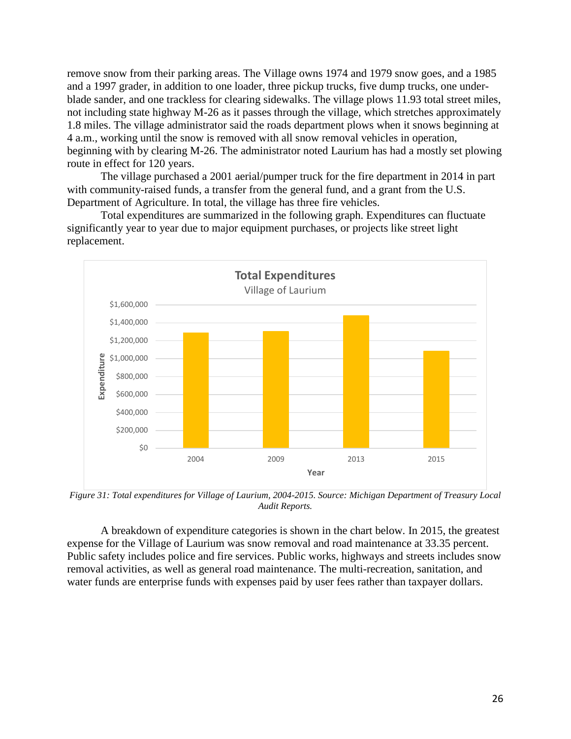remove snow from their parking areas. The Village owns 1974 and 1979 snow goes, and a 1985 and a 1997 grader, in addition to one loader, three pickup trucks, five dump trucks, one under-blade sander, and one trackless for clearing sidewalks. The village plows 11.93 total street miles, not including state highway M-26 as it passes through the village, which stretches approximately 1.8 miles. The village administrator said the roads department plows when it snows beginning at 4 a.m., working until the snow is removed with all snow removal vehicles in operation, beginning with by clearing M-26. The administrator noted Laurium has had a mostly set plowing route in effect for 120 years.

The village purchased a 2001 aerial/pumper truck for the fire department in 2014 in part with community-raised funds, a transfer from the general fund, and a grant from the U.S. Department of Agriculture. In total, the village has three fire vehicles.

Total expenditures are summarized in the following graph. Expenditures can fluctuate significantly year to year due to major equipment purchases, or projects like street light replacement.

*Figure 31: Total expenditures for Village of Laurium, 2004-2015. Source: Michigan Department of Treasury Local Audit Reports.*

A breakdown of expenditure categories is shown in the chart below. In 2015, the greatest expense for the Village of Laurium was snow removal and road maintenance at 33.35 percent. Public safety includes police and fire services. Public works, highways and streets includes snow removal activities, as well as general road maintenance. The multi-recreation, sanitation, and water funds are enterprise funds with expenses paid by user fees rather than taxpayer dollars.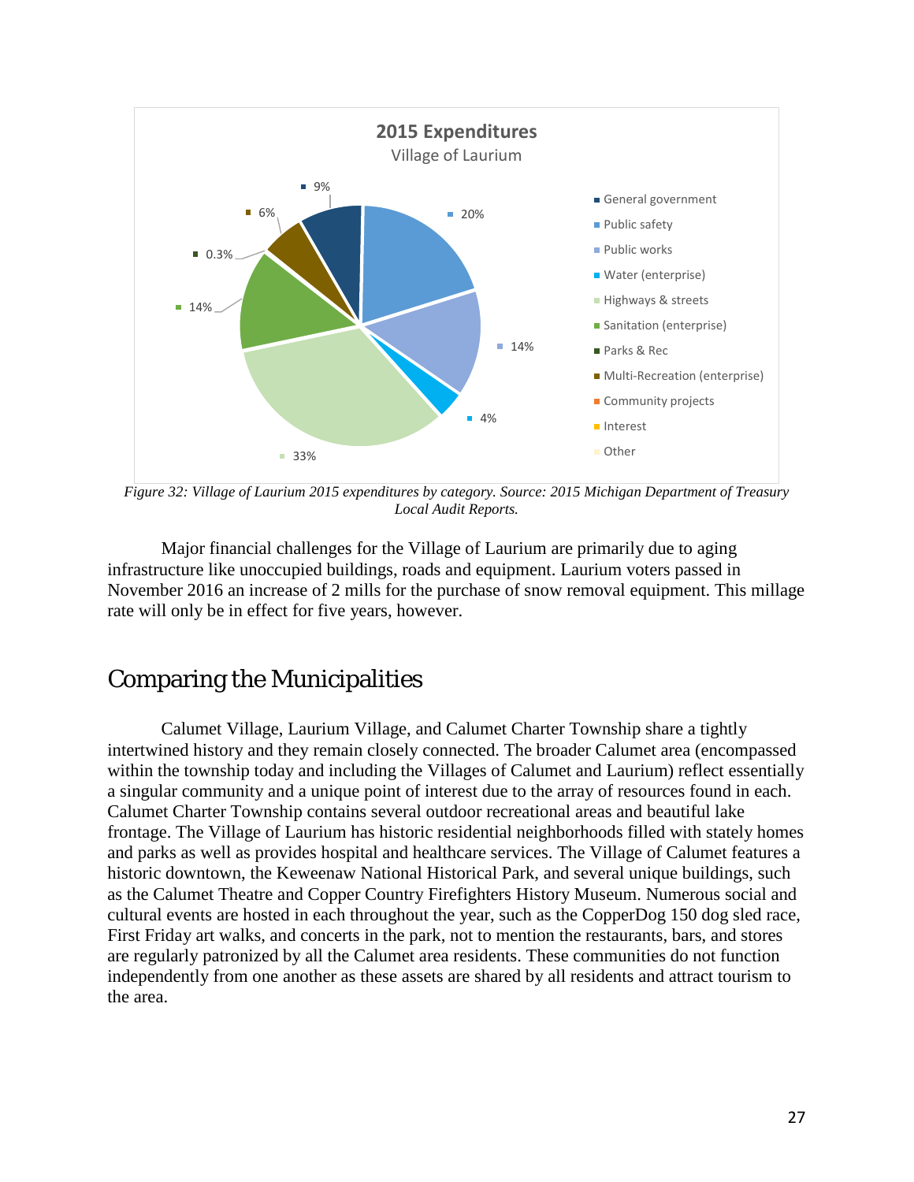**2015 Expenditures**
Village of Laurium

- General government: 9%
- Public safety: 20%
- Public works: 14%
- Water (enterprise): 4%
- Highways & streets: 33%
- Sanitation (enterprise): 14%
- Parks & Rec: 0.3%
- Multi-Recreation (enterprise): 6%
- Community projects
- Interest
- Other

*Figure 32: Village of Laurium 2015 expenditures by category. Source: 2015 Michigan Department of Treasury Local Audit Reports.*

Major financial challenges for the Village of Laurium are primarily due to aging infrastructure like unoccupied buildings, roads and equipment. Laurium voters passed in November 2016 an increase of 2 mills for the purchase of snow removal equipment. This millage rate will only be in effect for five years, however.

## Comparing the Municipalities

Calumet Village, Laurium Village, and Calumet Charter Township share a tightly intertwined history and they remain closely connected. The broader Calumet area (encompassed within the township today and including the Villages of Calumet and Laurium) reflect essentially a singular community and a unique point of interest due to the array of resources found in each. Calumet Charter Township contains several outdoor recreational areas and beautiful lake frontage. The Village of Laurium has historic residential neighborhoods filled with stately homes and parks as well as provides hospital and healthcare services. The Village of Calumet features a historic downtown, the Keweenaw National Historical Park, and several unique buildings, such as the Calumet Theatre and Copper Country Firefighters History Museum. Numerous social and cultural events are hosted in each throughout the year, such as the CopperDog 150 dog sled race, First Friday art walks, and concerts in the park, not to mention the restaurants, bars, and stores are regularly patronized by all the Calumet area residents. These communities do not function independently from one another as these assets are shared by all residents and attract tourism to the area.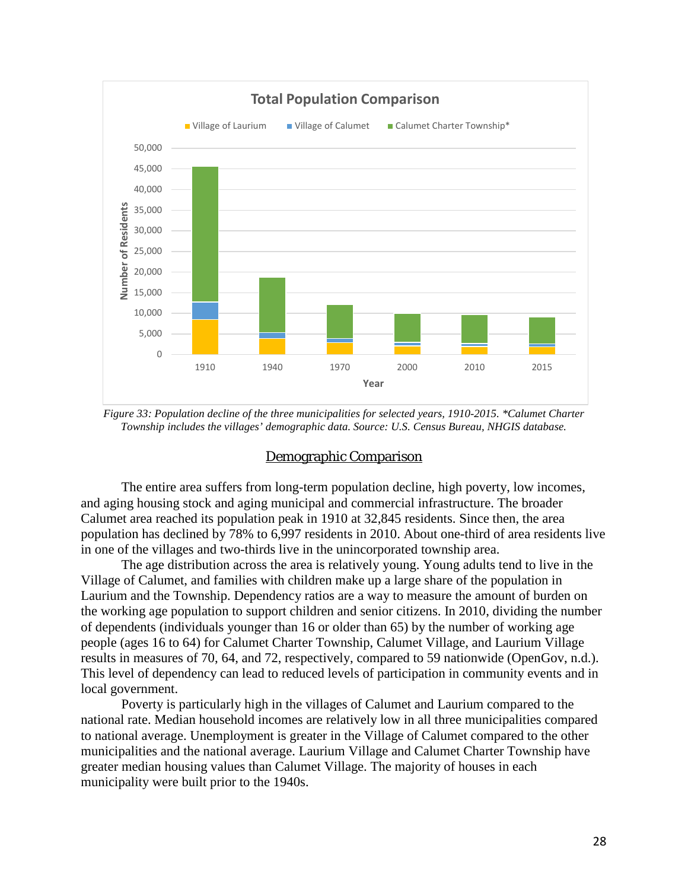Figure 33: Population decline of the three municipalities for selected years, 1910-2015. *Calumet Charter Township includes the villages' demographic data. Source: U.S. Census Bureau, NHGIS database.

## Demographic Comparison

The entire area suffers from long-term population decline, high poverty, low incomes, and aging housing stock and aging municipal and commercial infrastructure. The broader Calumet area reached its population peak in 1910 at 32,845 residents. Since then, the area population has declined by 78% to 6,997 residents in 2010. About one-third of area residents live in one of the villages and two-thirds live in the unincorporated township area.

The age distribution across the area is relatively young. Young adults tend to live in the Village of Calumet, and families with children make up a large share of the population in Laurium and the Township. Dependency ratios are a way to measure the amount of burden on the working age population to support children and senior citizens. In 2010, dividing the number of dependents (individuals younger than 16 or older than 65) by the number of working age people (ages 16 to 64) for Calumet Charter Township, Calumet Village, and Laurium Village results in measures of 70, 64, and 72, respectively, compared to 59 nationwide (OpenGov, n.d.). This level of dependency can lead to reduced levels of participation in community events and in local government.

Poverty is particularly high in the villages of Calumet and Laurium compared to the national rate. Median household incomes are relatively low in all three municipalities compared to national average. Unemployment is greater in the Village of Calumet compared to the other municipalities and the national average. Laurium Village and Calumet Charter Township have greater median housing values than Calumet Village. The majority of houses in each municipality were built prior to the 1940s.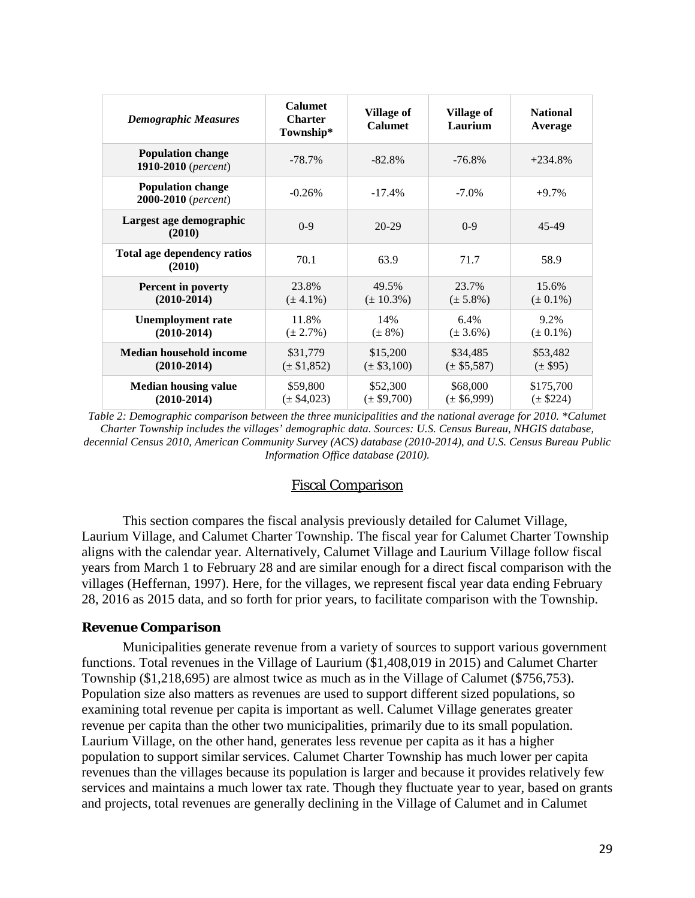| *Demographic Measures* | **Calumet Charter Township*** | **Village of Calumet** | **Village of Laurium** | **National Average** |
|---|---|---|---|---|
| **Population change 1910-2010** (*percent*) | -78.7% | -82.8% | -76.8% | +234.8% |
| **Population change 2000-2010** (*percent*) | -0.26% | -17.4% | -7.0% | +9.7% |
| **Largest age demographic (2010)** | 0-9 | 20-29 | 0-9 | 45-49 |
| **Total age dependency ratios (2010)** | 70.1 | 63.9 | 71.7 | 58.9 |
| **Percent in poverty (2010-2014)** | 23.8% (± 4.1%) | 49.5% (± 10.3%) | 23.7% (± 5.8%) | 15.6% (± 0.1%) |
| **Unemployment rate (2010-2014)** | 11.8% (± 2.7%) | 14% (± 8%) | 6.4% (± 3.6%) | 9.2% (± 0.1%) |
| **Median household income (2010-2014)** | $31,779 (± $1,852) | $15,200 (± $3,100) | $34,485 (± $5,587) | $53,482 (± $95) |
| **Median housing value (2010-2014)** | $59,800 (± $4,023) | $52,300 (± $9,700) | $68,000 (± $6,999) | $175,700 (± $224) |

*Table 2: Demographic comparison between the three municipalities and the national average for 2010. *Calumet Charter Township includes the villages' demographic data. Sources: U.S. Census Bureau, NHGIS database, decennial Census 2010, American Community Survey (ACS) database (2010-2014), and U.S. Census Bureau Public Information Office database (2010).*

## Fiscal Comparison

This section compares the fiscal analysis previously detailed for Calumet Village, Laurium Village, and Calumet Charter Township. The fiscal year for Calumet Charter Township aligns with the calendar year. Alternatively, Calumet Village and Laurium Village follow fiscal years from March 1 to February 28 and are similar enough for a direct fiscal comparison with the villages (Heffernan, 1997). Here, for the villages, we represent fiscal year data ending February 28, 2016 as 2015 data, and so forth for prior years, to facilitate comparison with the Township.

### Revenue Comparison

Municipalities generate revenue from a variety of sources to support various government functions. Total revenues in the Village of Laurium ($1,408,019 in 2015) and Calumet Charter Township ($1,218,695) are almost twice as much as in the Village of Calumet ($756,753). Population size also matters as revenues are used to support different sized populations, so examining total revenue per capita is important as well. Calumet Village generates greater revenue per capita than the other two municipalities, primarily due to its small population. Laurium Village, on the other hand, generates less revenue per capita as it has a higher population to support similar services. Calumet Charter Township has much lower per capita revenues than the villages because its population is larger and because it provides relatively few services and maintains a much lower tax rate. Though they fluctuate year to year, based on grants and projects, total revenues are generally declining in the Village of Calumet and in Calumet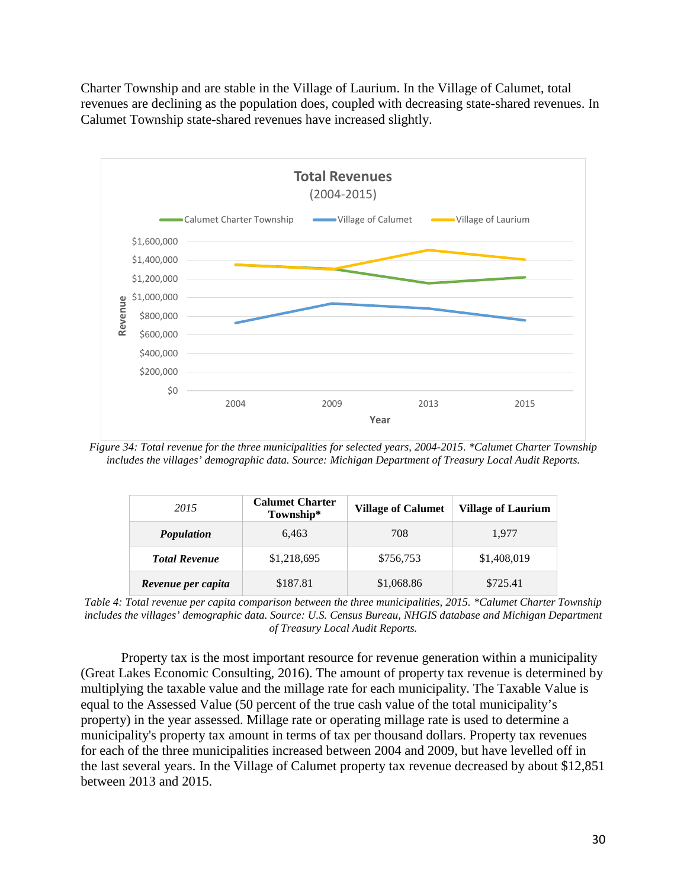Charter Township and are stable in the Village of Laurium. In the Village of Calumet, total revenues are declining as the population does, coupled with decreasing state-shared revenues. In Calumet Township state-shared revenues have increased slightly.

*Figure 34: Total revenue for the three municipalities for selected years, 2004-2015. \*Calumet Charter Township includes the villages' demographic data. Source: Michigan Department of Treasury Local Audit Reports.*

| *2015* | **Calumet Charter Township*** | **Village of Calumet** | **Village of Laurium** |
|---|---|---|---|
| ***Population*** | 6,463 | 708 | 1,977 |
| ***Total Revenue*** | $1,218,695 | $756,753 | $1,408,019 |
| ***Revenue per capita*** | $187.81 | $1,068.86 | $725.41 |

*Table 4: Total revenue per capita comparison between the three municipalities, 2015. \*Calumet Charter Township includes the villages' demographic data. Source: U.S. Census Bureau, NHGIS database and Michigan Department of Treasury Local Audit Reports.*

Property tax is the most important resource for revenue generation within a municipality (Great Lakes Economic Consulting, 2016). The amount of property tax revenue is determined by multiplying the taxable value and the millage rate for each municipality. The Taxable Value is equal to the Assessed Value (50 percent of the true cash value of the total municipality's property) in the year assessed. Millage rate or operating millage rate is used to determine a municipality's property tax amount in terms of tax per thousand dollars. Property tax revenues for each of the three municipalities increased between 2004 and 2009, but have levelled off in the last several years. In the Village of Calumet property tax revenue decreased by about $12,851 between 2013 and 2015.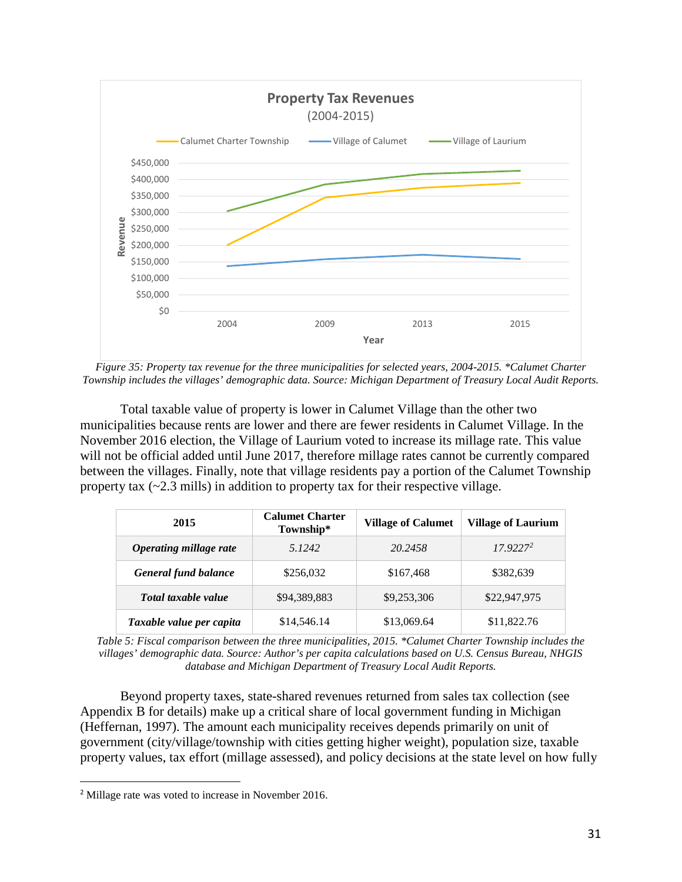Figure 35: Property tax revenue for the three municipalities for selected years, 2004-2015. *Calumet Charter Township includes the villages' demographic data. Source: Michigan Department of Treasury Local Audit Reports.

Total taxable value of property is lower in Calumet Village than the other two municipalities because rents are lower and there are fewer residents in Calumet Village. In the November 2016 election, the Village of Laurium voted to increase its millage rate. This value will not be official added until June 2017, therefore millage rates cannot be currently compared between the villages. Finally, note that village residents pay a portion of the Calumet Township property tax (~2.3 mills) in addition to property tax for their respective village.

| 2015 | Calumet Charter Township* | Village of Calumet | Village of Laurium |
|---|---|---|---|
| ***Operating millage rate*** | *5.1242* | *20.2458* | *17.9227*[2] |
| ***General fund balance*** | $256,032 | $167,468 | $382,639 |
| ***Total taxable value*** | $94,389,883 | $9,253,306 | $22,947,975 |
| ***Taxable value per capita*** | $14,546.14 | $13,069.64 | $11,822.76 |

*Table 5: Fiscal comparison between the three municipalities, 2015. *Calumet Charter Township includes the villages' demographic data. Source: Author's per capita calculations based on U.S. Census Bureau, NHGIS database and Michigan Department of Treasury Local Audit Reports.*

Beyond property taxes, state-shared revenues returned from sales tax collection (see Appendix B for details) make up a critical share of local government funding in Michigan (Heffernan, 1997). The amount each municipality receives depends primarily on unit of government (city/village/township with cities getting higher weight), population size, taxable property values, tax effort (millage assessed), and policy decisions at the state level on how fully

[2] Millage rate was voted to increase in November 2016.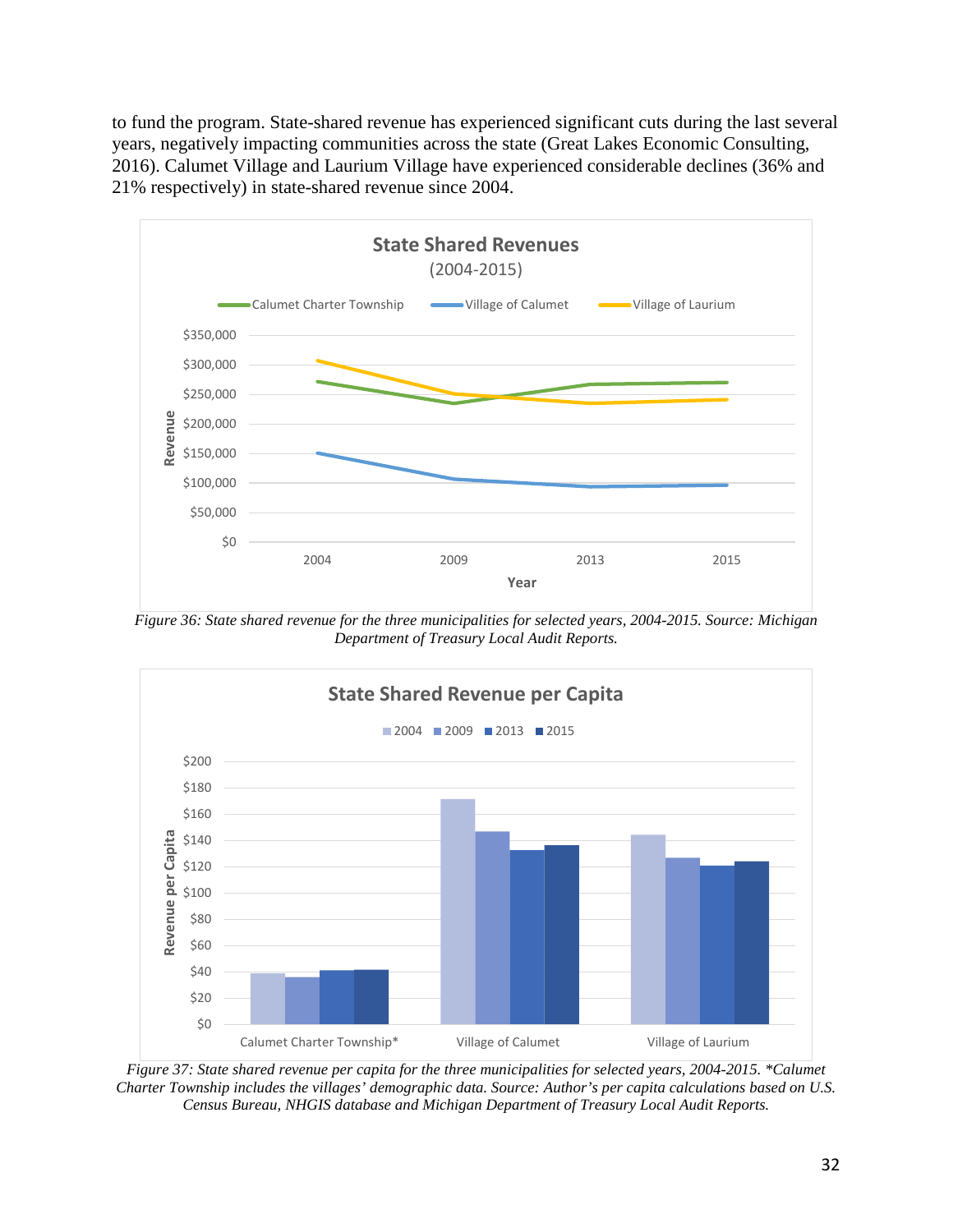to fund the program. State-shared revenue has experienced significant cuts during the last several years, negatively impacting communities across the state (Great Lakes Economic Consulting, 2016). Calumet Village and Laurium Village have experienced considerable declines (36% and 21% respectively) in state-shared revenue since 2004.

*Figure 36: State shared revenue for the three municipalities for selected years, 2004-2015. Source: Michigan Department of Treasury Local Audit Reports.*

*Figure 37: State shared revenue per capita for the three municipalities for selected years, 2004-2015. *Calumet Charter Township includes the villages' demographic data. Source: Author's per capita calculations based on U.S. Census Bureau, NHGIS database and Michigan Department of Treasury Local Audit Reports.*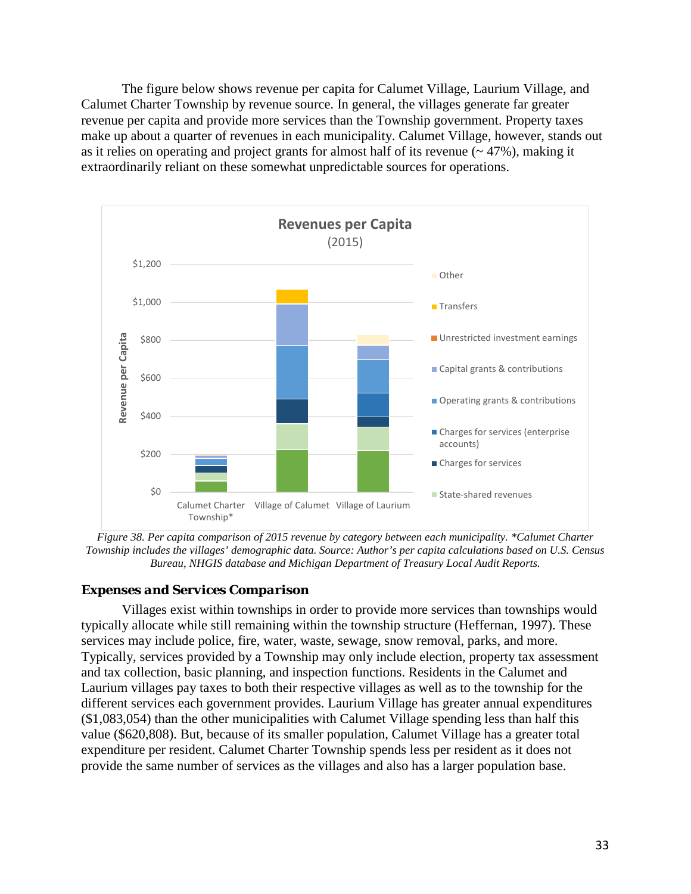The figure below shows revenue per capita for Calumet Village, Laurium Village, and Calumet Charter Township by revenue source. In general, the villages generate far greater revenue per capita and provide more services than the Township government. Property taxes make up about a quarter of revenues in each municipality. Calumet Village, however, stands out as it relies on operating and project grants for almost half of its revenue (~ 47%), making it extraordinarily reliant on these somewhat unpredictable sources for operations.

*Figure 38. Per capita comparison of 2015 revenue by category between each municipality. \*Calumet Charter Township includes the villages' demographic data. Source: Author's per capita calculations based on U.S. Census Bureau, NHGIS database and Michigan Department of Treasury Local Audit Reports.*

### Expenses and Services Comparison

Villages exist within townships in order to provide more services than townships would typically allocate while still remaining within the township structure (Heffernan, 1997). These services may include police, fire, water, waste, sewage, snow removal, parks, and more. Typically, services provided by a Township may only include election, property tax assessment and tax collection, basic planning, and inspection functions. Residents in the Calumet and Laurium villages pay taxes to both their respective villages as well as to the township for the different services each government provides. Laurium Village has greater annual expenditures ($1,083,054) than the other municipalities with Calumet Village spending less than half this value ($620,808). But, because of its smaller population, Calumet Village has a greater total expenditure per resident. Calumet Charter Township spends less per resident as it does not provide the same number of services as the villages and also has a larger population base.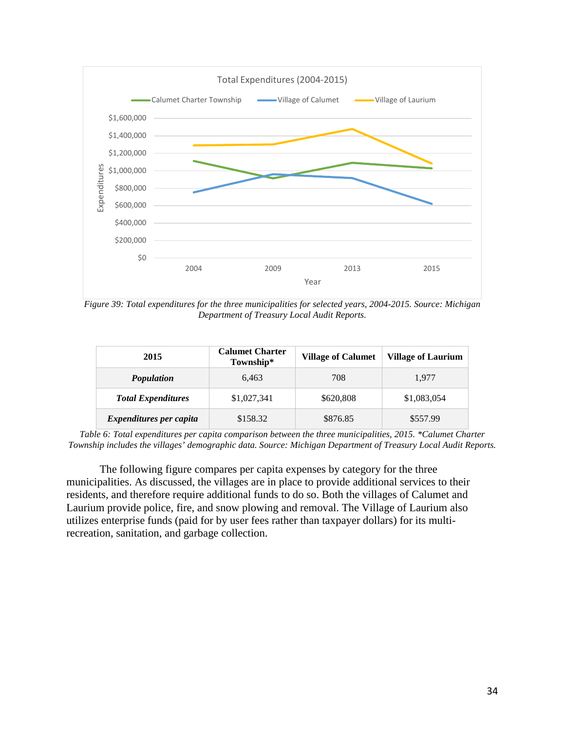*Figure 39: Total expenditures for the three municipalities for selected years, 2004-2015. Source: Michigan Department of Treasury Local Audit Reports.*

| 2015 | Calumet Charter Township* | Village of Calumet | Village of Laurium |
|---|---|---|---|
| ***Population*** | 6,463 | 708 | 1,977 |
| ***Total Expenditures*** | $1,027,341 | $620,808 | $1,083,054 |
| ***Expenditures per capita*** | $158.32 | $876.85 | $557.99 |

*Table 6: Total expenditures per capita comparison between the three municipalities, 2015. *Calumet Charter Township includes the villages' demographic data. Source: Michigan Department of Treasury Local Audit Reports.*

The following figure compares per capita expenses by category for the three municipalities. As discussed, the villages are in place to provide additional services to their residents, and therefore require additional funds to do so. Both the villages of Calumet and Laurium provide police, fire, and snow plowing and removal. The Village of Laurium also utilizes enterprise funds (paid for by user fees rather than taxpayer dollars) for its multi-recreation, sanitation, and garbage collection.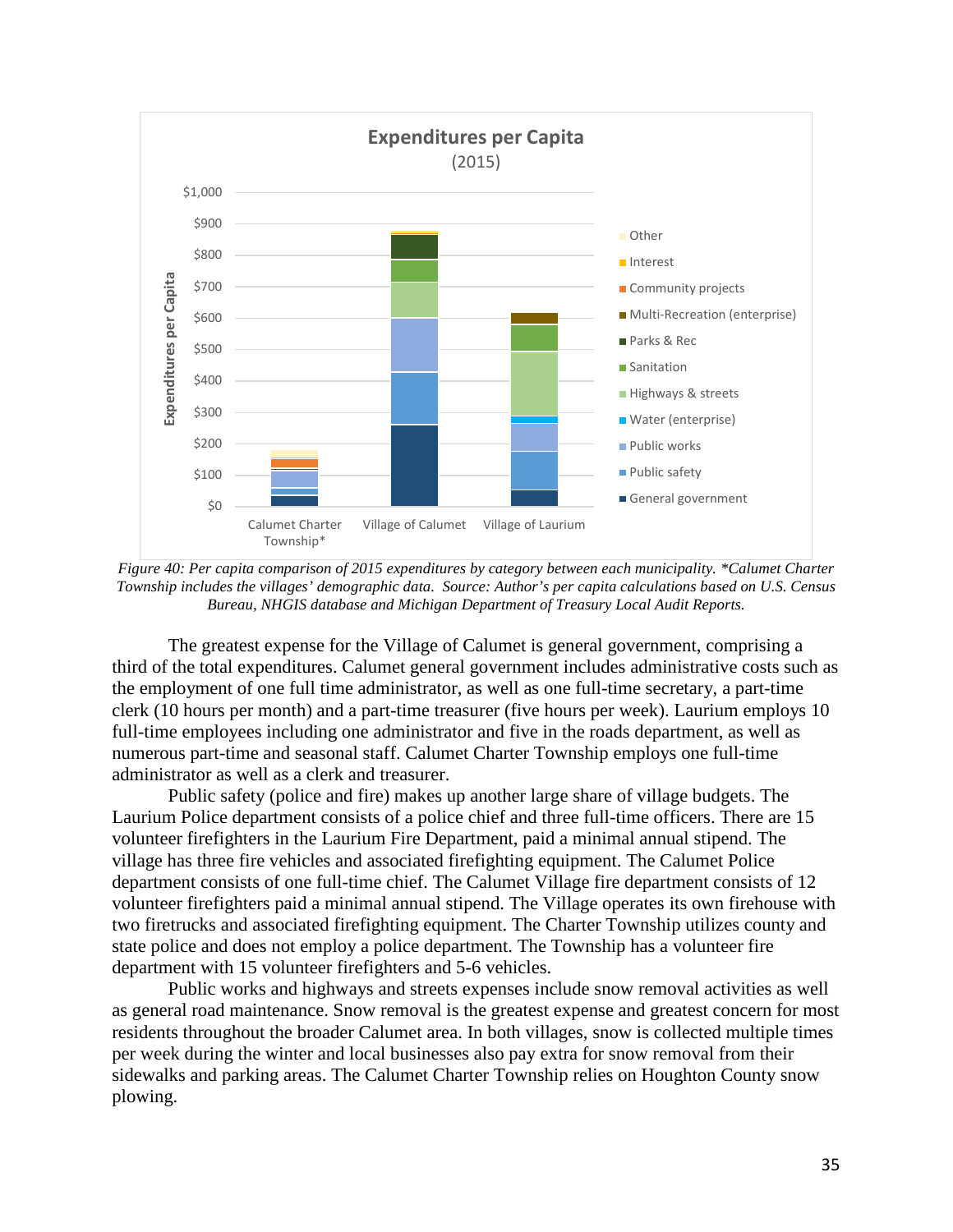*Figure 40: Per capita comparison of 2015 expenditures by category between each municipality. *Calumet Charter Township includes the villages' demographic data. Source: Author's per capita calculations based on U.S. Census Bureau, NHGIS database and Michigan Department of Treasury Local Audit Reports.*

The greatest expense for the Village of Calumet is general government, comprising a third of the total expenditures. Calumet general government includes administrative costs such as the employment of one full time administrator, as well as one full-time secretary, a part-time clerk (10 hours per month) and a part-time treasurer (five hours per week). Laurium employs 10 full-time employees including one administrator and five in the roads department, as well as numerous part-time and seasonal staff. Calumet Charter Township employs one full-time administrator as well as a clerk and treasurer.

Public safety (police and fire) makes up another large share of village budgets. The Laurium Police department consists of a police chief and three full-time officers. There are 15 volunteer firefighters in the Laurium Fire Department, paid a minimal annual stipend. The village has three fire vehicles and associated firefighting equipment. The Calumet Police department consists of one full-time chief. The Calumet Village fire department consists of 12 volunteer firefighters paid a minimal annual stipend. The Village operates its own firehouse with two firetrucks and associated firefighting equipment. The Charter Township utilizes county and state police and does not employ a police department. The Township has a volunteer fire department with 15 volunteer firefighters and 5-6 vehicles.

Public works and highways and streets expenses include snow removal activities as well as general road maintenance. Snow removal is the greatest expense and greatest concern for most residents throughout the broader Calumet area. In both villages, snow is collected multiple times per week during the winter and local businesses also pay extra for snow removal from their sidewalks and parking areas. The Calumet Charter Township relies on Houghton County snow plowing.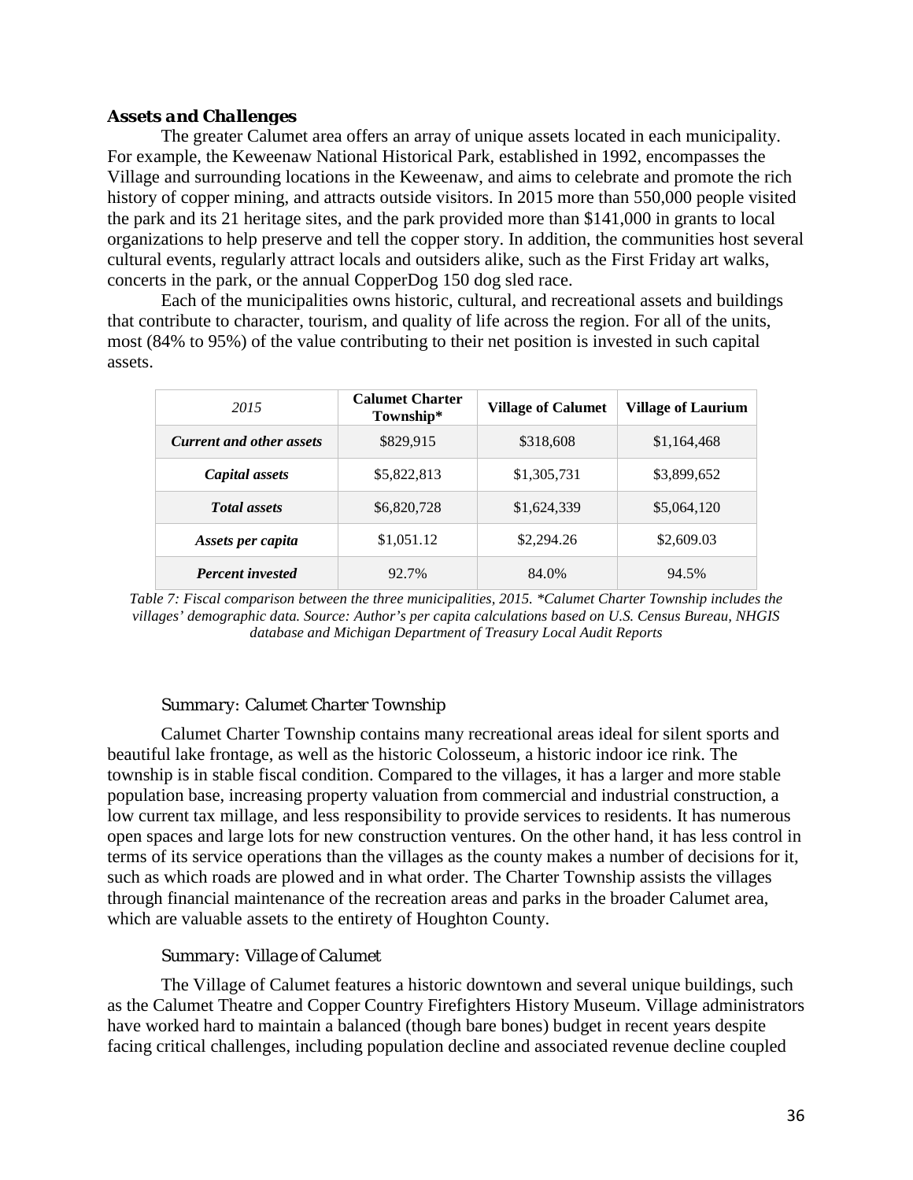### *Assets and Challenges*

The greater Calumet area offers an array of unique assets located in each municipality. For example, the Keweenaw National Historical Park, established in 1992, encompasses the Village and surrounding locations in the Keweenaw, and aims to celebrate and promote the rich history of copper mining, and attracts outside visitors. In 2015 more than 550,000 people visited the park and its 21 heritage sites, and the park provided more than $141,000 in grants to local organizations to help preserve and tell the copper story. In addition, the communities host several cultural events, regularly attract locals and outsiders alike, such as the First Friday art walks, concerts in the park, or the annual CopperDog 150 dog sled race.

Each of the municipalities owns historic, cultural, and recreational assets and buildings that contribute to character, tourism, and quality of life across the region. For all of the units, most (84% to 95%) of the value contributing to their net position is invested in such capital assets.

| *2015* | **Calumet Charter Township*** | **Village of Calumet** | **Village of Laurium** |
|---|---|---|---|
| ***Current and other assets*** | $829,915 | $318,608 | $1,164,468 |
| ***Capital assets*** | $5,822,813 | $1,305,731 | $3,899,652 |
| ***Total assets*** | $6,820,728 | $1,624,339 | $5,064,120 |
| ***Assets per capita*** | $1,051.12 | $2,294.26 | $2,609.03 |
| ***Percent invested*** | 92.7% | 84.0% | 94.5% |

*Table 7: Fiscal comparison between the three municipalities, 2015. *Calumet Charter Township includes the villages' demographic data. Source: Author's per capita calculations based on U.S. Census Bureau, NHGIS database and Michigan Department of Treasury Local Audit Reports*

#### *Summary: Calumet Charter Township*

Calumet Charter Township contains many recreational areas ideal for silent sports and beautiful lake frontage, as well as the historic Colosseum, a historic indoor ice rink. The township is in stable fiscal condition. Compared to the villages, it has a larger and more stable population base, increasing property valuation from commercial and industrial construction, a low current tax millage, and less responsibility to provide services to residents. It has numerous open spaces and large lots for new construction ventures. On the other hand, it has less control in terms of its service operations than the villages as the county makes a number of decisions for it, such as which roads are plowed and in what order. The Charter Township assists the villages through financial maintenance of the recreation areas and parks in the broader Calumet area, which are valuable assets to the entirety of Houghton County.

#### *Summary: Village of Calumet*

The Village of Calumet features a historic downtown and several unique buildings, such as the Calumet Theatre and Copper Country Firefighters History Museum. Village administrators have worked hard to maintain a balanced (though bare bones) budget in recent years despite facing critical challenges, including population decline and associated revenue decline coupled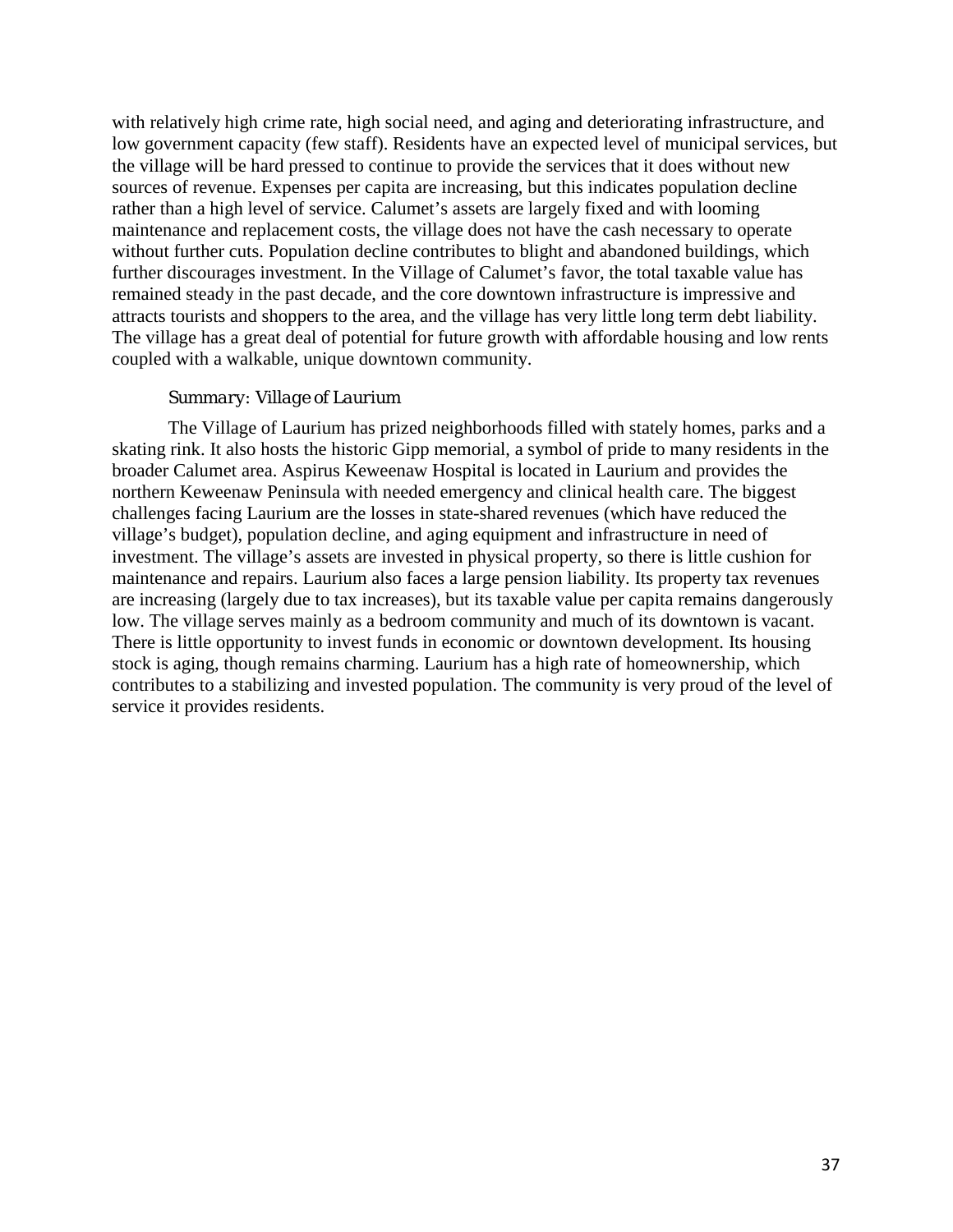with relatively high crime rate, high social need, and aging and deteriorating infrastructure, and low government capacity (few staff). Residents have an expected level of municipal services, but the village will be hard pressed to continue to provide the services that it does without new sources of revenue. Expenses per capita are increasing, but this indicates population decline rather than a high level of service. Calumet's assets are largely fixed and with looming maintenance and replacement costs, the village does not have the cash necessary to operate without further cuts. Population decline contributes to blight and abandoned buildings, which further discourages investment. In the Village of Calumet's favor, the total taxable value has remained steady in the past decade, and the core downtown infrastructure is impressive and attracts tourists and shoppers to the area, and the village has very little long term debt liability. The village has a great deal of potential for future growth with affordable housing and low rents coupled with a walkable, unique downtown community.

### *Summary: Village of Laurium*

The Village of Laurium has prized neighborhoods filled with stately homes, parks and a skating rink. It also hosts the historic Gipp memorial, a symbol of pride to many residents in the broader Calumet area. Aspirus Keweenaw Hospital is located in Laurium and provides the northern Keweenaw Peninsula with needed emergency and clinical health care. The biggest challenges facing Laurium are the losses in state-shared revenues (which have reduced the village's budget), population decline, and aging equipment and infrastructure in need of investment. The village's assets are invested in physical property, so there is little cushion for maintenance and repairs. Laurium also faces a large pension liability. Its property tax revenues are increasing (largely due to tax increases), but its taxable value per capita remains dangerously low. The village serves mainly as a bedroom community and much of its downtown is vacant. There is little opportunity to invest funds in economic or downtown development. Its housing stock is aging, though remains charming. Laurium has a high rate of homeownership, which contributes to a stabilizing and invested population. The community is very proud of the level of service it provides residents.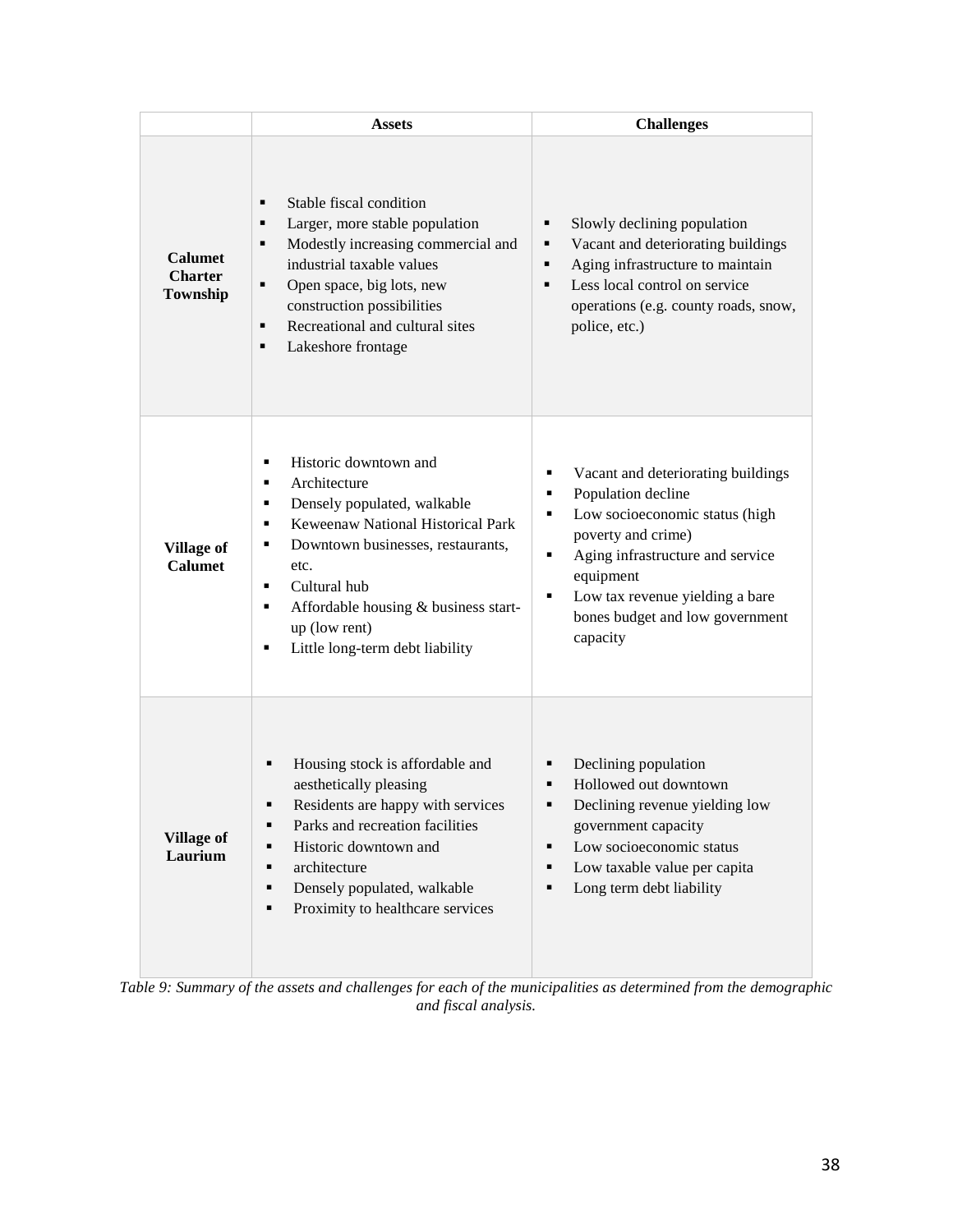|  | Assets | Challenges |
|---|---|---|
| **Calumet Charter Township** | ▪ Stable fiscal condition<br>▪ Larger, more stable population<br>▪ Modestly increasing commercial and industrial taxable values<br>▪ Open space, big lots, new construction possibilities<br>▪ Recreational and cultural sites<br>▪ Lakeshore frontage | ▪ Slowly declining population<br>▪ Vacant and deteriorating buildings<br>▪ Aging infrastructure to maintain<br>▪ Less local control on service operations (e.g. county roads, snow, police, etc.) |
| **Village of Calumet** | ▪ Historic downtown and<br>▪ Architecture<br>▪ Densely populated, walkable<br>▪ Keweenaw National Historical Park<br>▪ Downtown businesses, restaurants, etc.<br>▪ Cultural hub<br>▪ Affordable housing & business start-up (low rent)<br>▪ Little long-term debt liability | ▪ Vacant and deteriorating buildings<br>▪ Population decline<br>▪ Low socioeconomic status (high poverty and crime)<br>▪ Aging infrastructure and service equipment<br>▪ Low tax revenue yielding a bare bones budget and low government capacity |
| **Village of Laurium** | ▪ Housing stock is affordable and aesthetically pleasing<br>▪ Residents are happy with services<br>▪ Parks and recreation facilities<br>▪ Historic downtown and<br>▪ architecture<br>▪ Densely populated, walkable<br>▪ Proximity to healthcare services | ▪ Declining population<br>▪ Hollowed out downtown<br>▪ Declining revenue yielding low government capacity<br>▪ Low socioeconomic status<br>▪ Low taxable value per capita<br>▪ Long term debt liability |

*Table 9: Summary of the assets and challenges for each of the municipalities as determined from the demographic and fiscal analysis.*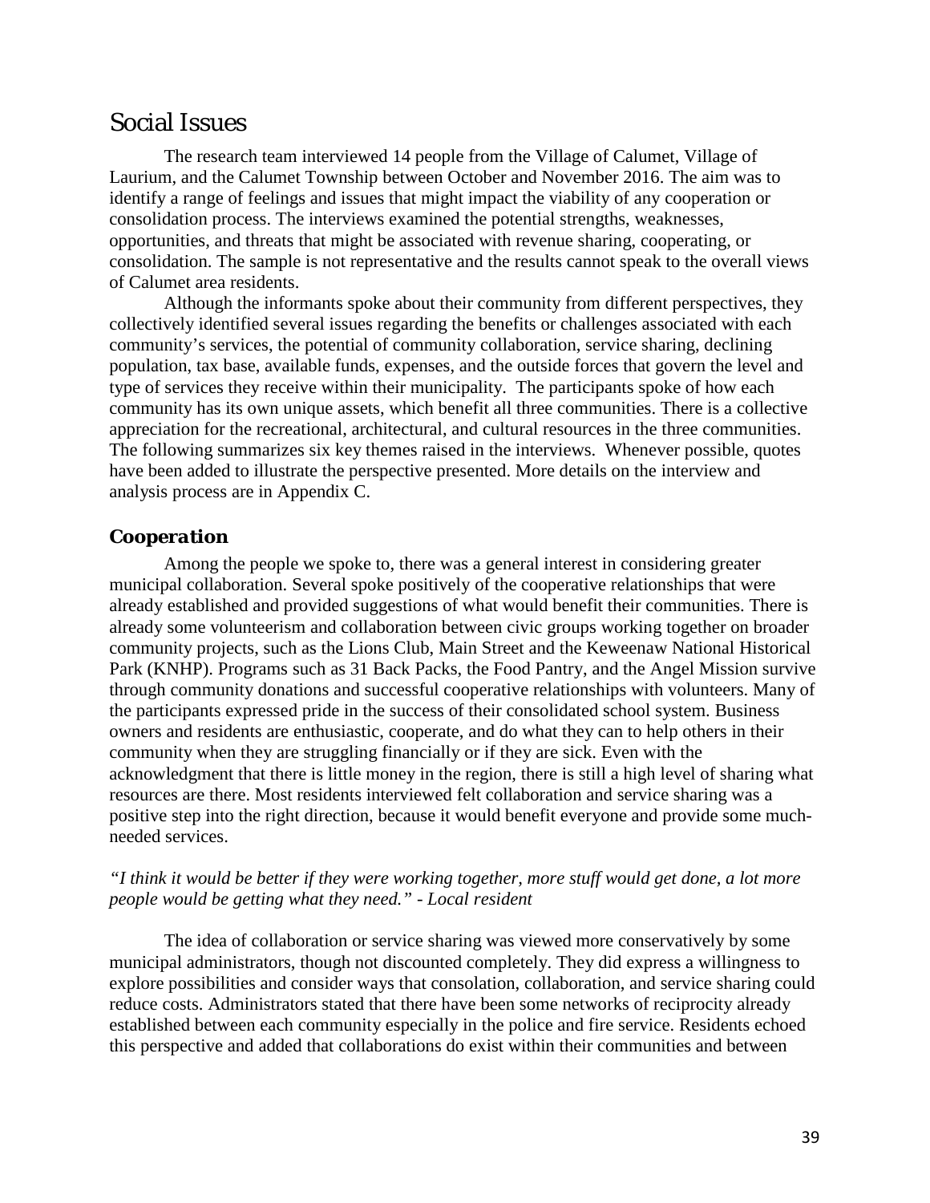## Social Issues

The research team interviewed 14 people from the Village of Calumet, Village of Laurium, and the Calumet Township between October and November 2016. The aim was to identify a range of feelings and issues that might impact the viability of any cooperation or consolidation process. The interviews examined the potential strengths, weaknesses, opportunities, and threats that might be associated with revenue sharing, cooperating, or consolidation. The sample is not representative and the results cannot speak to the overall views of Calumet area residents.

Although the informants spoke about their community from different perspectives, they collectively identified several issues regarding the benefits or challenges associated with each community's services, the potential of community collaboration, service sharing, declining population, tax base, available funds, expenses, and the outside forces that govern the level and type of services they receive within their municipality. The participants spoke of how each community has its own unique assets, which benefit all three communities. There is a collective appreciation for the recreational, architectural, and cultural resources in the three communities. The following summarizes six key themes raised in the interviews. Whenever possible, quotes have been added to illustrate the perspective presented. More details on the interview and analysis process are in Appendix C.

### Cooperation

Among the people we spoke to, there was a general interest in considering greater municipal collaboration. Several spoke positively of the cooperative relationships that were already established and provided suggestions of what would benefit their communities. There is already some volunteerism and collaboration between civic groups working together on broader community projects, such as the Lions Club, Main Street and the Keweenaw National Historical Park (KNHP). Programs such as 31 Back Packs, the Food Pantry, and the Angel Mission survive through community donations and successful cooperative relationships with volunteers. Many of the participants expressed pride in the success of their consolidated school system. Business owners and residents are enthusiastic, cooperate, and do what they can to help others in their community when they are struggling financially or if they are sick. Even with the acknowledgment that there is little money in the region, there is still a high level of sharing what resources are there. Most residents interviewed felt collaboration and service sharing was a positive step into the right direction, because it would benefit everyone and provide some much-needed services.

*"I think it would be better if they were working together, more stuff would get done, a lot more people would be getting what they need." - Local resident*

The idea of collaboration or service sharing was viewed more conservatively by some municipal administrators, though not discounted completely. They did express a willingness to explore possibilities and consider ways that consolation, collaboration, and service sharing could reduce costs. Administrators stated that there have been some networks of reciprocity already established between each community especially in the police and fire service. Residents echoed this perspective and added that collaborations do exist within their communities and between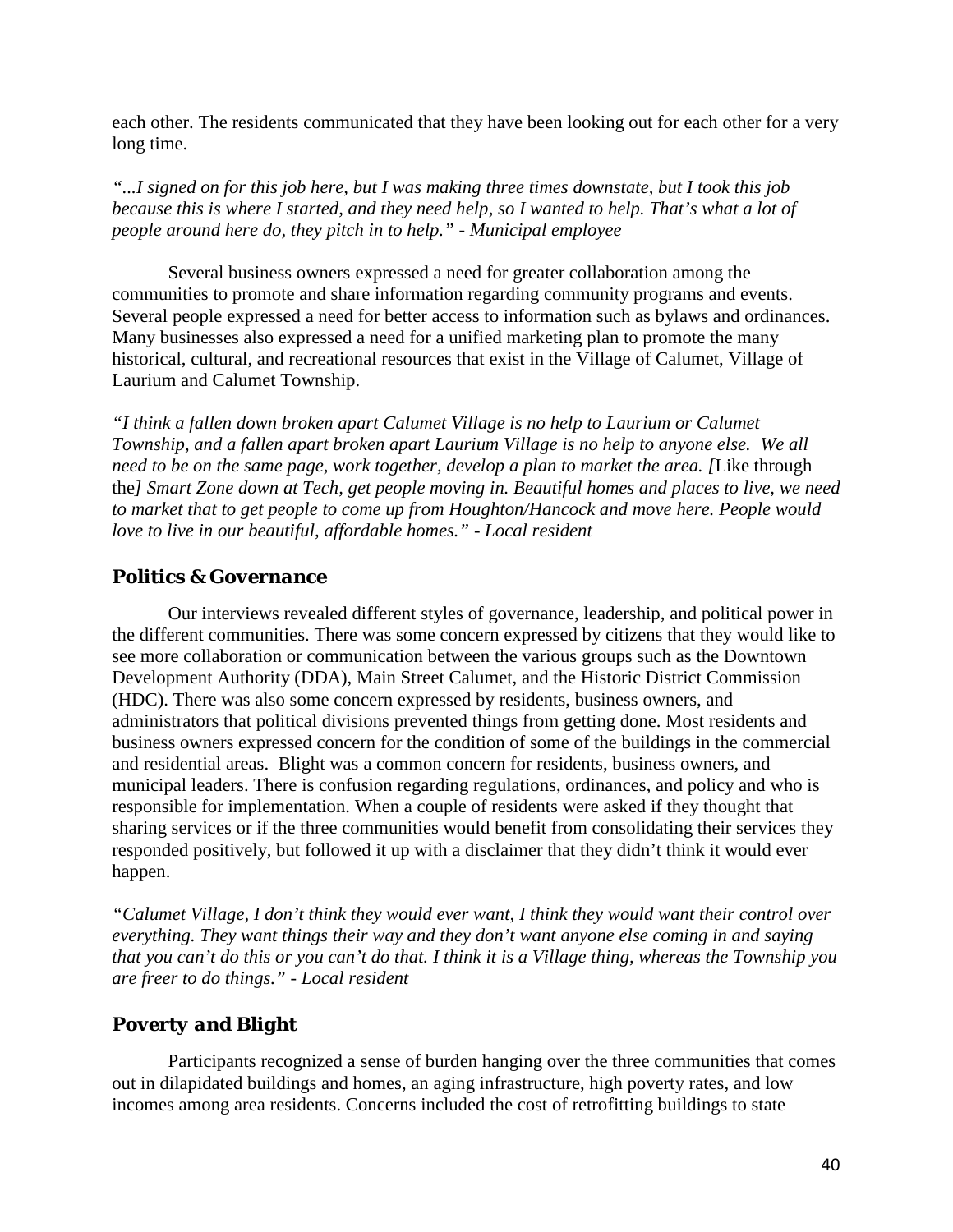each other. The residents communicated that they have been looking out for each other for a very long time.

*"...I signed on for this job here, but I was making three times downstate, but I took this job because this is where I started, and they need help, so I wanted to help. That's what a lot of people around here do, they pitch in to help." - Municipal employee*

Several business owners expressed a need for greater collaboration among the communities to promote and share information regarding community programs and events. Several people expressed a need for better access to information such as bylaws and ordinances. Many businesses also expressed a need for a unified marketing plan to promote the many historical, cultural, and recreational resources that exist in the Village of Calumet, Village of Laurium and Calumet Township.

*"I think a fallen down broken apart Calumet Village is no help to Laurium or Calumet Township, and a fallen apart broken apart Laurium Village is no help to anyone else. We all need to be on the same page, work together, develop a plan to market the area. [*Like through the*] Smart Zone down at Tech, get people moving in. Beautiful homes and places to live, we need to market that to get people to come up from Houghton/Hancock and move here. People would love to live in our beautiful, affordable homes." - Local resident*

### Politics & Governance

Our interviews revealed different styles of governance, leadership, and political power in the different communities. There was some concern expressed by citizens that they would like to see more collaboration or communication between the various groups such as the Downtown Development Authority (DDA), Main Street Calumet, and the Historic District Commission (HDC). There was also some concern expressed by residents, business owners, and administrators that political divisions prevented things from getting done. Most residents and business owners expressed concern for the condition of some of the buildings in the commercial and residential areas. Blight was a common concern for residents, business owners, and municipal leaders. There is confusion regarding regulations, ordinances, and policy and who is responsible for implementation. When a couple of residents were asked if they thought that sharing services or if the three communities would benefit from consolidating their services they responded positively, but followed it up with a disclaimer that they didn't think it would ever happen.

*"Calumet Village, I don't think they would ever want, I think they would want their control over everything. They want things their way and they don't want anyone else coming in and saying that you can't do this or you can't do that. I think it is a Village thing, whereas the Township you are freer to do things." - Local resident*

### Poverty and Blight

Participants recognized a sense of burden hanging over the three communities that comes out in dilapidated buildings and homes, an aging infrastructure, high poverty rates, and low incomes among area residents. Concerns included the cost of retrofitting buildings to state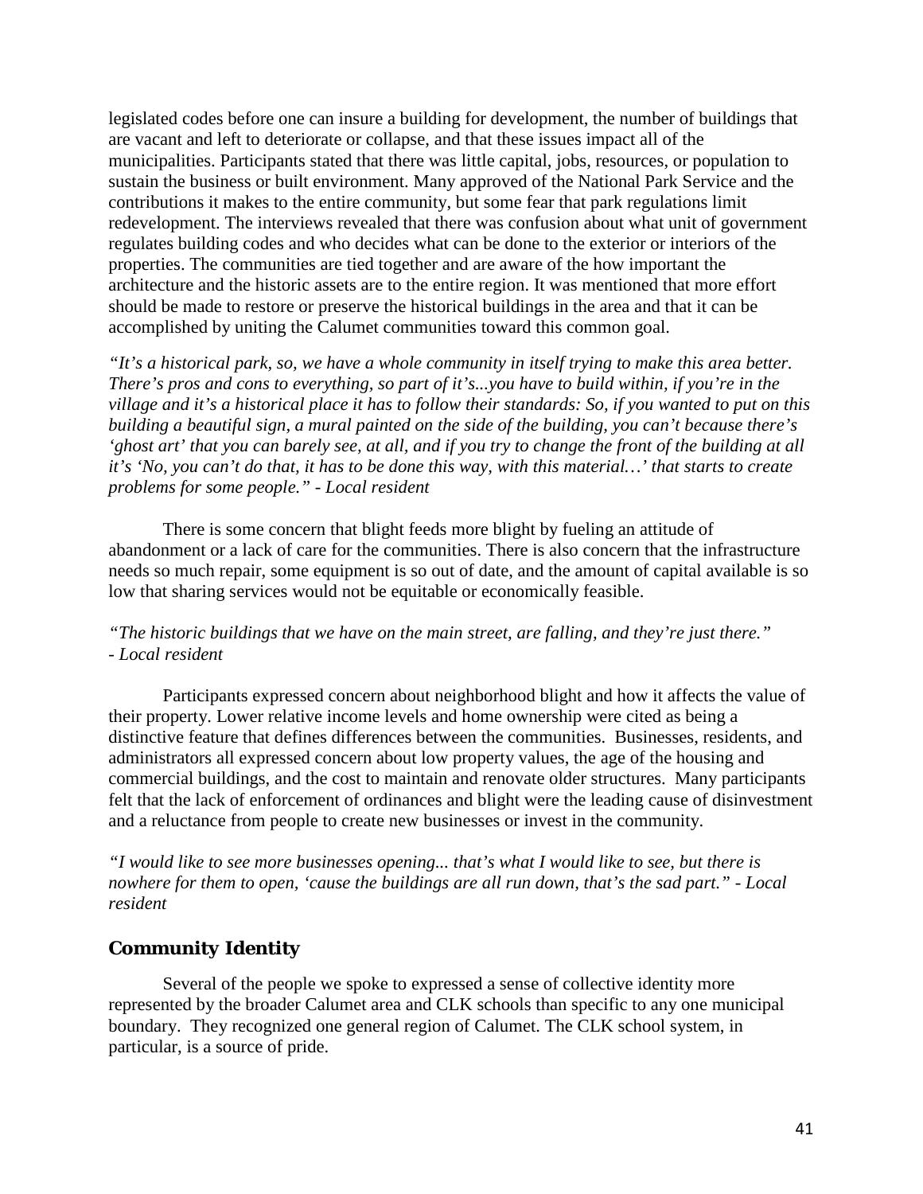legislated codes before one can insure a building for development, the number of buildings that are vacant and left to deteriorate or collapse, and that these issues impact all of the municipalities. Participants stated that there was little capital, jobs, resources, or population to sustain the business or built environment. Many approved of the National Park Service and the contributions it makes to the entire community, but some fear that park regulations limit redevelopment. The interviews revealed that there was confusion about what unit of government regulates building codes and who decides what can be done to the exterior or interiors of the properties. The communities are tied together and are aware of the how important the architecture and the historic assets are to the entire region. It was mentioned that more effort should be made to restore or preserve the historical buildings in the area and that it can be accomplished by uniting the Calumet communities toward this common goal.

*"It's a historical park, so, we have a whole community in itself trying to make this area better. There's pros and cons to everything, so part of it's...you have to build within, if you're in the village and it's a historical place it has to follow their standards: So, if you wanted to put on this building a beautiful sign, a mural painted on the side of the building, you can't because there's 'ghost art' that you can barely see, at all, and if you try to change the front of the building at all it's 'No, you can't do that, it has to be done this way, with this material…' that starts to create problems for some people." - Local resident*

There is some concern that blight feeds more blight by fueling an attitude of abandonment or a lack of care for the communities. There is also concern that the infrastructure needs so much repair, some equipment is so out of date, and the amount of capital available is so low that sharing services would not be equitable or economically feasible.

*"The historic buildings that we have on the main street, are falling, and they're just there." - Local resident*

Participants expressed concern about neighborhood blight and how it affects the value of their property. Lower relative income levels and home ownership were cited as being a distinctive feature that defines differences between the communities. Businesses, residents, and administrators all expressed concern about low property values, the age of the housing and commercial buildings, and the cost to maintain and renovate older structures. Many participants felt that the lack of enforcement of ordinances and blight were the leading cause of disinvestment and a reluctance from people to create new businesses or invest in the community.

*"I would like to see more businesses opening... that's what I would like to see, but there is nowhere for them to open, 'cause the buildings are all run down, that's the sad part." - Local resident*

## Community Identity

Several of the people we spoke to expressed a sense of collective identity more represented by the broader Calumet area and CLK schools than specific to any one municipal boundary. They recognized one general region of Calumet. The CLK school system, in particular, is a source of pride.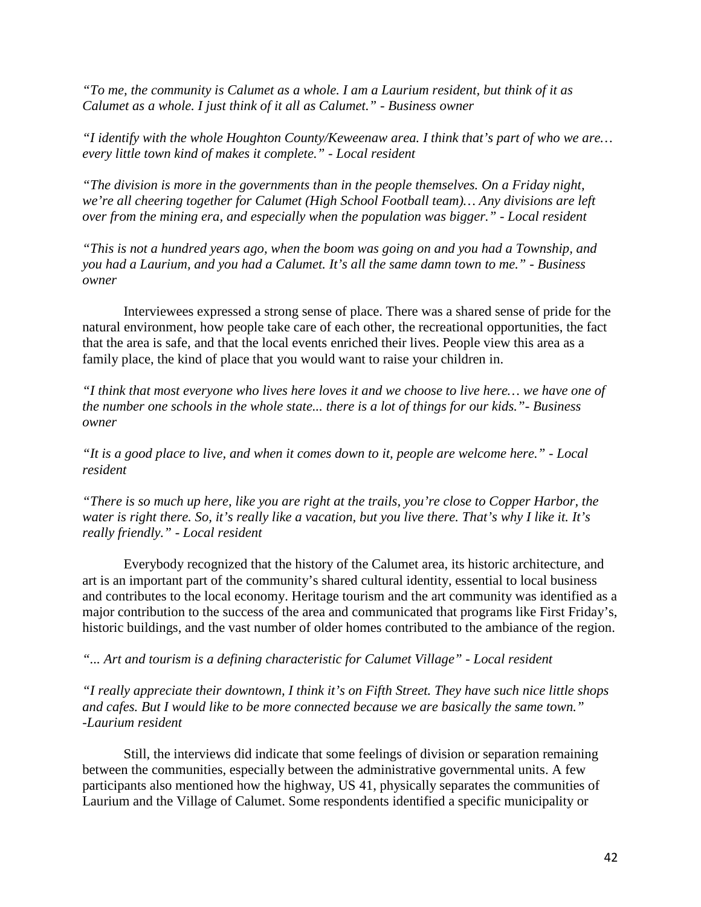*"To me, the community is Calumet as a whole. I am a Laurium resident, but think of it as Calumet as a whole. I just think of it all as Calumet." - Business owner*

*"I identify with the whole Houghton County/Keweenaw area. I think that's part of who we are… every little town kind of makes it complete." - Local resident*

*"The division is more in the governments than in the people themselves. On a Friday night, we're all cheering together for Calumet (High School Football team)… Any divisions are left over from the mining era, and especially when the population was bigger." - Local resident*

*"This is not a hundred years ago, when the boom was going on and you had a Township, and you had a Laurium, and you had a Calumet. It's all the same damn town to me." - Business owner*

Interviewees expressed a strong sense of place. There was a shared sense of pride for the natural environment, how people take care of each other, the recreational opportunities, the fact that the area is safe, and that the local events enriched their lives. People view this area as a family place, the kind of place that you would want to raise your children in.

*"I think that most everyone who lives here loves it and we choose to live here… we have one of the number one schools in the whole state... there is a lot of things for our kids."- Business owner*

*"It is a good place to live, and when it comes down to it, people are welcome here." - Local resident*

*"There is so much up here, like you are right at the trails, you're close to Copper Harbor, the water is right there. So, it's really like a vacation, but you live there. That's why I like it. It's really friendly." - Local resident*

Everybody recognized that the history of the Calumet area, its historic architecture, and art is an important part of the community's shared cultural identity, essential to local business and contributes to the local economy. Heritage tourism and the art community was identified as a major contribution to the success of the area and communicated that programs like First Friday's, historic buildings, and the vast number of older homes contributed to the ambiance of the region.

*"... Art and tourism is a defining characteristic for Calumet Village" - Local resident*

*"I really appreciate their downtown, I think it's on Fifth Street. They have such nice little shops and cafes. But I would like to be more connected because we are basically the same town." -Laurium resident*

Still, the interviews did indicate that some feelings of division or separation remaining between the communities, especially between the administrative governmental units. A few participants also mentioned how the highway, US 41, physically separates the communities of Laurium and the Village of Calumet. Some respondents identified a specific municipality or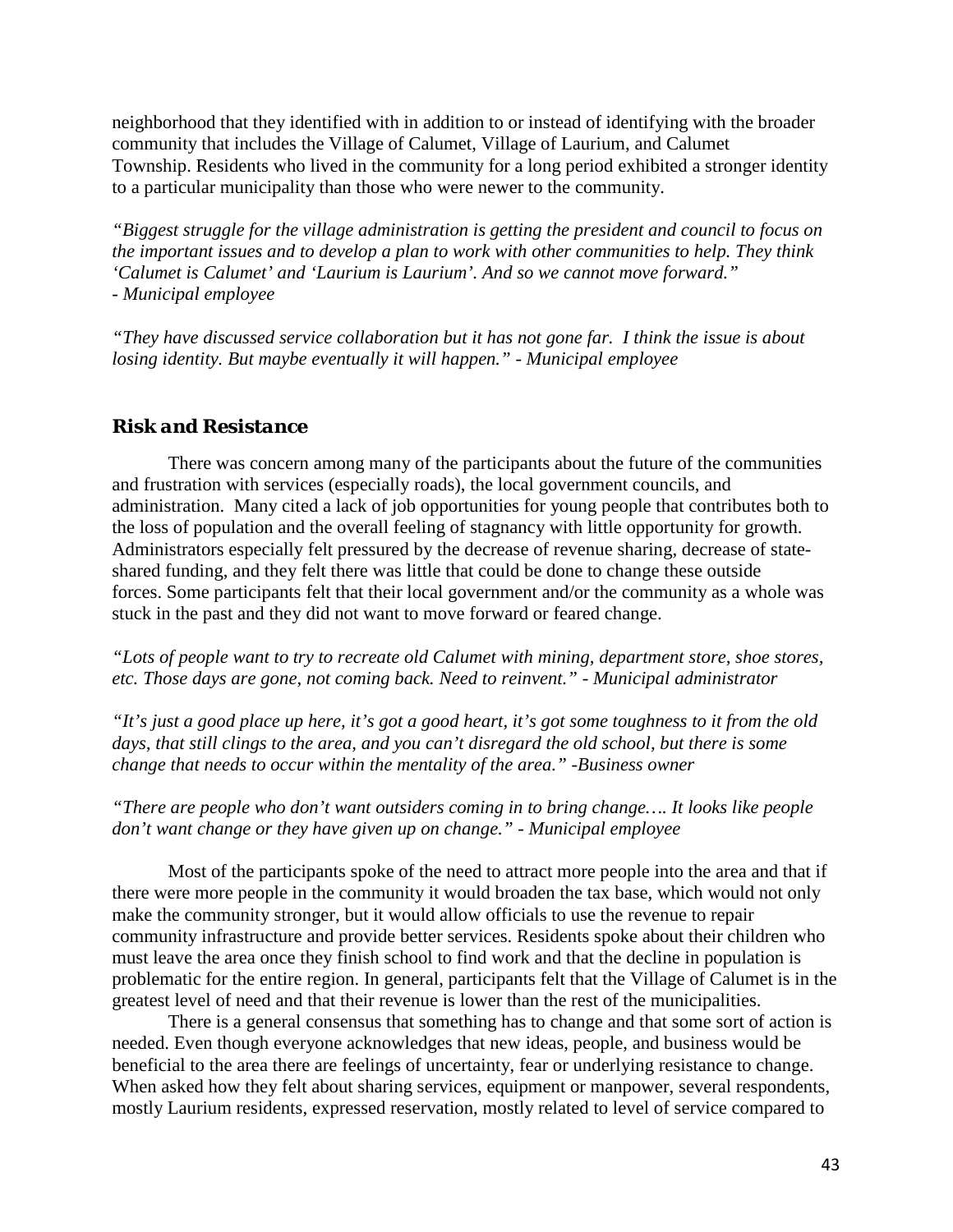neighborhood that they identified with in addition to or instead of identifying with the broader community that includes the Village of Calumet, Village of Laurium, and Calumet Township. Residents who lived in the community for a long period exhibited a stronger identity to a particular municipality than those who were newer to the community.

*"Biggest struggle for the village administration is getting the president and council to focus on the important issues and to develop a plan to work with other communities to help. They think 'Calumet is Calumet' and 'Laurium is Laurium'. And so we cannot move forward." - Municipal employee*

*"They have discussed service collaboration but it has not gone far. I think the issue is about losing identity. But maybe eventually it will happen." - Municipal employee*

### Risk and Resistance

There was concern among many of the participants about the future of the communities and frustration with services (especially roads), the local government councils, and administration. Many cited a lack of job opportunities for young people that contributes both to the loss of population and the overall feeling of stagnancy with little opportunity for growth. Administrators especially felt pressured by the decrease of revenue sharing, decrease of state-shared funding, and they felt there was little that could be done to change these outside forces. Some participants felt that their local government and/or the community as a whole was stuck in the past and they did not want to move forward or feared change.

*"Lots of people want to try to recreate old Calumet with mining, department store, shoe stores, etc. Those days are gone, not coming back. Need to reinvent." - Municipal administrator*

*"It's just a good place up here, it's got a good heart, it's got some toughness to it from the old days, that still clings to the area, and you can't disregard the old school, but there is some change that needs to occur within the mentality of the area." -Business owner*

*"There are people who don't want outsiders coming in to bring change…. It looks like people don't want change or they have given up on change." - Municipal employee*

Most of the participants spoke of the need to attract more people into the area and that if there were more people in the community it would broaden the tax base, which would not only make the community stronger, but it would allow officials to use the revenue to repair community infrastructure and provide better services. Residents spoke about their children who must leave the area once they finish school to find work and that the decline in population is problematic for the entire region. In general, participants felt that the Village of Calumet is in the greatest level of need and that their revenue is lower than the rest of the municipalities.

There is a general consensus that something has to change and that some sort of action is needed. Even though everyone acknowledges that new ideas, people, and business would be beneficial to the area there are feelings of uncertainty, fear or underlying resistance to change. When asked how they felt about sharing services, equipment or manpower, several respondents, mostly Laurium residents, expressed reservation, mostly related to level of service compared to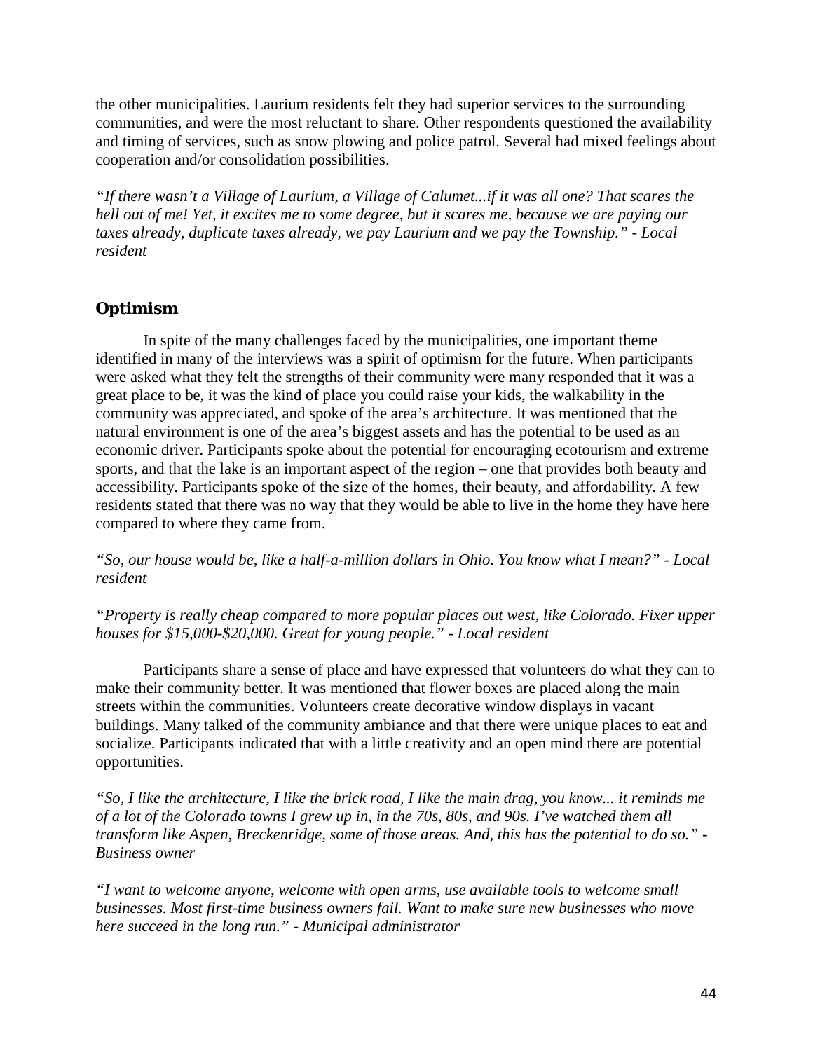the other municipalities. Laurium residents felt they had superior services to the surrounding communities, and were the most reluctant to share. Other respondents questioned the availability and timing of services, such as snow plowing and police patrol. Several had mixed feelings about cooperation and/or consolidation possibilities.

*"If there wasn't a Village of Laurium, a Village of Calumet...if it was all one? That scares the hell out of me! Yet, it excites me to some degree, but it scares me, because we are paying our taxes already, duplicate taxes already, we pay Laurium and we pay the Township." - Local resident*

## Optimism

In spite of the many challenges faced by the municipalities, one important theme identified in many of the interviews was a spirit of optimism for the future. When participants were asked what they felt the strengths of their community were many responded that it was a great place to be, it was the kind of place you could raise your kids, the walkability in the community was appreciated, and spoke of the area's architecture. It was mentioned that the natural environment is one of the area's biggest assets and has the potential to be used as an economic driver. Participants spoke about the potential for encouraging ecotourism and extreme sports, and that the lake is an important aspect of the region – one that provides both beauty and accessibility. Participants spoke of the size of the homes, their beauty, and affordability. A few residents stated that there was no way that they would be able to live in the home they have here compared to where they came from.

*"So, our house would be, like a half-a-million dollars in Ohio. You know what I mean?" - Local resident*

*"Property is really cheap compared to more popular places out west, like Colorado. Fixer upper houses for $15,000-$20,000. Great for young people." - Local resident*

Participants share a sense of place and have expressed that volunteers do what they can to make their community better. It was mentioned that flower boxes are placed along the main streets within the communities. Volunteers create decorative window displays in vacant buildings. Many talked of the community ambiance and that there were unique places to eat and socialize. Participants indicated that with a little creativity and an open mind there are potential opportunities.

*"So, I like the architecture, I like the brick road, I like the main drag, you know... it reminds me of a lot of the Colorado towns I grew up in, in the 70s, 80s, and 90s. I've watched them all transform like Aspen, Breckenridge, some of those areas. And, this has the potential to do so." - Business owner*

*"I want to welcome anyone, welcome with open arms, use available tools to welcome small businesses. Most first-time business owners fail. Want to make sure new businesses who move here succeed in the long run." - Municipal administrator*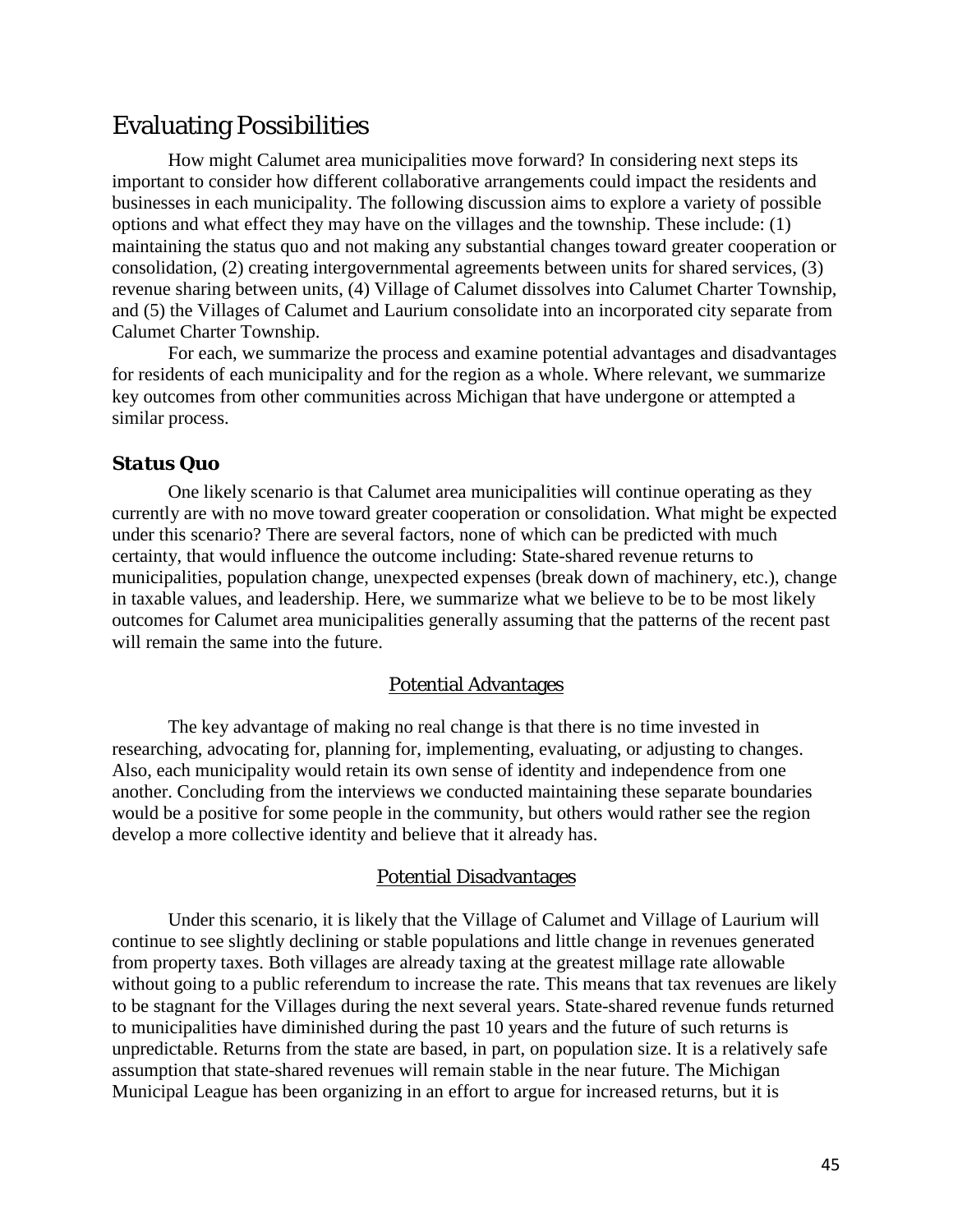## Evaluating Possibilities

How might Calumet area municipalities move forward? In considering next steps its important to consider how different collaborative arrangements could impact the residents and businesses in each municipality. The following discussion aims to explore a variety of possible options and what effect they may have on the villages and the township. These include: (1) maintaining the status quo and not making any substantial changes toward greater cooperation or consolidation, (2) creating intergovernmental agreements between units for shared services, (3) revenue sharing between units, (4) Village of Calumet dissolves into Calumet Charter Township, and (5) the Villages of Calumet and Laurium consolidate into an incorporated city separate from Calumet Charter Township.

For each, we summarize the process and examine potential advantages and disadvantages for residents of each municipality and for the region as a whole. Where relevant, we summarize key outcomes from other communities across Michigan that have undergone or attempted a similar process.

### *Status Quo*

One likely scenario is that Calumet area municipalities will continue operating as they currently are with no move toward greater cooperation or consolidation. What might be expected under this scenario? There are several factors, none of which can be predicted with much certainty, that would influence the outcome including: State-shared revenue returns to municipalities, population change, unexpected expenses (break down of machinery, etc.), change in taxable values, and leadership. Here, we summarize what we believe to be to be most likely outcomes for Calumet area municipalities generally assuming that the patterns of the recent past will remain the same into the future.

<u>Potential Advantages</u>

The key advantage of making no real change is that there is no time invested in researching, advocating for, planning for, implementing, evaluating, or adjusting to changes. Also, each municipality would retain its own sense of identity and independence from one another. Concluding from the interviews we conducted maintaining these separate boundaries would be a positive for some people in the community, but others would rather see the region develop a more collective identity and believe that it already has.

<u>Potential Disadvantages</u>

Under this scenario, it is likely that the Village of Calumet and Village of Laurium will continue to see slightly declining or stable populations and little change in revenues generated from property taxes. Both villages are already taxing at the greatest millage rate allowable without going to a public referendum to increase the rate. This means that tax revenues are likely to be stagnant for the Villages during the next several years. State-shared revenue funds returned to municipalities have diminished during the past 10 years and the future of such returns is unpredictable. Returns from the state are based, in part, on population size. It is a relatively safe assumption that state-shared revenues will remain stable in the near future. The Michigan Municipal League has been organizing in an effort to argue for increased returns, but it is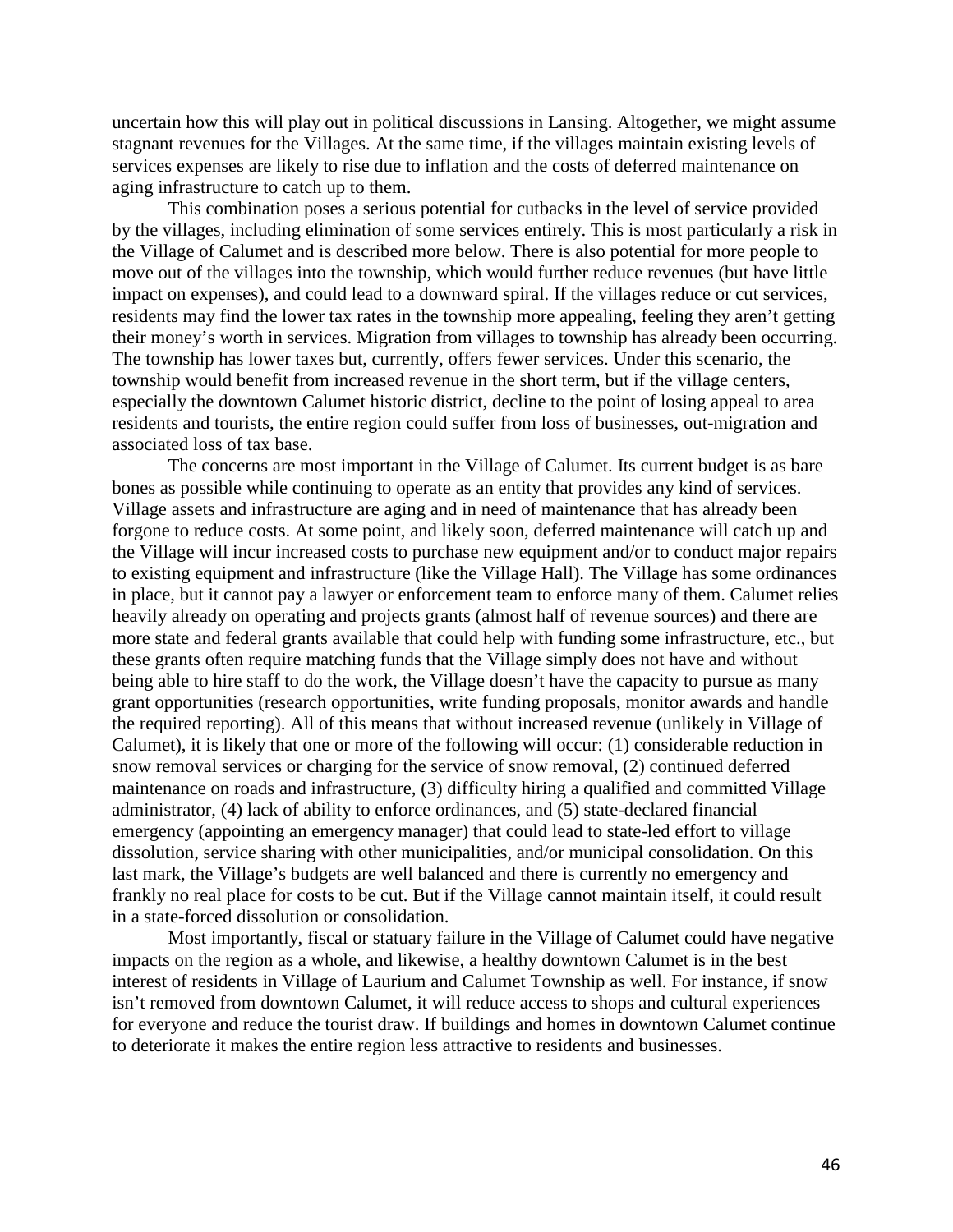uncertain how this will play out in political discussions in Lansing. Altogether, we might assume stagnant revenues for the Villages. At the same time, if the villages maintain existing levels of services expenses are likely to rise due to inflation and the costs of deferred maintenance on aging infrastructure to catch up to them.

This combination poses a serious potential for cutbacks in the level of service provided by the villages, including elimination of some services entirely. This is most particularly a risk in the Village of Calumet and is described more below. There is also potential for more people to move out of the villages into the township, which would further reduce revenues (but have little impact on expenses), and could lead to a downward spiral. If the villages reduce or cut services, residents may find the lower tax rates in the township more appealing, feeling they aren't getting their money's worth in services. Migration from villages to township has already been occurring. The township has lower taxes but, currently, offers fewer services. Under this scenario, the township would benefit from increased revenue in the short term, but if the village centers, especially the downtown Calumet historic district, decline to the point of losing appeal to area residents and tourists, the entire region could suffer from loss of businesses, out-migration and associated loss of tax base.

The concerns are most important in the Village of Calumet. Its current budget is as bare bones as possible while continuing to operate as an entity that provides any kind of services. Village assets and infrastructure are aging and in need of maintenance that has already been forgone to reduce costs. At some point, and likely soon, deferred maintenance will catch up and the Village will incur increased costs to purchase new equipment and/or to conduct major repairs to existing equipment and infrastructure (like the Village Hall). The Village has some ordinances in place, but it cannot pay a lawyer or enforcement team to enforce many of them. Calumet relies heavily already on operating and projects grants (almost half of revenue sources) and there are more state and federal grants available that could help with funding some infrastructure, etc., but these grants often require matching funds that the Village simply does not have and without being able to hire staff to do the work, the Village doesn't have the capacity to pursue as many grant opportunities (research opportunities, write funding proposals, monitor awards and handle the required reporting). All of this means that without increased revenue (unlikely in Village of Calumet), it is likely that one or more of the following will occur: (1) considerable reduction in snow removal services or charging for the service of snow removal, (2) continued deferred maintenance on roads and infrastructure, (3) difficulty hiring a qualified and committed Village administrator, (4) lack of ability to enforce ordinances, and (5) state-declared financial emergency (appointing an emergency manager) that could lead to state-led effort to village dissolution, service sharing with other municipalities, and/or municipal consolidation. On this last mark, the Village's budgets are well balanced and there is currently no emergency and frankly no real place for costs to be cut. But if the Village cannot maintain itself, it could result in a state-forced dissolution or consolidation.

Most importantly, fiscal or statuary failure in the Village of Calumet could have negative impacts on the region as a whole, and likewise, a healthy downtown Calumet is in the best interest of residents in Village of Laurium and Calumet Township as well. For instance, if snow isn't removed from downtown Calumet, it will reduce access to shops and cultural experiences for everyone and reduce the tourist draw. If buildings and homes in downtown Calumet continue to deteriorate it makes the entire region less attractive to residents and businesses.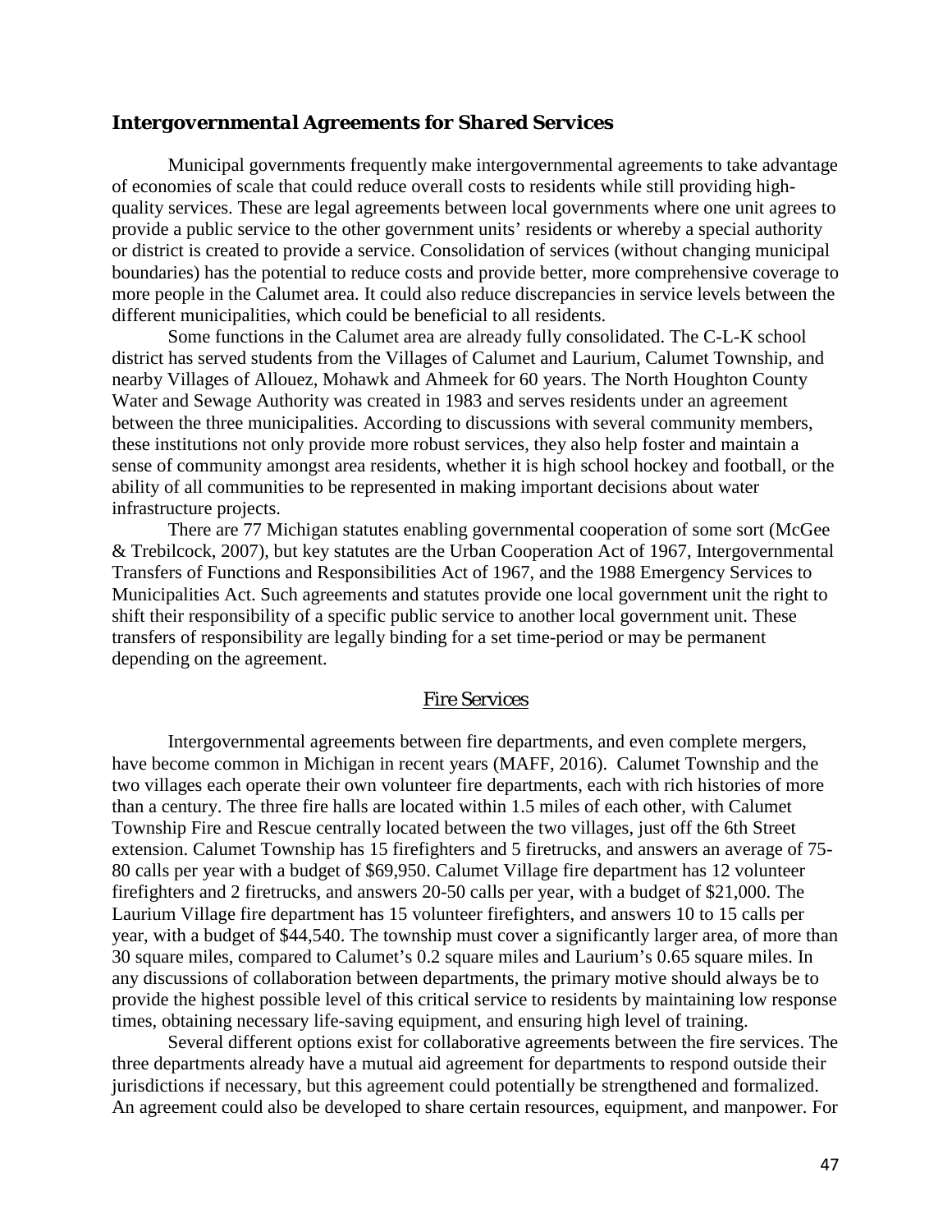### *Intergovernmental Agreements for Shared Services*

Municipal governments frequently make intergovernmental agreements to take advantage of economies of scale that could reduce overall costs to residents while still providing high-quality services. These are legal agreements between local governments where one unit agrees to provide a public service to the other government units' residents or whereby a special authority or district is created to provide a service. Consolidation of services (without changing municipal boundaries) has the potential to reduce costs and provide better, more comprehensive coverage to more people in the Calumet area. It could also reduce discrepancies in service levels between the different municipalities, which could be beneficial to all residents.

Some functions in the Calumet area are already fully consolidated. The C-L-K school district has served students from the Villages of Calumet and Laurium, Calumet Township, and nearby Villages of Allouez, Mohawk and Ahmeek for 60 years. The North Houghton County Water and Sewage Authority was created in 1983 and serves residents under an agreement between the three municipalities. According to discussions with several community members, these institutions not only provide more robust services, they also help foster and maintain a sense of community amongst area residents, whether it is high school hockey and football, or the ability of all communities to be represented in making important decisions about water infrastructure projects.

There are 77 Michigan statutes enabling governmental cooperation of some sort (McGee & Trebilcock, 2007), but key statutes are the Urban Cooperation Act of 1967, Intergovernmental Transfers of Functions and Responsibilities Act of 1967, and the 1988 Emergency Services to Municipalities Act. Such agreements and statutes provide one local government unit the right to shift their responsibility of a specific public service to another local government unit. These transfers of responsibility are legally binding for a set time-period or may be permanent depending on the agreement.

#### Fire Services

Intergovernmental agreements between fire departments, and even complete mergers, have become common in Michigan in recent years (MAFF, 2016). Calumet Township and the two villages each operate their own volunteer fire departments, each with rich histories of more than a century. The three fire halls are located within 1.5 miles of each other, with Calumet Township Fire and Rescue centrally located between the two villages, just off the 6th Street extension. Calumet Township has 15 firefighters and 5 firetrucks, and answers an average of 75-80 calls per year with a budget of $69,950. Calumet Village fire department has 12 volunteer firefighters and 2 firetrucks, and answers 20-50 calls per year, with a budget of $21,000. The Laurium Village fire department has 15 volunteer firefighters, and answers 10 to 15 calls per year, with a budget of $44,540. The township must cover a significantly larger area, of more than 30 square miles, compared to Calumet's 0.2 square miles and Laurium's 0.65 square miles. In any discussions of collaboration between departments, the primary motive should always be to provide the highest possible level of this critical service to residents by maintaining low response times, obtaining necessary life-saving equipment, and ensuring high level of training.

Several different options exist for collaborative agreements between the fire services. The three departments already have a mutual aid agreement for departments to respond outside their jurisdictions if necessary, but this agreement could potentially be strengthened and formalized. An agreement could also be developed to share certain resources, equipment, and manpower. For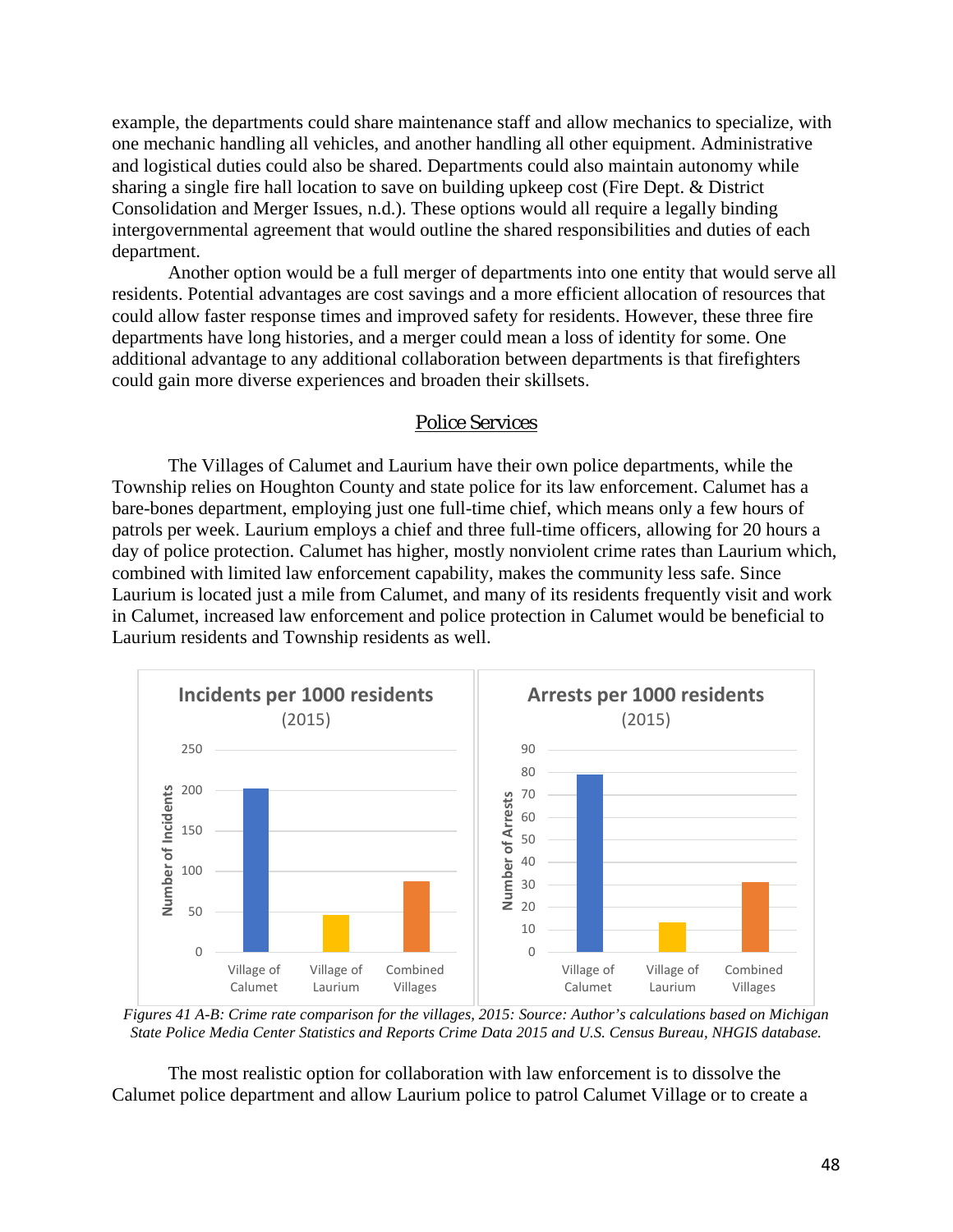example, the departments could share maintenance staff and allow mechanics to specialize, with one mechanic handling all vehicles, and another handling all other equipment. Administrative and logistical duties could also be shared. Departments could also maintain autonomy while sharing a single fire hall location to save on building upkeep cost (Fire Dept. & District Consolidation and Merger Issues, n.d.). These options would all require a legally binding intergovernmental agreement that would outline the shared responsibilities and duties of each department.

Another option would be a full merger of departments into one entity that would serve all residents. Potential advantages are cost savings and a more efficient allocation of resources that could allow faster response times and improved safety for residents. However, these three fire departments have long histories, and a merger could mean a loss of identity for some. One additional advantage to any additional collaboration between departments is that firefighters could gain more diverse experiences and broaden their skillsets.

## Police Services

The Villages of Calumet and Laurium have their own police departments, while the Township relies on Houghton County and state police for its law enforcement. Calumet has a bare-bones department, employing just one full-time chief, which means only a few hours of patrols per week. Laurium employs a chief and three full-time officers, allowing for 20 hours a day of police protection. Calumet has higher, mostly nonviolent crime rates than Laurium which, combined with limited law enforcement capability, makes the community less safe. Since Laurium is located just a mile from Calumet, and many of its residents frequently visit and work in Calumet, increased law enforcement and police protection in Calumet would be beneficial to Laurium residents and Township residents as well.

*Figures 41 A-B: Crime rate comparison for the villages, 2015: Source: Author's calculations based on Michigan State Police Media Center Statistics and Reports Crime Data 2015 and U.S. Census Bureau, NHGIS database.*

The most realistic option for collaboration with law enforcement is to dissolve the Calumet police department and allow Laurium police to patrol Calumet Village or to create a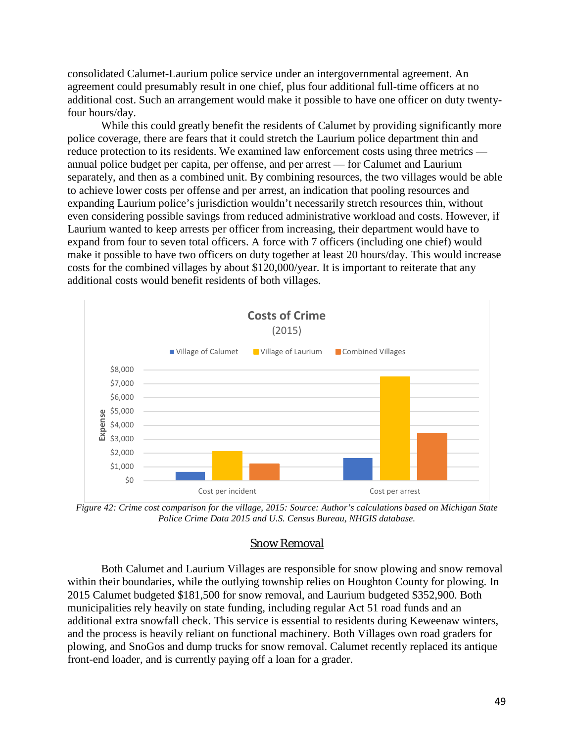consolidated Calumet-Laurium police service under an intergovernmental agreement. An agreement could presumably result in one chief, plus four additional full-time officers at no additional cost. Such an arrangement would make it possible to have one officer on duty twenty-four hours/day.

While this could greatly benefit the residents of Calumet by providing significantly more police coverage, there are fears that it could stretch the Laurium police department thin and reduce protection to its residents. We examined law enforcement costs using three metrics — annual police budget per capita, per offense, and per arrest — for Calumet and Laurium separately, and then as a combined unit. By combining resources, the two villages would be able to achieve lower costs per offense and per arrest, an indication that pooling resources and expanding Laurium police's jurisdiction wouldn't necessarily stretch resources thin, without even considering possible savings from reduced administrative workload and costs. However, if Laurium wanted to keep arrests per officer from increasing, their department would have to expand from four to seven total officers. A force with 7 officers (including one chief) would make it possible to have two officers on duty together at least 20 hours/day. This would increase costs for the combined villages by about $120,000/year. It is important to reiterate that any additional costs would benefit residents of both villages.

**Costs of Crime (2015)**

Legend: Village of Calumet, Village of Laurium, Combined Villages

Y-axis: Expense ($0 – $8,000)

X-axis categories: Cost per incident, Cost per arrest

*Figure 42: Crime cost comparison for the village, 2015: Source: Author's calculations based on Michigan State Police Crime Data 2015 and U.S. Census Bureau, NHGIS database.*

## Snow Removal

Both Calumet and Laurium Villages are responsible for snow plowing and snow removal within their boundaries, while the outlying township relies on Houghton County for plowing. In 2015 Calumet budgeted $181,500 for snow removal, and Laurium budgeted $352,900. Both municipalities rely heavily on state funding, including regular Act 51 road funds and an additional extra snowfall check. This service is essential to residents during Keweenaw winters, and the process is heavily reliant on functional machinery. Both Villages own road graders for plowing, and SnoGos and dump trucks for snow removal. Calumet recently replaced its antique front-end loader, and is currently paying off a loan for a grader.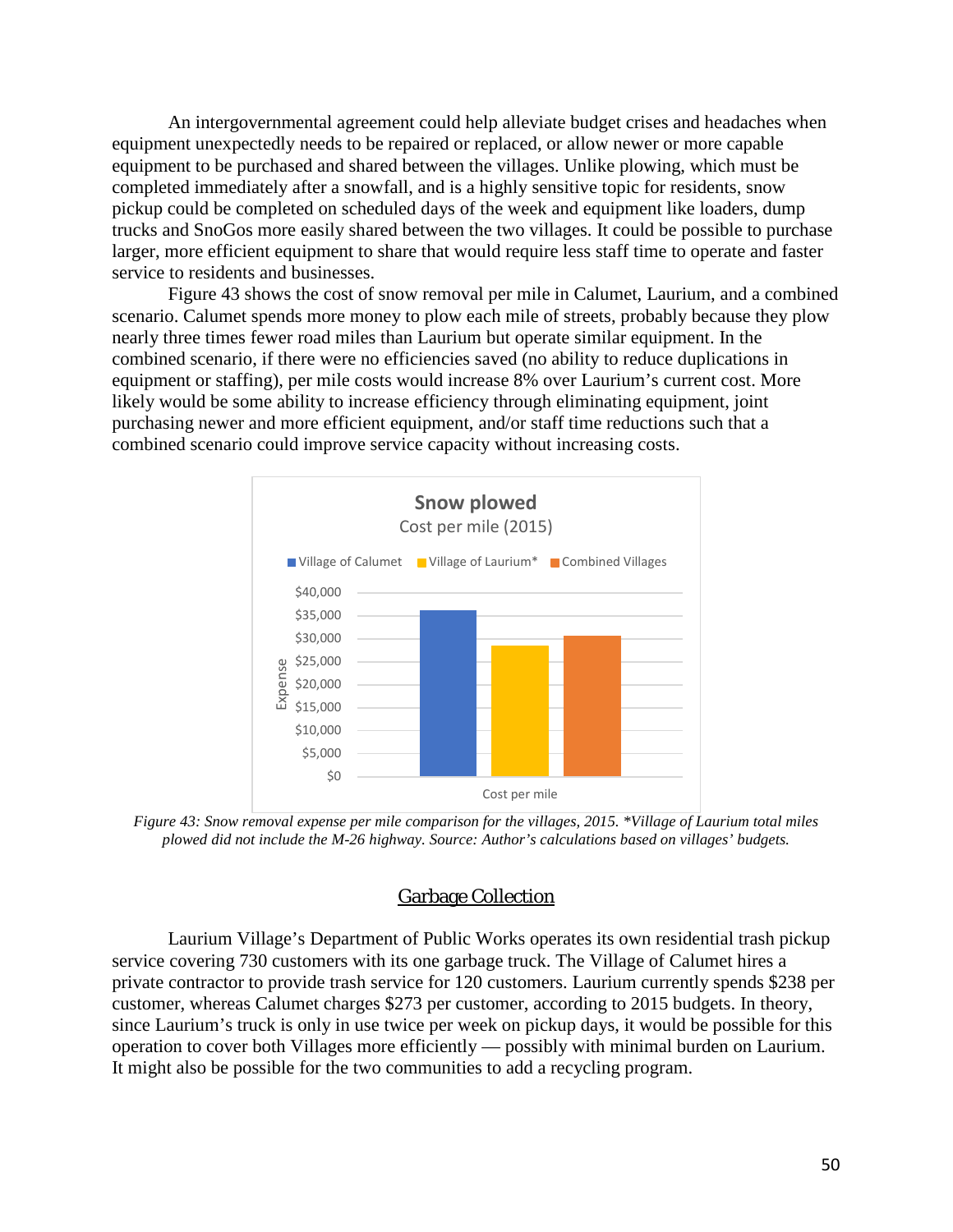An intergovernmental agreement could help alleviate budget crises and headaches when equipment unexpectedly needs to be repaired or replaced, or allow newer or more capable equipment to be purchased and shared between the villages. Unlike plowing, which must be completed immediately after a snowfall, and is a highly sensitive topic for residents, snow pickup could be completed on scheduled days of the week and equipment like loaders, dump trucks and SnoGos more easily shared between the two villages. It could be possible to purchase larger, more efficient equipment to share that would require less staff time to operate and faster service to residents and businesses.

Figure 43 shows the cost of snow removal per mile in Calumet, Laurium, and a combined scenario. Calumet spends more money to plow each mile of streets, probably because they plow nearly three times fewer road miles than Laurium but operate similar equipment. In the combined scenario, if there were no efficiencies saved (no ability to reduce duplications in equipment or staffing), per mile costs would increase 8% over Laurium's current cost. More likely would be some ability to increase efficiency through eliminating equipment, joint purchasing newer and more efficient equipment, and/or staff time reductions such that a combined scenario could improve service capacity without increasing costs.

*Figure 43: Snow removal expense per mile comparison for the villages, 2015. *Village of Laurium total miles plowed did not include the M-26 highway. Source: Author's calculations based on villages' budgets.*

## Garbage Collection

Laurium Village's Department of Public Works operates its own residential trash pickup service covering 730 customers with its one garbage truck. The Village of Calumet hires a private contractor to provide trash service for 120 customers. Laurium currently spends $238 per customer, whereas Calumet charges $273 per customer, according to 2015 budgets. In theory, since Laurium's truck is only in use twice per week on pickup days, it would be possible for this operation to cover both Villages more efficiently — possibly with minimal burden on Laurium. It might also be possible for the two communities to add a recycling program.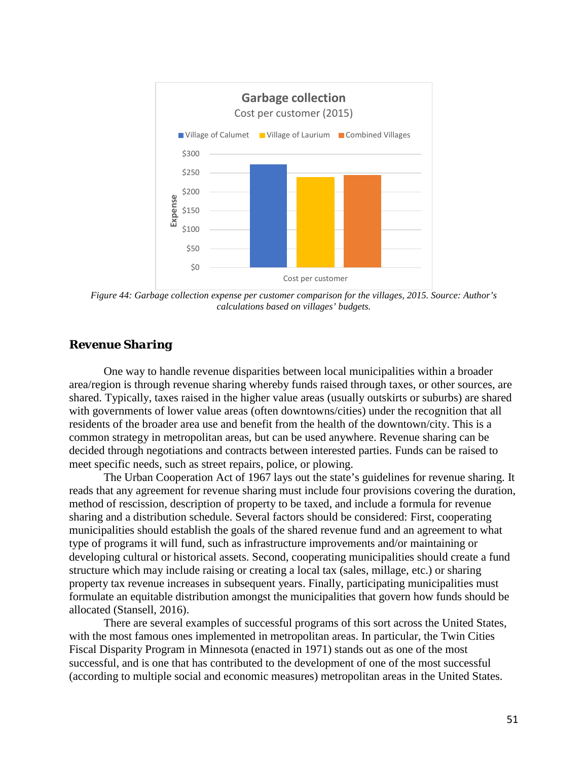Figure 44: Garbage collection expense per customer comparison for the villages, 2015. Source: Author's calculations based on villages' budgets.

### Revenue Sharing

One way to handle revenue disparities between local municipalities within a broader area/region is through revenue sharing whereby funds raised through taxes, or other sources, are shared. Typically, taxes raised in the higher value areas (usually outskirts or suburbs) are shared with governments of lower value areas (often downtowns/cities) under the recognition that all residents of the broader area use and benefit from the health of the downtown/city. This is a common strategy in metropolitan areas, but can be used anywhere. Revenue sharing can be decided through negotiations and contracts between interested parties. Funds can be raised to meet specific needs, such as street repairs, police, or plowing.

The Urban Cooperation Act of 1967 lays out the state's guidelines for revenue sharing. It reads that any agreement for revenue sharing must include four provisions covering the duration, method of rescission, description of property to be taxed, and include a formula for revenue sharing and a distribution schedule. Several factors should be considered: First, cooperating municipalities should establish the goals of the shared revenue fund and an agreement to what type of programs it will fund, such as infrastructure improvements and/or maintaining or developing cultural or historical assets. Second, cooperating municipalities should create a fund structure which may include raising or creating a local tax (sales, millage, etc.) or sharing property tax revenue increases in subsequent years. Finally, participating municipalities must formulate an equitable distribution amongst the municipalities that govern how funds should be allocated (Stansell, 2016).

There are several examples of successful programs of this sort across the United States, with the most famous ones implemented in metropolitan areas. In particular, the Twin Cities Fiscal Disparity Program in Minnesota (enacted in 1971) stands out as one of the most successful, and is one that has contributed to the development of one of the most successful (according to multiple social and economic measures) metropolitan areas in the United States.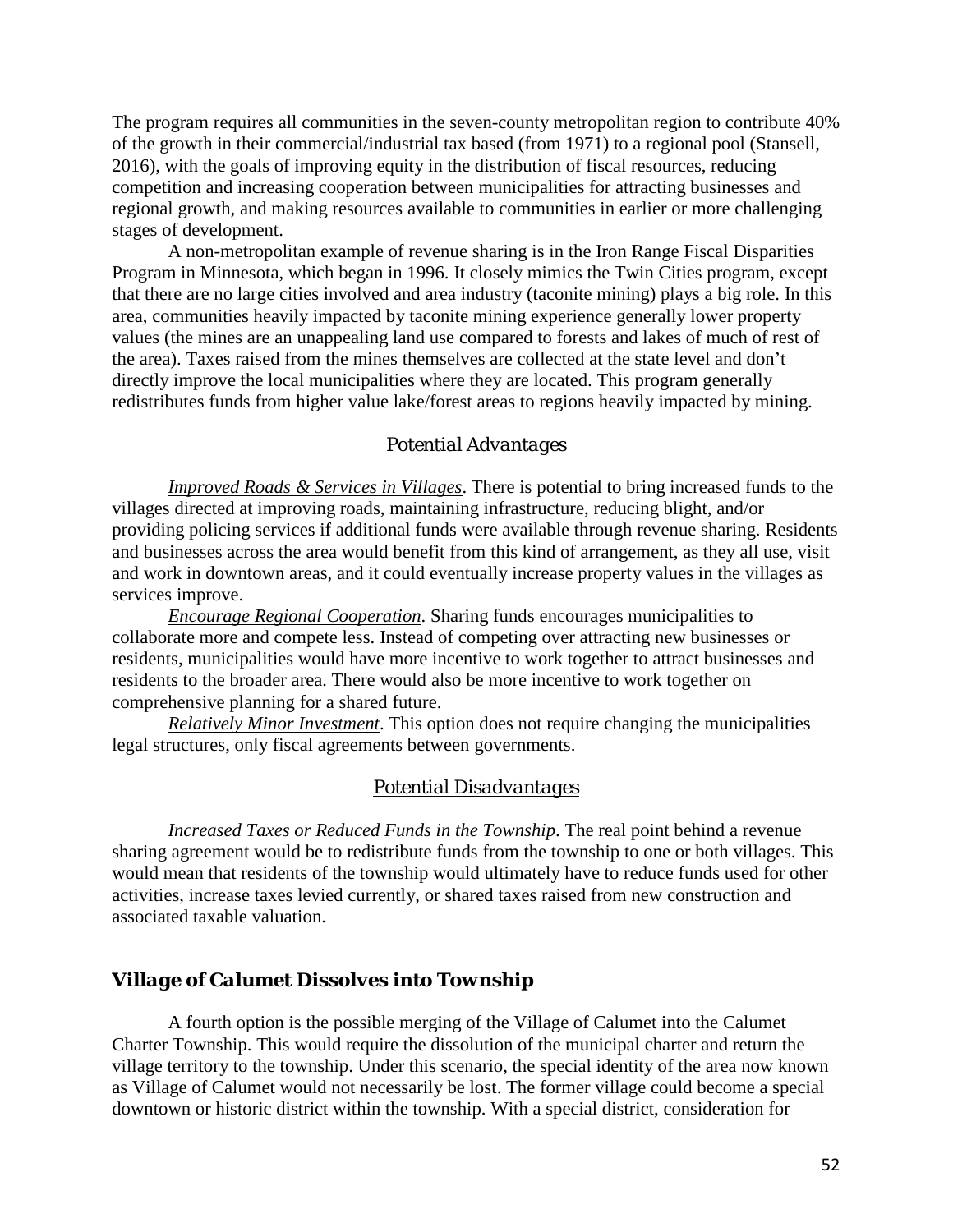The program requires all communities in the seven-county metropolitan region to contribute 40% of the growth in their commercial/industrial tax based (from 1971) to a regional pool (Stansell, 2016), with the goals of improving equity in the distribution of fiscal resources, reducing competition and increasing cooperation between municipalities for attracting businesses and regional growth, and making resources available to communities in earlier or more challenging stages of development.

A non-metropolitan example of revenue sharing is in the Iron Range Fiscal Disparities Program in Minnesota, which began in 1996. It closely mimics the Twin Cities program, except that there are no large cities involved and area industry (taconite mining) plays a big role. In this area, communities heavily impacted by taconite mining experience generally lower property values (the mines are an unappealing land use compared to forests and lakes of much of rest of the area). Taxes raised from the mines themselves are collected at the state level and don't directly improve the local municipalities where they are located. This program generally redistributes funds from higher value lake/forest areas to regions heavily impacted by mining.

### Potential Advantages

*Improved Roads & Services in Villages*. There is potential to bring increased funds to the villages directed at improving roads, maintaining infrastructure, reducing blight, and/or providing policing services if additional funds were available through revenue sharing. Residents and businesses across the area would benefit from this kind of arrangement, as they all use, visit and work in downtown areas, and it could eventually increase property values in the villages as services improve.

*Encourage Regional Cooperation*. Sharing funds encourages municipalities to collaborate more and compete less. Instead of competing over attracting new businesses or residents, municipalities would have more incentive to work together to attract businesses and residents to the broader area. There would also be more incentive to work together on comprehensive planning for a shared future.

*Relatively Minor Investment*. This option does not require changing the municipalities legal structures, only fiscal agreements between governments.

### Potential Disadvantages

*Increased Taxes or Reduced Funds in the Township*. The real point behind a revenue sharing agreement would be to redistribute funds from the township to one or both villages. This would mean that residents of the township would ultimately have to reduce funds used for other activities, increase taxes levied currently, or shared taxes raised from new construction and associated taxable valuation.

## Village of Calumet Dissolves into Township

A fourth option is the possible merging of the Village of Calumet into the Calumet Charter Township. This would require the dissolution of the municipal charter and return the village territory to the township. Under this scenario, the special identity of the area now known as Village of Calumet would not necessarily be lost. The former village could become a special downtown or historic district within the township. With a special district, consideration for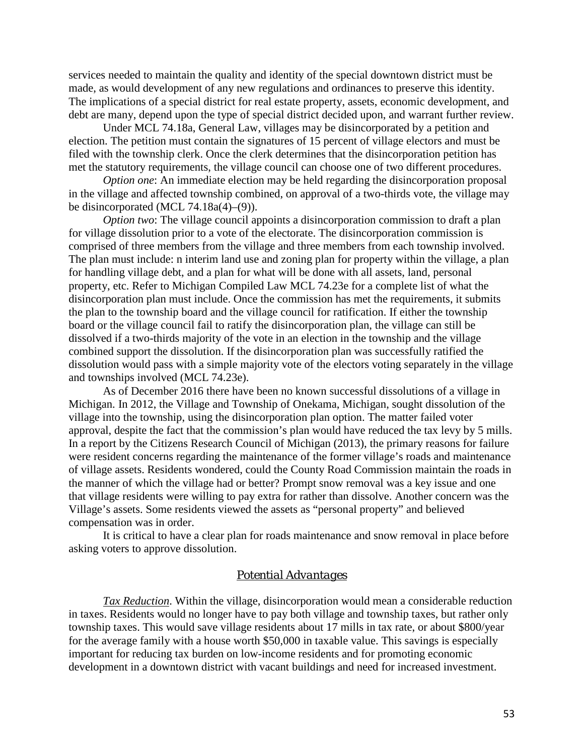services needed to maintain the quality and identity of the special downtown district must be made, as would development of any new regulations and ordinances to preserve this identity. The implications of a special district for real estate property, assets, economic development, and debt are many, depend upon the type of special district decided upon, and warrant further review.

Under MCL 74.18a, General Law, villages may be disincorporated by a petition and election. The petition must contain the signatures of 15 percent of village electors and must be filed with the township clerk. Once the clerk determines that the disincorporation petition has met the statutory requirements, the village council can choose one of two different procedures.

*Option one*: An immediate election may be held regarding the disincorporation proposal in the village and affected township combined, on approval of a two-thirds vote, the village may be disincorporated (MCL 74.18a(4)–(9)).

*Option two*: The village council appoints a disincorporation commission to draft a plan for village dissolution prior to a vote of the electorate. The disincorporation commission is comprised of three members from the village and three members from each township involved. The plan must include: n interim land use and zoning plan for property within the village, a plan for handling village debt, and a plan for what will be done with all assets, land, personal property, etc. Refer to Michigan Compiled Law MCL 74.23e for a complete list of what the disincorporation plan must include. Once the commission has met the requirements, it submits the plan to the township board and the village council for ratification. If either the township board or the village council fail to ratify the disincorporation plan, the village can still be dissolved if a two-thirds majority of the vote in an election in the township and the village combined support the dissolution. If the disincorporation plan was successfully ratified the dissolution would pass with a simple majority vote of the electors voting separately in the village and townships involved (MCL 74.23e).

As of December 2016 there have been no known successful dissolutions of a village in Michigan. In 2012, the Village and Township of Onekama, Michigan, sought dissolution of the village into the township, using the disincorporation plan option. The matter failed voter approval, despite the fact that the commission's plan would have reduced the tax levy by 5 mills. In a report by the Citizens Research Council of Michigan (2013), the primary reasons for failure were resident concerns regarding the maintenance of the former village's roads and maintenance of village assets. Residents wondered, could the County Road Commission maintain the roads in the manner of which the village had or better? Prompt snow removal was a key issue and one that village residents were willing to pay extra for rather than dissolve. Another concern was the Village's assets. Some residents viewed the assets as "personal property" and believed compensation was in order.

It is critical to have a clear plan for roads maintenance and snow removal in place before asking voters to approve dissolution.

## Potential Advantages

*Tax Reduction*. Within the village, disincorporation would mean a considerable reduction in taxes. Residents would no longer have to pay both village and township taxes, but rather only township taxes. This would save village residents about 17 mills in tax rate, or about $800/year for the average family with a house worth $50,000 in taxable value. This savings is especially important for reducing tax burden on low-income residents and for promoting economic development in a downtown district with vacant buildings and need for increased investment.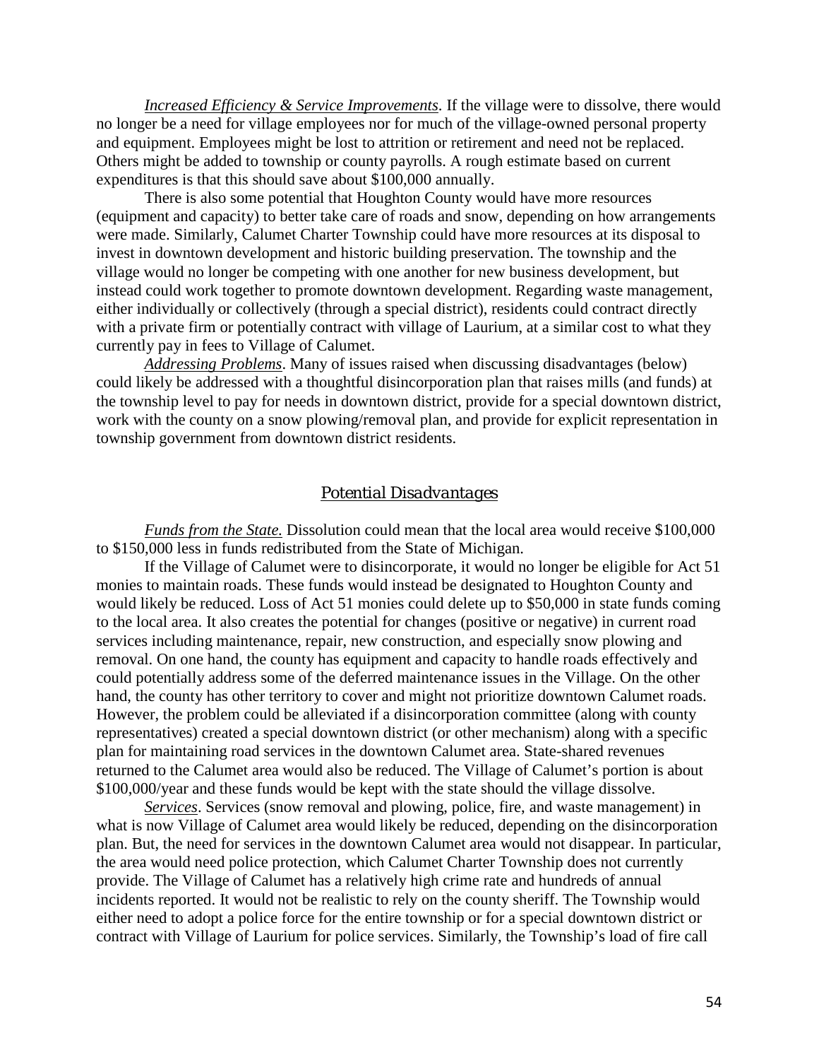*Increased Efficiency & Service Improvements*. If the village were to dissolve, there would no longer be a need for village employees nor for much of the village-owned personal property and equipment. Employees might be lost to attrition or retirement and need not be replaced. Others might be added to township or county payrolls. A rough estimate based on current expenditures is that this should save about $100,000 annually.

There is also some potential that Houghton County would have more resources (equipment and capacity) to better take care of roads and snow, depending on how arrangements were made. Similarly, Calumet Charter Township could have more resources at its disposal to invest in downtown development and historic building preservation. The township and the village would no longer be competing with one another for new business development, but instead could work together to promote downtown development. Regarding waste management, either individually or collectively (through a special district), residents could contract directly with a private firm or potentially contract with village of Laurium, at a similar cost to what they currently pay in fees to Village of Calumet.

*Addressing Problems*. Many of issues raised when discussing disadvantages (below) could likely be addressed with a thoughtful disincorporation plan that raises mills (and funds) at the township level to pay for needs in downtown district, provide for a special downtown district, work with the county on a snow plowing/removal plan, and provide for explicit representation in township government from downtown district residents.

### Potential Disadvantages

*Funds from the State.* Dissolution could mean that the local area would receive $100,000 to $150,000 less in funds redistributed from the State of Michigan.

If the Village of Calumet were to disincorporate, it would no longer be eligible for Act 51 monies to maintain roads. These funds would instead be designated to Houghton County and would likely be reduced. Loss of Act 51 monies could delete up to $50,000 in state funds coming to the local area. It also creates the potential for changes (positive or negative) in current road services including maintenance, repair, new construction, and especially snow plowing and removal. On one hand, the county has equipment and capacity to handle roads effectively and could potentially address some of the deferred maintenance issues in the Village. On the other hand, the county has other territory to cover and might not prioritize downtown Calumet roads. However, the problem could be alleviated if a disincorporation committee (along with county representatives) created a special downtown district (or other mechanism) along with a specific plan for maintaining road services in the downtown Calumet area. State-shared revenues returned to the Calumet area would also be reduced. The Village of Calumet's portion is about $100,000/year and these funds would be kept with the state should the village dissolve.

*Services*. Services (snow removal and plowing, police, fire, and waste management) in what is now Village of Calumet area would likely be reduced, depending on the disincorporation plan. But, the need for services in the downtown Calumet area would not disappear. In particular, the area would need police protection, which Calumet Charter Township does not currently provide. The Village of Calumet has a relatively high crime rate and hundreds of annual incidents reported. It would not be realistic to rely on the county sheriff. The Township would either need to adopt a police force for the entire township or for a special downtown district or contract with Village of Laurium for police services. Similarly, the Township's load of fire call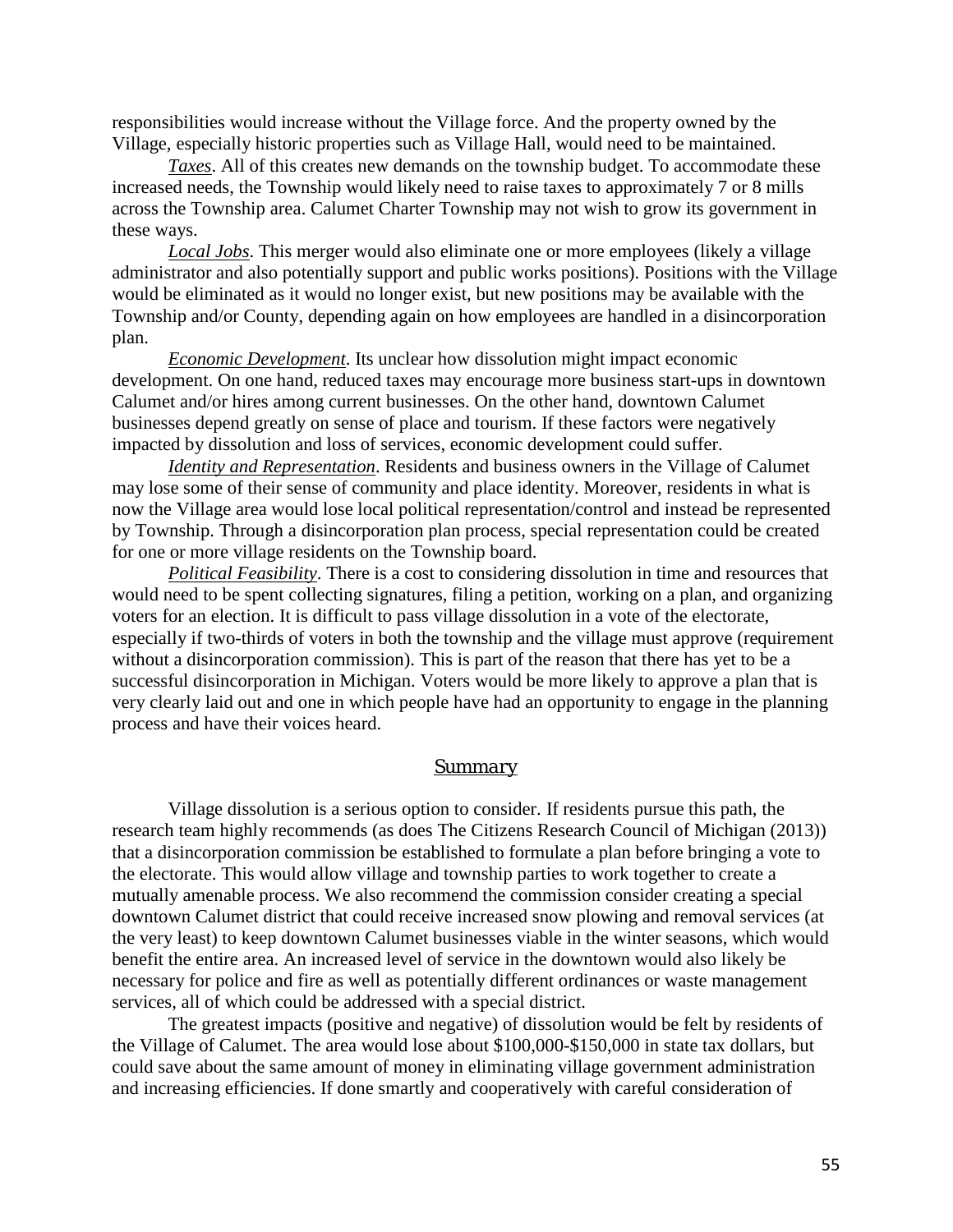responsibilities would increase without the Village force. And the property owned by the Village, especially historic properties such as Village Hall, would need to be maintained.

*Taxes*. All of this creates new demands on the township budget. To accommodate these increased needs, the Township would likely need to raise taxes to approximately 7 or 8 mills across the Township area. Calumet Charter Township may not wish to grow its government in these ways.

*Local Jobs*. This merger would also eliminate one or more employees (likely a village administrator and also potentially support and public works positions). Positions with the Village would be eliminated as it would no longer exist, but new positions may be available with the Township and/or County, depending again on how employees are handled in a disincorporation plan.

*Economic Development*. Its unclear how dissolution might impact economic development. On one hand, reduced taxes may encourage more business start-ups in downtown Calumet and/or hires among current businesses. On the other hand, downtown Calumet businesses depend greatly on sense of place and tourism. If these factors were negatively impacted by dissolution and loss of services, economic development could suffer.

*Identity and Representation*. Residents and business owners in the Village of Calumet may lose some of their sense of community and place identity. Moreover, residents in what is now the Village area would lose local political representation/control and instead be represented by Township. Through a disincorporation plan process, special representation could be created for one or more village residents on the Township board.

*Political Feasibility*. There is a cost to considering dissolution in time and resources that would need to be spent collecting signatures, filing a petition, working on a plan, and organizing voters for an election. It is difficult to pass village dissolution in a vote of the electorate, especially if two-thirds of voters in both the township and the village must approve (requirement without a disincorporation commission). This is part of the reason that there has yet to be a successful disincorporation in Michigan. Voters would be more likely to approve a plan that is very clearly laid out and one in which people have had an opportunity to engage in the planning process and have their voices heard.

## Summary

Village dissolution is a serious option to consider. If residents pursue this path, the research team highly recommends (as does The Citizens Research Council of Michigan (2013)) that a disincorporation commission be established to formulate a plan before bringing a vote to the electorate. This would allow village and township parties to work together to create a mutually amenable process. We also recommend the commission consider creating a special downtown Calumet district that could receive increased snow plowing and removal services (at the very least) to keep downtown Calumet businesses viable in the winter seasons, which would benefit the entire area. An increased level of service in the downtown would also likely be necessary for police and fire as well as potentially different ordinances or waste management services, all of which could be addressed with a special district.

The greatest impacts (positive and negative) of dissolution would be felt by residents of the Village of Calumet. The area would lose about $100,000-$150,000 in state tax dollars, but could save about the same amount of money in eliminating village government administration and increasing efficiencies. If done smartly and cooperatively with careful consideration of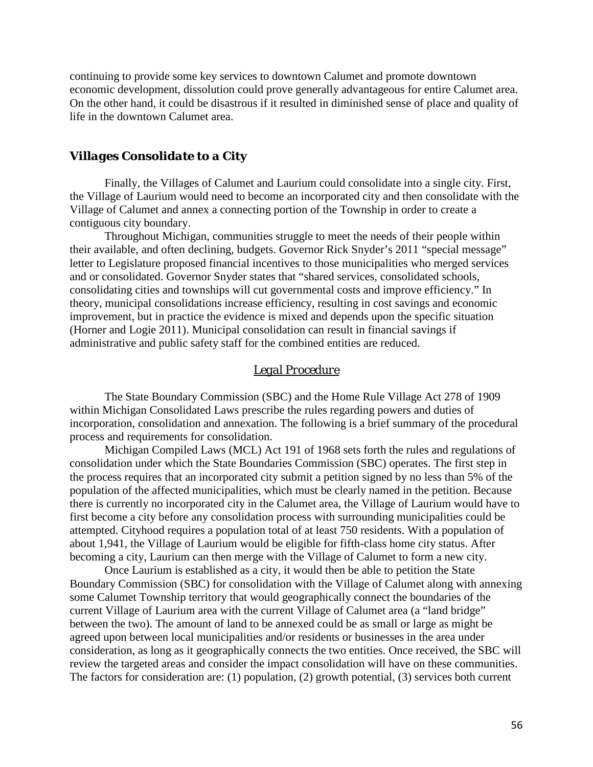continuing to provide some key services to downtown Calumet and promote downtown economic development, dissolution could prove generally advantageous for entire Calumet area. On the other hand, it could be disastrous if it resulted in diminished sense of place and quality of life in the downtown Calumet area.

## *Villages Consolidate to a City*

Finally, the Villages of Calumet and Laurium could consolidate into a single city. First, the Village of Laurium would need to become an incorporated city and then consolidate with the Village of Calumet and annex a connecting portion of the Township in order to create a contiguous city boundary.

Throughout Michigan, communities struggle to meet the needs of their people within their available, and often declining, budgets. Governor Rick Snyder's 2011 "special message" letter to Legislature proposed financial incentives to those municipalities who merged services and or consolidated. Governor Snyder states that "shared services, consolidated schools, consolidating cities and townships will cut governmental costs and improve efficiency." In theory, municipal consolidations increase efficiency, resulting in cost savings and economic improvement, but in practice the evidence is mixed and depends upon the specific situation (Horner and Logie 2011). Municipal consolidation can result in financial savings if administrative and public safety staff for the combined entities are reduced.

### *Legal Procedure*

The State Boundary Commission (SBC) and the Home Rule Village Act 278 of 1909 within Michigan Consolidated Laws prescribe the rules regarding powers and duties of incorporation, consolidation and annexation. The following is a brief summary of the procedural process and requirements for consolidation.

Michigan Compiled Laws (MCL) Act 191 of 1968 sets forth the rules and regulations of consolidation under which the State Boundaries Commission (SBC) operates. The first step in the process requires that an incorporated city submit a petition signed by no less than 5% of the population of the affected municipalities, which must be clearly named in the petition. Because there is currently no incorporated city in the Calumet area, the Village of Laurium would have to first become a city before any consolidation process with surrounding municipalities could be attempted. Cityhood requires a population total of at least 750 residents. With a population of about 1,941, the Village of Laurium would be eligible for fifth-class home city status. After becoming a city, Laurium can then merge with the Village of Calumet to form a new city.

Once Laurium is established as a city, it would then be able to petition the State Boundary Commission (SBC) for consolidation with the Village of Calumet along with annexing some Calumet Township territory that would geographically connect the boundaries of the current Village of Laurium area with the current Village of Calumet area (a "land bridge" between the two). The amount of land to be annexed could be as small or large as might be agreed upon between local municipalities and/or residents or businesses in the area under consideration, as long as it geographically connects the two entities. Once received, the SBC will review the targeted areas and consider the impact consolidation will have on these communities. The factors for consideration are: (1) population, (2) growth potential, (3) services both current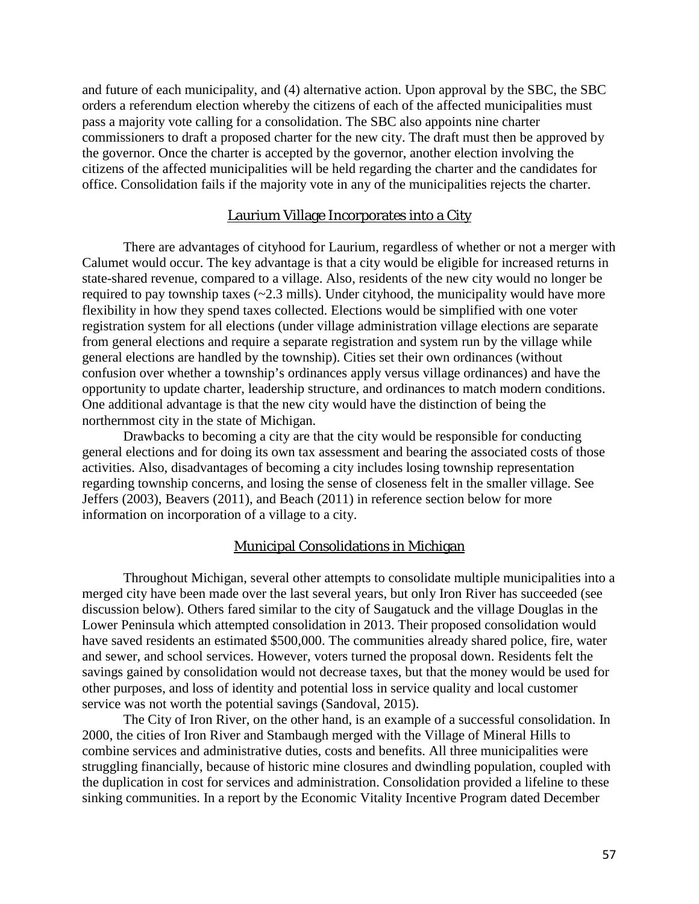and future of each municipality, and (4) alternative action. Upon approval by the SBC, the SBC orders a referendum election whereby the citizens of each of the affected municipalities must pass a majority vote calling for a consolidation. The SBC also appoints nine charter commissioners to draft a proposed charter for the new city. The draft must then be approved by the governor. Once the charter is accepted by the governor, another election involving the citizens of the affected municipalities will be held regarding the charter and the candidates for office. Consolidation fails if the majority vote in any of the municipalities rejects the charter.

## Laurium Village Incorporates into a City

There are advantages of cityhood for Laurium, regardless of whether or not a merger with Calumet would occur. The key advantage is that a city would be eligible for increased returns in state-shared revenue, compared to a village. Also, residents of the new city would no longer be required to pay township taxes (~2.3 mills). Under cityhood, the municipality would have more flexibility in how they spend taxes collected. Elections would be simplified with one voter registration system for all elections (under village administration village elections are separate from general elections and require a separate registration and system run by the village while general elections are handled by the township). Cities set their own ordinances (without confusion over whether a township's ordinances apply versus village ordinances) and have the opportunity to update charter, leadership structure, and ordinances to match modern conditions. One additional advantage is that the new city would have the distinction of being the northernmost city in the state of Michigan.

Drawbacks to becoming a city are that the city would be responsible for conducting general elections and for doing its own tax assessment and bearing the associated costs of those activities. Also, disadvantages of becoming a city includes losing township representation regarding township concerns, and losing the sense of closeness felt in the smaller village. See Jeffers (2003), Beavers (2011), and Beach (2011) in reference section below for more information on incorporation of a village to a city.

## Municipal Consolidations in Michigan

Throughout Michigan, several other attempts to consolidate multiple municipalities into a merged city have been made over the last several years, but only Iron River has succeeded (see discussion below). Others fared similar to the city of Saugatuck and the village Douglas in the Lower Peninsula which attempted consolidation in 2013. Their proposed consolidation would have saved residents an estimated $500,000. The communities already shared police, fire, water and sewer, and school services. However, voters turned the proposal down. Residents felt the savings gained by consolidation would not decrease taxes, but that the money would be used for other purposes, and loss of identity and potential loss in service quality and local customer service was not worth the potential savings (Sandoval, 2015).

The City of Iron River, on the other hand, is an example of a successful consolidation. In 2000, the cities of Iron River and Stambaugh merged with the Village of Mineral Hills to combine services and administrative duties, costs and benefits. All three municipalities were struggling financially, because of historic mine closures and dwindling population, coupled with the duplication in cost for services and administration. Consolidation provided a lifeline to these sinking communities. In a report by the Economic Vitality Incentive Program dated December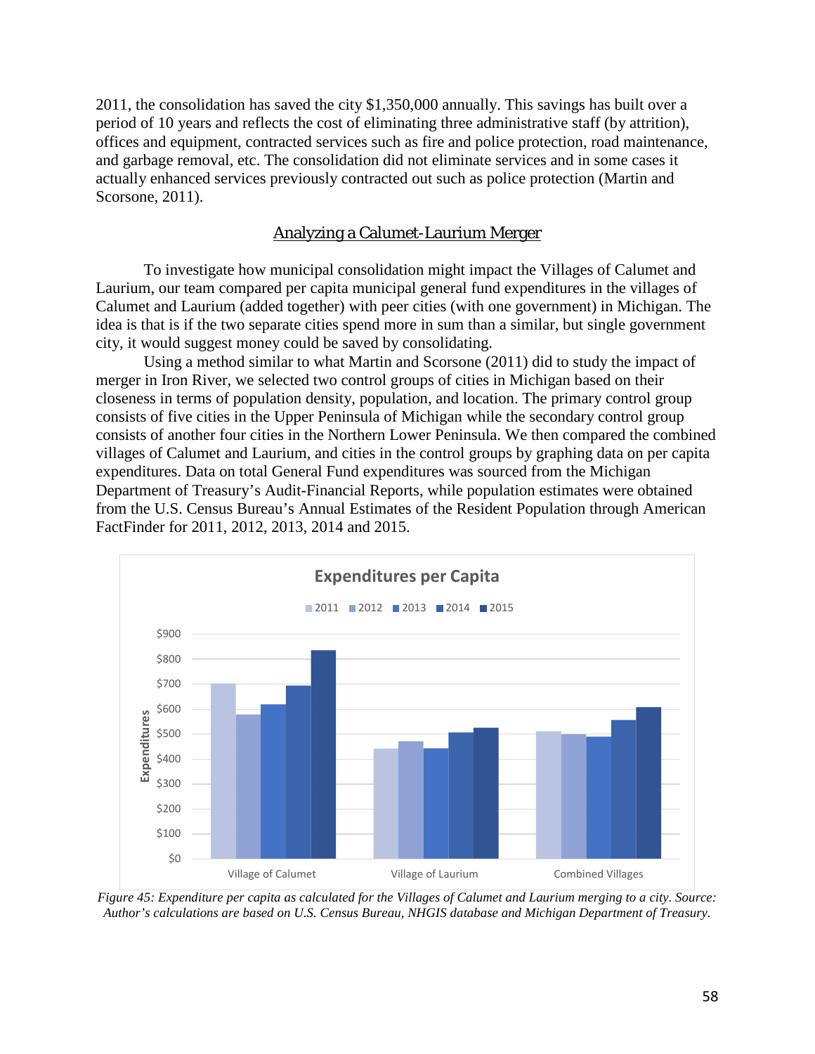2011, the consolidation has saved the city $1,350,000 annually. This savings has built over a period of 10 years and reflects the cost of eliminating three administrative staff (by attrition), offices and equipment, contracted services such as fire and police protection, road maintenance, and garbage removal, etc. The consolidation did not eliminate services and in some cases it actually enhanced services previously contracted out such as police protection (Martin and Scorsone, 2011).

## Analyzing a Calumet-Laurium Merger

To investigate how municipal consolidation might impact the Villages of Calumet and Laurium, our team compared per capita municipal general fund expenditures in the villages of Calumet and Laurium (added together) with peer cities (with one government) in Michigan. The idea is that is if the two separate cities spend more in sum than a similar, but single government city, it would suggest money could be saved by consolidating.

Using a method similar to what Martin and Scorsone (2011) did to study the impact of merger in Iron River, we selected two control groups of cities in Michigan based on their closeness in terms of population density, population, and location. The primary control group consists of five cities in the Upper Peninsula of Michigan while the secondary control group consists of another four cities in the Northern Lower Peninsula. We then compared the combined villages of Calumet and Laurium, and cities in the control groups by graphing data on per capita expenditures. Data on total General Fund expenditures was sourced from the Michigan Department of Treasury's Audit-Financial Reports, while population estimates were obtained from the U.S. Census Bureau's Annual Estimates of the Resident Population through American FactFinder for 2011, 2012, 2013, 2014 and 2015.

*Figure 45: Expenditure per capita as calculated for the Villages of Calumet and Laurium merging to a city. Source: Author's calculations are based on U.S. Census Bureau, NHGIS database and Michigan Department of Treasury.*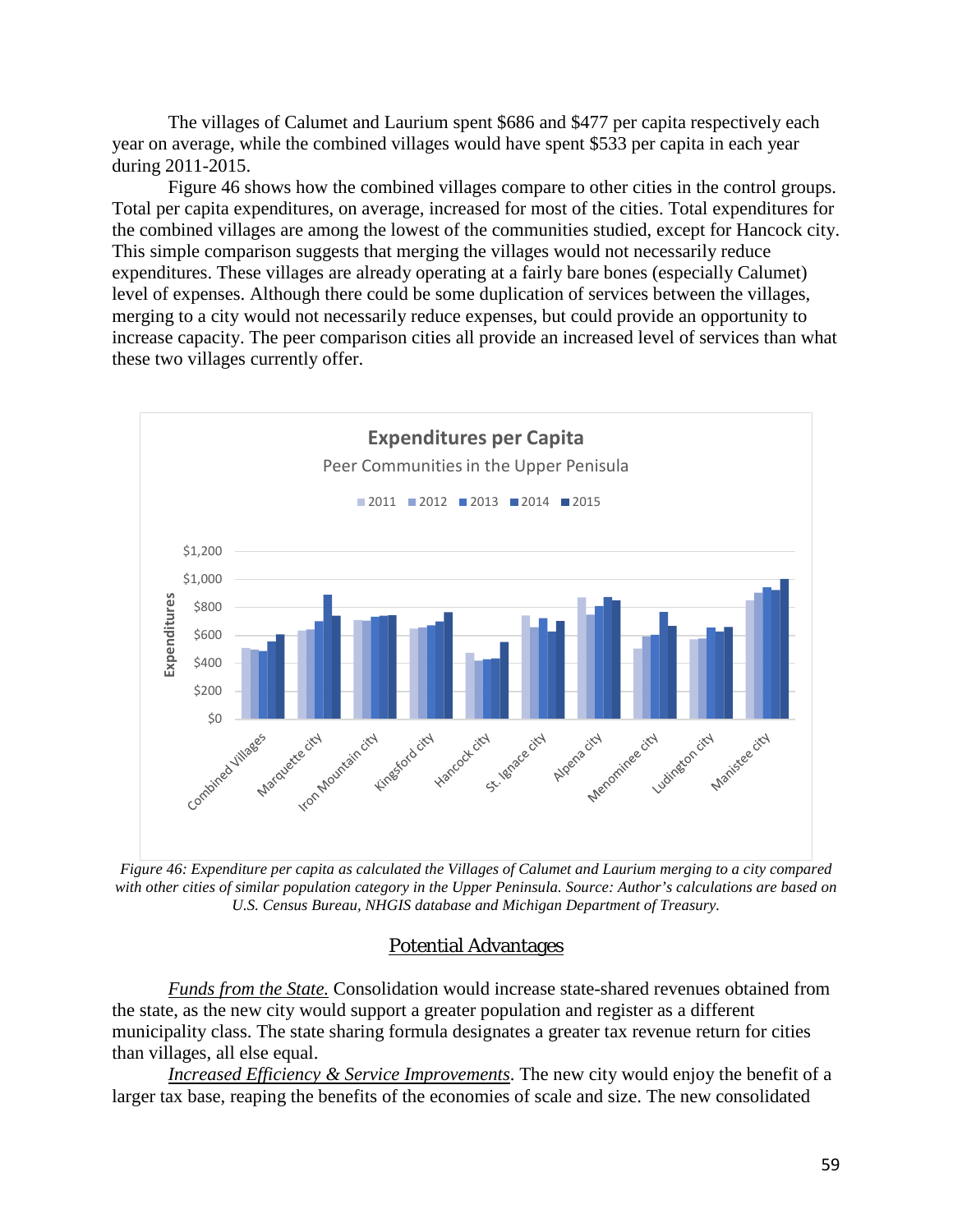The villages of Calumet and Laurium spent $686 and $477 per capita respectively each year on average, while the combined villages would have spent $533 per capita in each year during 2011-2015.

Figure 46 shows how the combined villages compare to other cities in the control groups. Total per capita expenditures, on average, increased for most of the cities. Total expenditures for the combined villages are among the lowest of the communities studied, except for Hancock city. This simple comparison suggests that merging the villages would not necessarily reduce expenditures. These villages are already operating at a fairly bare bones (especially Calumet) level of expenses. Although there could be some duplication of services between the villages, merging to a city would not necessarily reduce expenses, but could provide an opportunity to increase capacity. The peer comparison cities all provide an increased level of services than what these two villages currently offer.

*Figure 46: Expenditure per capita as calculated the Villages of Calumet and Laurium merging to a city compared with other cities of similar population category in the Upper Peninsula. Source: Author's calculations are based on U.S. Census Bureau, NHGIS database and Michigan Department of Treasury.*

## Potential Advantages

*Funds from the State.* Consolidation would increase state-shared revenues obtained from the state, as the new city would support a greater population and register as a different municipality class. The state sharing formula designates a greater tax revenue return for cities than villages, all else equal.

*Increased Efficiency & Service Improvements*. The new city would enjoy the benefit of a larger tax base, reaping the benefits of the economies of scale and size. The new consolidated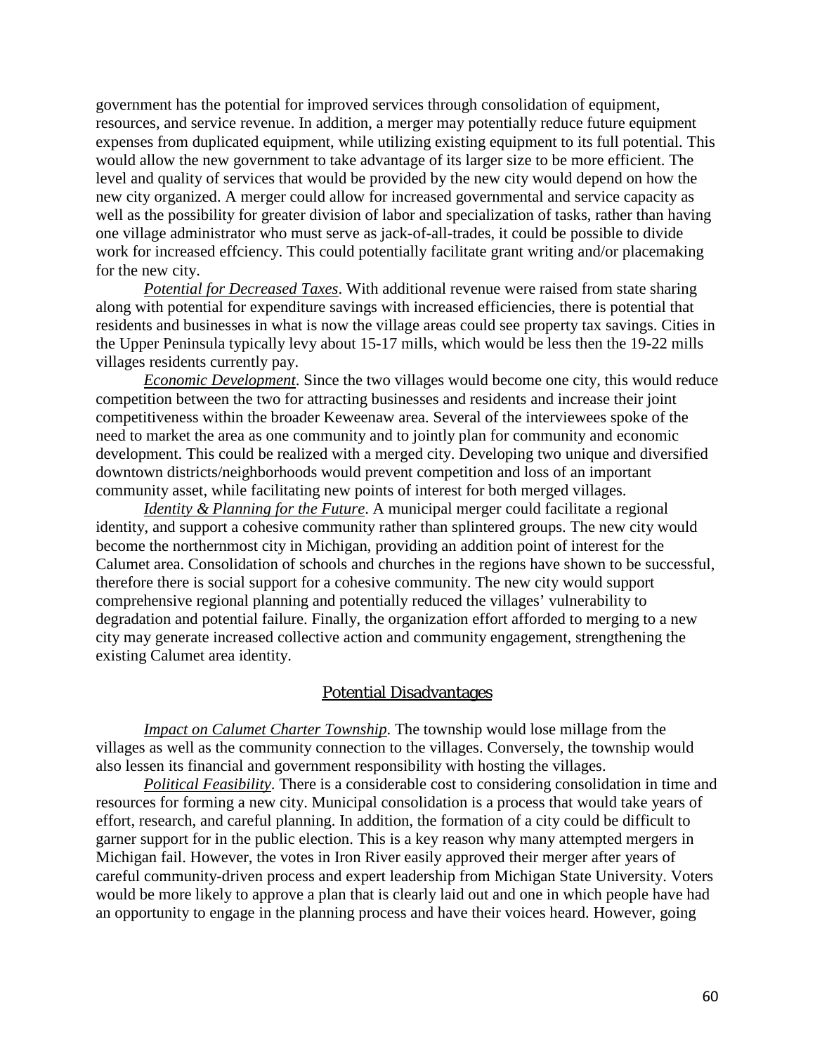government has the potential for improved services through consolidation of equipment, resources, and service revenue. In addition, a merger may potentially reduce future equipment expenses from duplicated equipment, while utilizing existing equipment to its full potential. This would allow the new government to take advantage of its larger size to be more efficient. The level and quality of services that would be provided by the new city would depend on how the new city organized. A merger could allow for increased governmental and service capacity as well as the possibility for greater division of labor and specialization of tasks, rather than having one village administrator who must serve as jack-of-all-trades, it could be possible to divide work for increased effciency. This could potentially facilitate grant writing and/or placemaking for the new city.

*Potential for Decreased Taxes*. With additional revenue were raised from state sharing along with potential for expenditure savings with increased efficiencies, there is potential that residents and businesses in what is now the village areas could see property tax savings. Cities in the Upper Peninsula typically levy about 15-17 mills, which would be less then the 19-22 mills villages residents currently pay.

*Economic Development*. Since the two villages would become one city, this would reduce competition between the two for attracting businesses and residents and increase their joint competitiveness within the broader Keweenaw area. Several of the interviewees spoke of the need to market the area as one community and to jointly plan for community and economic development. This could be realized with a merged city. Developing two unique and diversified downtown districts/neighborhoods would prevent competition and loss of an important community asset, while facilitating new points of interest for both merged villages.

*Identity & Planning for the Future*. A municipal merger could facilitate a regional identity, and support a cohesive community rather than splintered groups. The new city would become the northernmost city in Michigan, providing an addition point of interest for the Calumet area. Consolidation of schools and churches in the regions have shown to be successful, therefore there is social support for a cohesive community. The new city would support comprehensive regional planning and potentially reduced the villages' vulnerability to degradation and potential failure. Finally, the organization effort afforded to merging to a new city may generate increased collective action and community engagement, strengthening the existing Calumet area identity.

## Potential Disadvantages

*Impact on Calumet Charter Township*. The township would lose millage from the villages as well as the community connection to the villages. Conversely, the township would also lessen its financial and government responsibility with hosting the villages.

*Political Feasibility*. There is a considerable cost to considering consolidation in time and resources for forming a new city. Municipal consolidation is a process that would take years of effort, research, and careful planning. In addition, the formation of a city could be difficult to garner support for in the public election. This is a key reason why many attempted mergers in Michigan fail. However, the votes in Iron River easily approved their merger after years of careful community-driven process and expert leadership from Michigan State University. Voters would be more likely to approve a plan that is clearly laid out and one in which people have had an opportunity to engage in the planning process and have their voices heard. However, going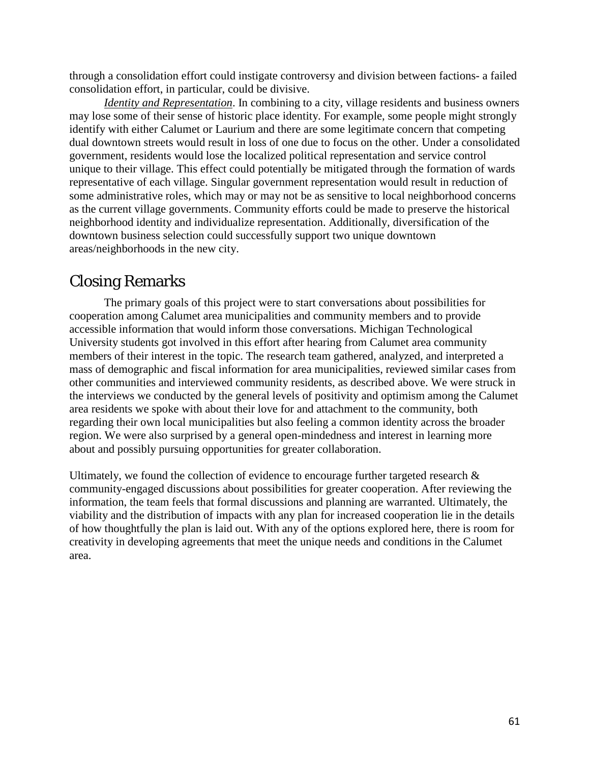through a consolidation effort could instigate controversy and division between factions- a failed consolidation effort, in particular, could be divisive.

*Identity and Representation*. In combining to a city, village residents and business owners may lose some of their sense of historic place identity. For example, some people might strongly identify with either Calumet or Laurium and there are some legitimate concern that competing dual downtown streets would result in loss of one due to focus on the other. Under a consolidated government, residents would lose the localized political representation and service control unique to their village. This effect could potentially be mitigated through the formation of wards representative of each village. Singular government representation would result in reduction of some administrative roles, which may or may not be as sensitive to local neighborhood concerns as the current village governments. Community efforts could be made to preserve the historical neighborhood identity and individualize representation. Additionally, diversification of the downtown business selection could successfully support two unique downtown areas/neighborhoods in the new city.

## Closing Remarks

The primary goals of this project were to start conversations about possibilities for cooperation among Calumet area municipalities and community members and to provide accessible information that would inform those conversations. Michigan Technological University students got involved in this effort after hearing from Calumet area community members of their interest in the topic. The research team gathered, analyzed, and interpreted a mass of demographic and fiscal information for area municipalities, reviewed similar cases from other communities and interviewed community residents, as described above. We were struck in the interviews we conducted by the general levels of positivity and optimism among the Calumet area residents we spoke with about their love for and attachment to the community, both regarding their own local municipalities but also feeling a common identity across the broader region. We were also surprised by a general open-mindedness and interest in learning more about and possibly pursuing opportunities for greater collaboration.

Ultimately, we found the collection of evidence to encourage further targeted research & community-engaged discussions about possibilities for greater cooperation. After reviewing the information, the team feels that formal discussions and planning are warranted. Ultimately, the viability and the distribution of impacts with any plan for increased cooperation lie in the details of how thoughtfully the plan is laid out. With any of the options explored here, there is room for creativity in developing agreements that meet the unique needs and conditions in the Calumet area.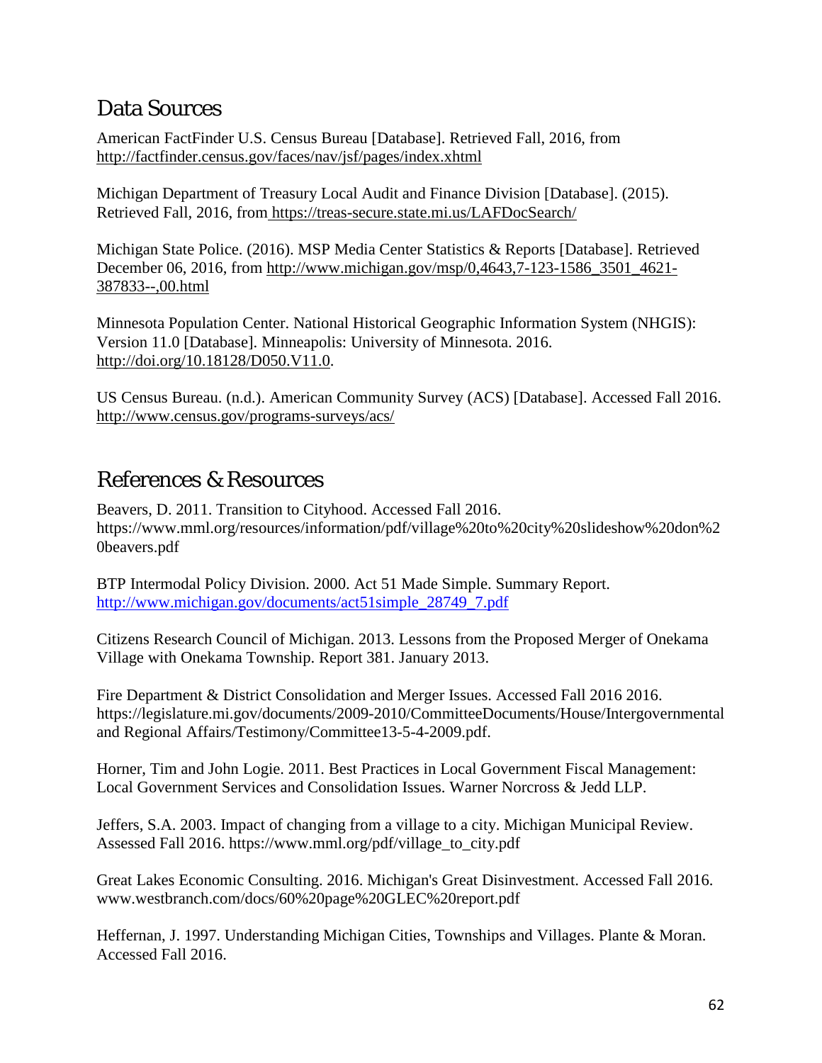## Data Sources

American FactFinder U.S. Census Bureau [Database]. Retrieved Fall, 2016, from http://factfinder.census.gov/faces/nav/jsf/pages/index.xhtml

Michigan Department of Treasury Local Audit and Finance Division [Database]. (2015). Retrieved Fall, 2016, from https://treas-secure.state.mi.us/LAFDocSearch/

Michigan State Police. (2016). MSP Media Center Statistics & Reports [Database]. Retrieved December 06, 2016, from http://www.michigan.gov/msp/0,4643,7-123-1586_3501_4621-387833--,00.html

Minnesota Population Center. National Historical Geographic Information System (NHGIS): Version 11.0 [Database]. Minneapolis: University of Minnesota. 2016. http://doi.org/10.18128/D050.V11.0.

US Census Bureau. (n.d.). American Community Survey (ACS) [Database]. Accessed Fall 2016. http://www.census.gov/programs-surveys/acs/

## References & Resources

Beavers, D. 2011. Transition to Cityhood. Accessed Fall 2016. https://www.mml.org/resources/information/pdf/village%20to%20city%20slideshow%20don%20beavers.pdf

BTP Intermodal Policy Division. 2000. Act 51 Made Simple. Summary Report. http://www.michigan.gov/documents/act51simple_28749_7.pdf

Citizens Research Council of Michigan. 2013. Lessons from the Proposed Merger of Onekama Village with Onekama Township. Report 381. January 2013.

Fire Department & District Consolidation and Merger Issues. Accessed Fall 2016 2016. https://legislature.mi.gov/documents/2009-2010/CommitteeDocuments/House/Intergovernmental and Regional Affairs/Testimony/Committee13-5-4-2009.pdf.

Horner, Tim and John Logie. 2011. Best Practices in Local Government Fiscal Management: Local Government Services and Consolidation Issues. Warner Norcross & Jedd LLP.

Jeffers, S.A. 2003. Impact of changing from a village to a city. Michigan Municipal Review. Assessed Fall 2016. https://www.mml.org/pdf/village_to_city.pdf

Great Lakes Economic Consulting. 2016. Michigan's Great Disinvestment. Accessed Fall 2016. www.westbranch.com/docs/60%20page%20GLEC%20report.pdf

Heffernan, J. 1997. Understanding Michigan Cities, Townships and Villages. Plante & Moran. Accessed Fall 2016.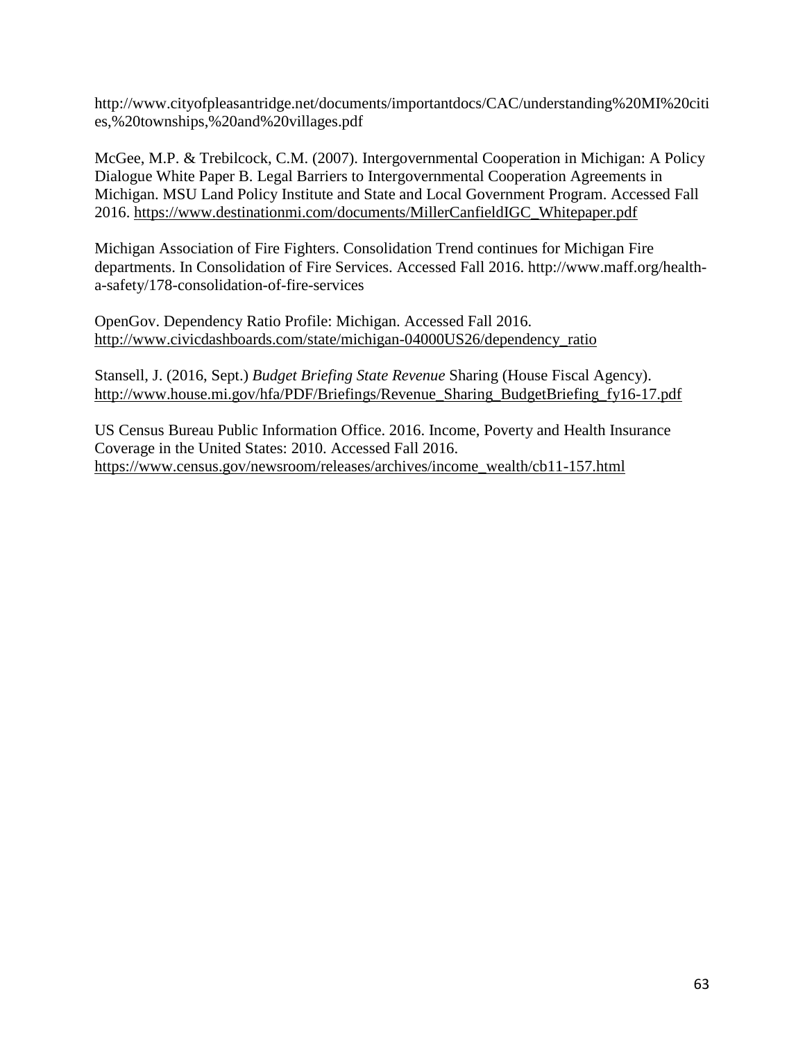http://www.cityofpleasantridge.net/documents/importantdocs/CAC/understanding%20MI%20cities,%20townships,%20and%20villages.pdf

McGee, M.P. & Trebilcock, C.M. (2007). Intergovernmental Cooperation in Michigan: A Policy Dialogue White Paper B. Legal Barriers to Intergovernmental Cooperation Agreements in Michigan. MSU Land Policy Institute and State and Local Government Program. Accessed Fall 2016. https://www.destinationmi.com/documents/MillerCanfieldIGC_Whitepaper.pdf

Michigan Association of Fire Fighters. Consolidation Trend continues for Michigan Fire departments. In Consolidation of Fire Services. Accessed Fall 2016. http://www.maff.org/health-a-safety/178-consolidation-of-fire-services

OpenGov. Dependency Ratio Profile: Michigan. Accessed Fall 2016. http://www.civicdashboards.com/state/michigan-04000US26/dependency_ratio

Stansell, J. (2016, Sept.) *Budget Briefing State Revenue* Sharing (House Fiscal Agency). http://www.house.mi.gov/hfa/PDF/Briefings/Revenue_Sharing_BudgetBriefing_fy16-17.pdf

US Census Bureau Public Information Office. 2016. Income, Poverty and Health Insurance Coverage in the United States: 2010. Accessed Fall 2016. https://www.census.gov/newsroom/releases/archives/income_wealth/cb11-157.html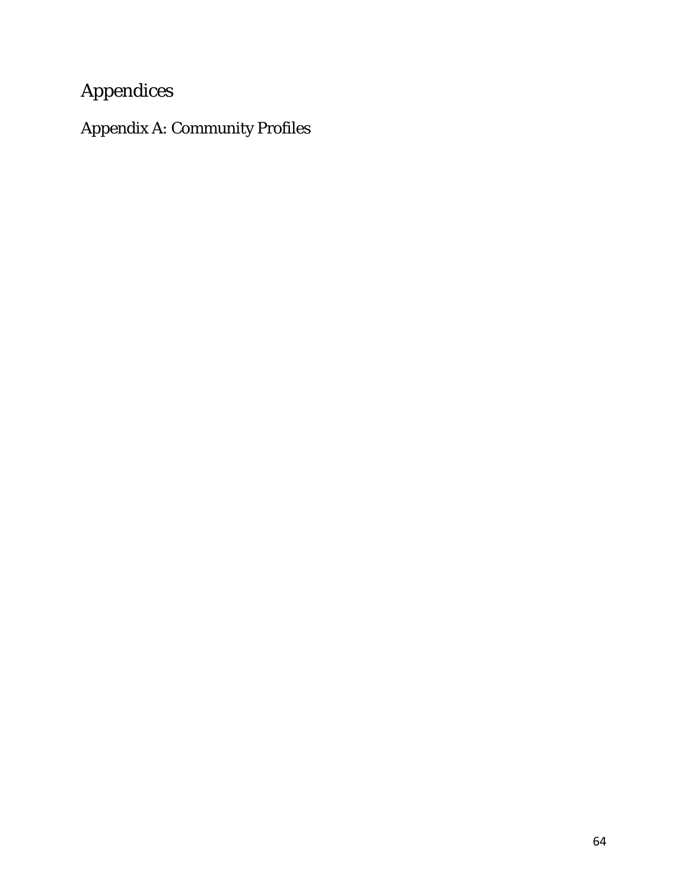# Appendices

## Appendix A: Community Profiles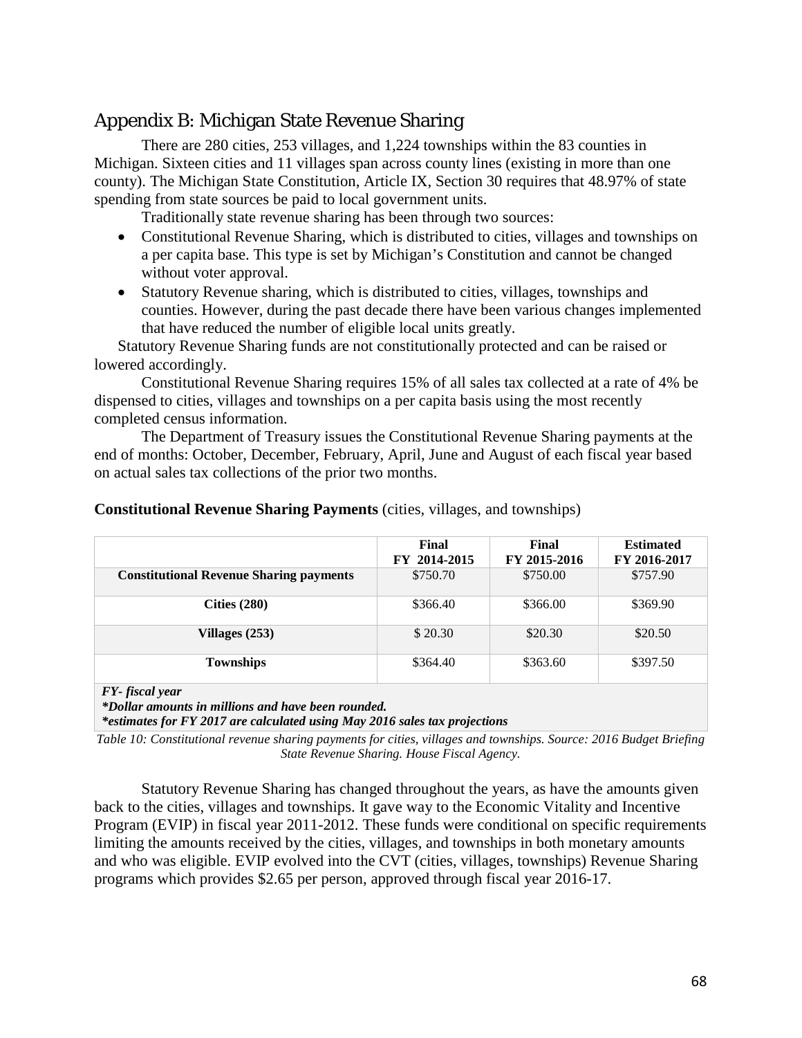## Appendix B: Michigan State Revenue Sharing

There are 280 cities, 253 villages, and 1,224 townships within the 83 counties in Michigan. Sixteen cities and 11 villages span across county lines (existing in more than one county). The Michigan State Constitution, Article IX, Section 30 requires that 48.97% of state spending from state sources be paid to local government units.

Traditionally state revenue sharing has been through two sources:

- Constitutional Revenue Sharing, which is distributed to cities, villages and townships on a per capita base. This type is set by Michigan's Constitution and cannot be changed without voter approval.
- Statutory Revenue sharing, which is distributed to cities, villages, townships and counties. However, during the past decade there have been various changes implemented that have reduced the number of eligible local units greatly.

Statutory Revenue Sharing funds are not constitutionally protected and can be raised or lowered accordingly.

Constitutional Revenue Sharing requires 15% of all sales tax collected at a rate of 4% be dispensed to cities, villages and townships on a per capita basis using the most recently completed census information.

The Department of Treasury issues the Constitutional Revenue Sharing payments at the end of months: October, December, February, April, June and August of each fiscal year based on actual sales tax collections of the prior two months.

**Constitutional Revenue Sharing Payments** (cities, villages, and townships)

| | Final FY 2014-2015 | Final FY 2015-2016 | Estimated FY 2016-2017 |
|---|---|---|---|
| **Constitutional Revenue Sharing payments** | $750.70 | $750.00 | $757.90 |
| **Cities (280)** | $366.40 | $366.00 | $369.90 |
| **Villages (253)** | $ 20.30 | $20.30 | $20.50 |
| **Townships** | $364.40 | $363.60 | $397.50 |

***FY- fiscal year***
***\*Dollar amounts in millions and have been rounded.***
***\*estimates for FY 2017 are calculated using May 2016 sales tax projections***

*Table 10: Constitutional revenue sharing payments for cities, villages and townships. Source: 2016 Budget Briefing State Revenue Sharing. House Fiscal Agency.*

Statutory Revenue Sharing has changed throughout the years, as have the amounts given back to the cities, villages and townships. It gave way to the Economic Vitality and Incentive Program (EVIP) in fiscal year 2011-2012. These funds were conditional on specific requirements limiting the amounts received by the cities, villages, and townships in both monetary amounts and who was eligible. EVIP evolved into the CVT (cities, villages, townships) Revenue Sharing programs which provides $2.65 per person, approved through fiscal year 2016-17.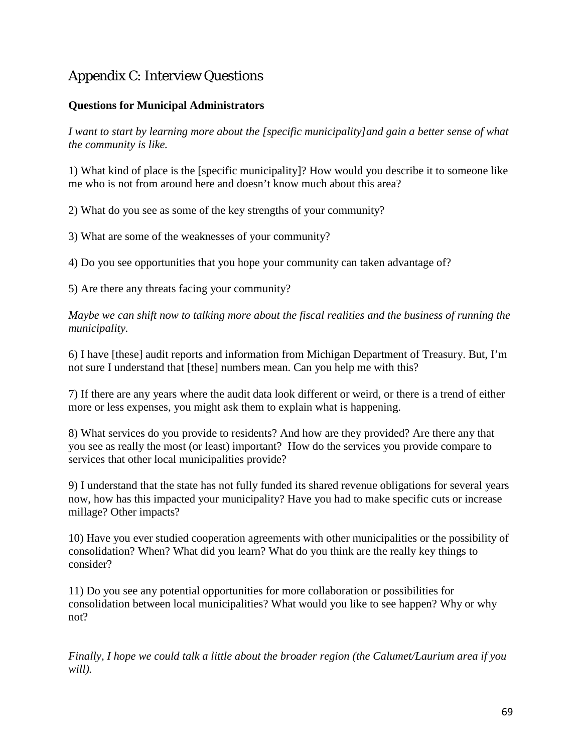# Appendix C: Interview Questions

**Questions for Municipal Administrators**

*I want to start by learning more about the [specific municipality]and gain a better sense of what the community is like.*

1) What kind of place is the [specific municipality]? How would you describe it to someone like me who is not from around here and doesn't know much about this area?

2) What do you see as some of the key strengths of your community?

3) What are some of the weaknesses of your community?

4) Do you see opportunities that you hope your community can taken advantage of?

5) Are there any threats facing your community?

*Maybe we can shift now to talking more about the fiscal realities and the business of running the municipality.*

6) I have [these] audit reports and information from Michigan Department of Treasury. But, I'm not sure I understand that [these] numbers mean. Can you help me with this?

7) If there are any years where the audit data look different or weird, or there is a trend of either more or less expenses, you might ask them to explain what is happening.

8) What services do you provide to residents? And how are they provided? Are there any that you see as really the most (or least) important? How do the services you provide compare to services that other local municipalities provide?

9) I understand that the state has not fully funded its shared revenue obligations for several years now, how has this impacted your municipality? Have you had to make specific cuts or increase millage? Other impacts?

10) Have you ever studied cooperation agreements with other municipalities or the possibility of consolidation? When? What did you learn? What do you think are the really key things to consider?

11) Do you see any potential opportunities for more collaboration or possibilities for consolidation between local municipalities? What would you like to see happen? Why or why not?

*Finally, I hope we could talk a little about the broader region (the Calumet/Laurium area if you will).*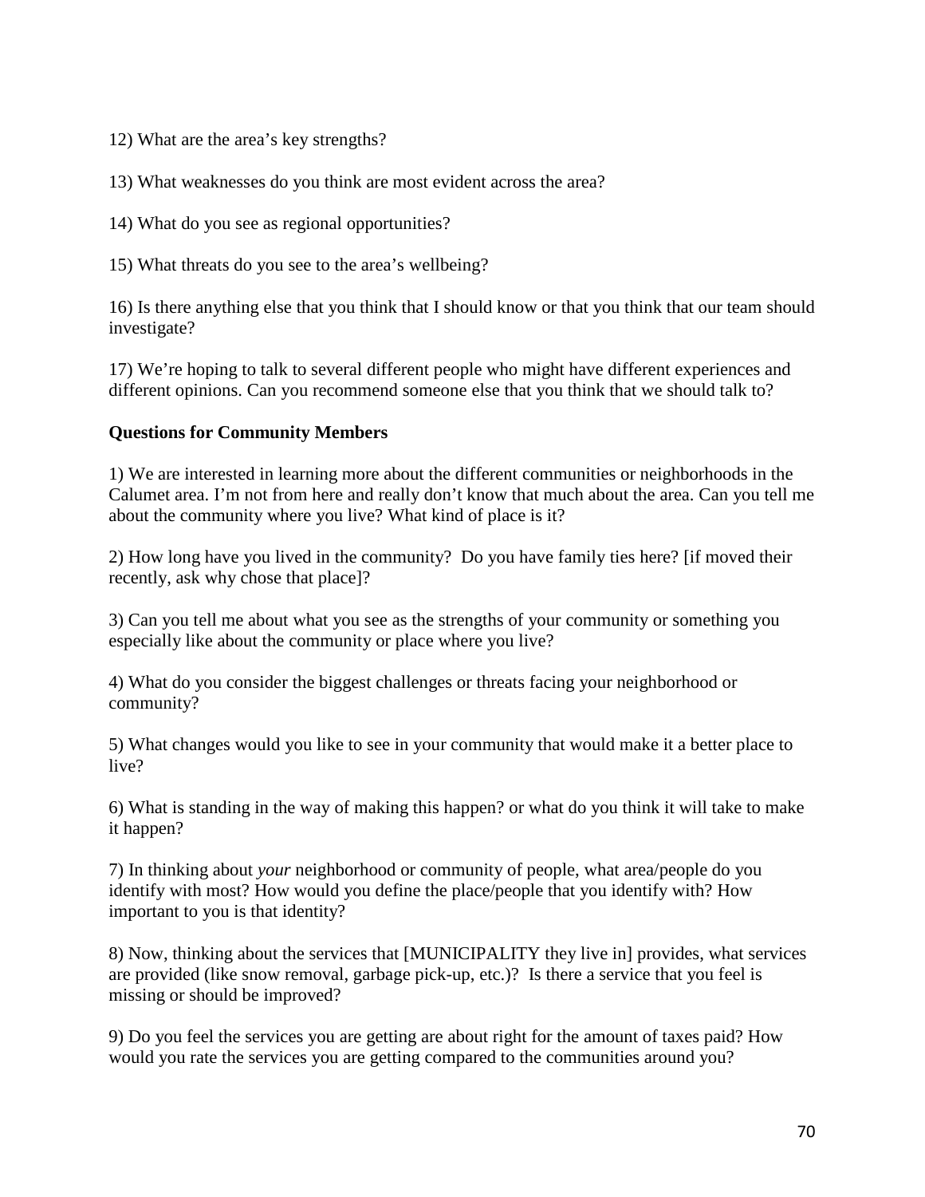12) What are the area's key strengths?

13) What weaknesses do you think are most evident across the area?

14) What do you see as regional opportunities?

15) What threats do you see to the area's wellbeing?

16) Is there anything else that you think that I should know or that you think that our team should investigate?

17) We're hoping to talk to several different people who might have different experiences and different opinions. Can you recommend someone else that you think that we should talk to?

**Questions for Community Members**

1) We are interested in learning more about the different communities or neighborhoods in the Calumet area. I'm not from here and really don't know that much about the area. Can you tell me about the community where you live? What kind of place is it?

2) How long have you lived in the community? Do you have family ties here? [if moved their recently, ask why chose that place]?

3) Can you tell me about what you see as the strengths of your community or something you especially like about the community or place where you live?

4) What do you consider the biggest challenges or threats facing your neighborhood or community?

5) What changes would you like to see in your community that would make it a better place to live?

6) What is standing in the way of making this happen? or what do you think it will take to make it happen?

7) In thinking about *your* neighborhood or community of people, what area/people do you identify with most? How would you define the place/people that you identify with? How important to you is that identity?

8) Now, thinking about the services that [MUNICIPALITY they live in] provides, what services are provided (like snow removal, garbage pick-up, etc.)? Is there a service that you feel is missing or should be improved?

9) Do you feel the services you are getting are about right for the amount of taxes paid? How would you rate the services you are getting compared to the communities around you?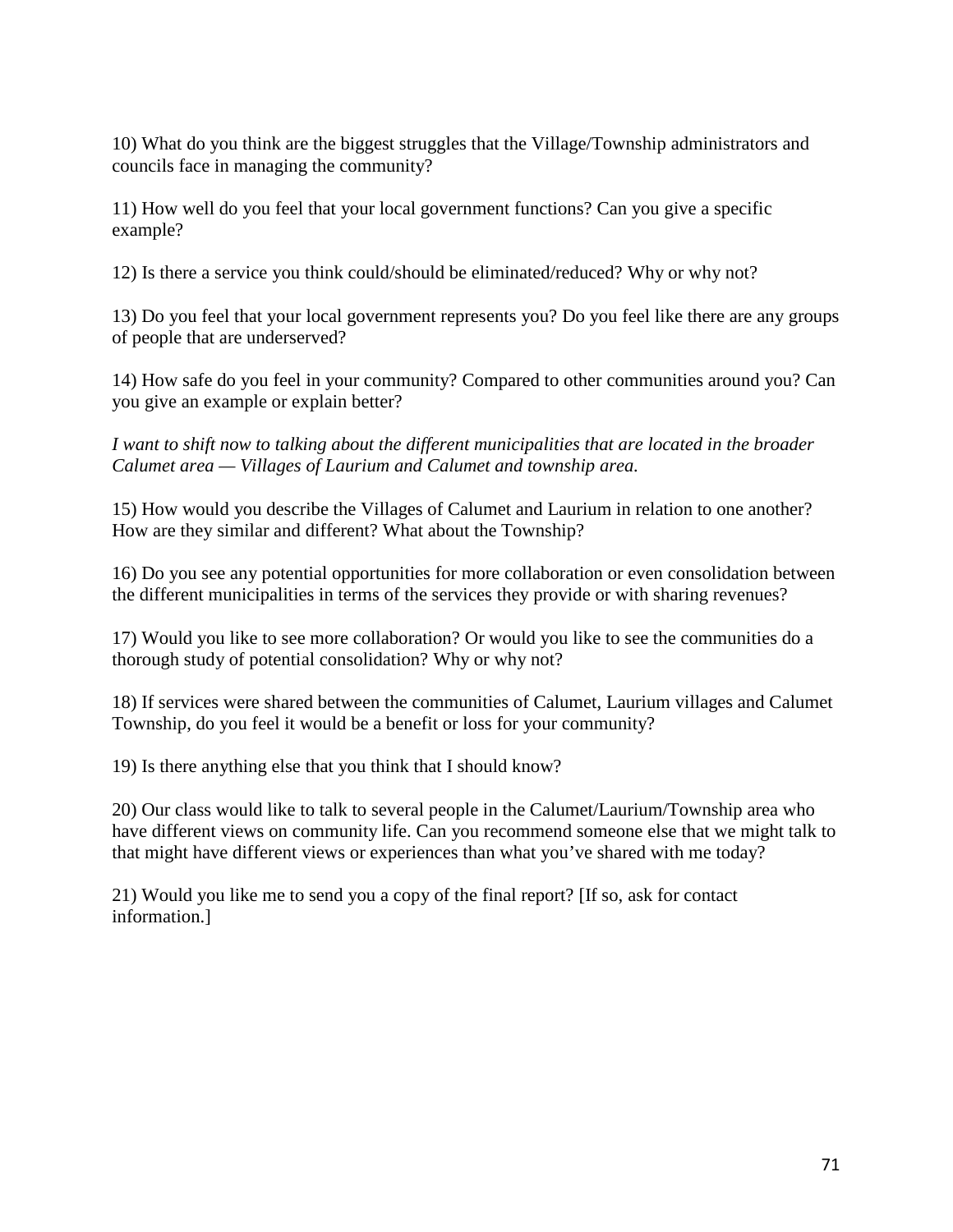10) What do you think are the biggest struggles that the Village/Township administrators and councils face in managing the community?

11) How well do you feel that your local government functions? Can you give a specific example?

12) Is there a service you think could/should be eliminated/reduced? Why or why not?

13) Do you feel that your local government represents you? Do you feel like there are any groups of people that are underserved?

14) How safe do you feel in your community? Compared to other communities around you? Can you give an example or explain better?

*I want to shift now to talking about the different municipalities that are located in the broader Calumet area — Villages of Laurium and Calumet and township area.*

15) How would you describe the Villages of Calumet and Laurium in relation to one another? How are they similar and different? What about the Township?

16) Do you see any potential opportunities for more collaboration or even consolidation between the different municipalities in terms of the services they provide or with sharing revenues?

17) Would you like to see more collaboration? Or would you like to see the communities do a thorough study of potential consolidation? Why or why not?

18) If services were shared between the communities of Calumet, Laurium villages and Calumet Township, do you feel it would be a benefit or loss for your community?

19) Is there anything else that you think that I should know?

20) Our class would like to talk to several people in the Calumet/Laurium/Township area who have different views on community life. Can you recommend someone else that we might talk to that might have different views or experiences than what you've shared with me today?

21) Would you like me to send you a copy of the final report? [If so, ask for contact information.]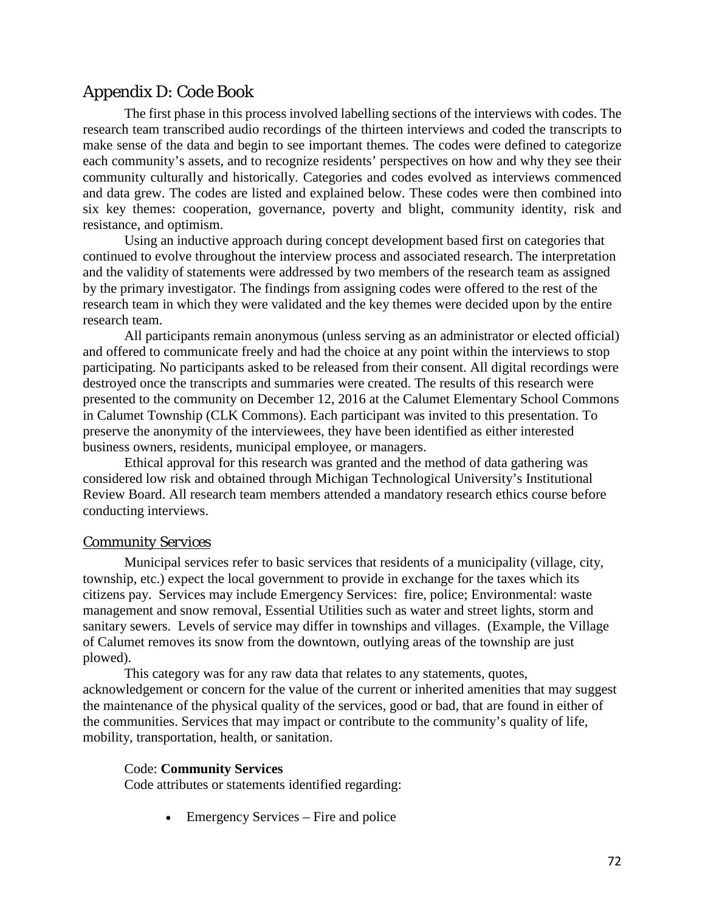## Appendix D: Code Book

The first phase in this process involved labelling sections of the interviews with codes. The research team transcribed audio recordings of the thirteen interviews and coded the transcripts to make sense of the data and begin to see important themes. The codes were defined to categorize each community's assets, and to recognize residents' perspectives on how and why they see their community culturally and historically. Categories and codes evolved as interviews commenced and data grew. The codes are listed and explained below. These codes were then combined into six key themes: cooperation, governance, poverty and blight, community identity, risk and resistance, and optimism.

Using an inductive approach during concept development based first on categories that continued to evolve throughout the interview process and associated research. The interpretation and the validity of statements were addressed by two members of the research team as assigned by the primary investigator. The findings from assigning codes were offered to the rest of the research team in which they were validated and the key themes were decided upon by the entire research team.

All participants remain anonymous (unless serving as an administrator or elected official) and offered to communicate freely and had the choice at any point within the interviews to stop participating. No participants asked to be released from their consent. All digital recordings were destroyed once the transcripts and summaries were created. The results of this research were presented to the community on December 12, 2016 at the Calumet Elementary School Commons in Calumet Township (CLK Commons). Each participant was invited to this presentation. To preserve the anonymity of the interviewees, they have been identified as either interested business owners, residents, municipal employee, or managers.

Ethical approval for this research was granted and the method of data gathering was considered low risk and obtained through Michigan Technological University's Institutional Review Board. All research team members attended a mandatory research ethics course before conducting interviews.

### Community Services

Municipal services refer to basic services that residents of a municipality (village, city, township, etc.) expect the local government to provide in exchange for the taxes which its citizens pay. Services may include Emergency Services: fire, police; Environmental: waste management and snow removal, Essential Utilities such as water and street lights, storm and sanitary sewers. Levels of service may differ in townships and villages. (Example, the Village of Calumet removes its snow from the downtown, outlying areas of the township are just plowed).

This category was for any raw data that relates to any statements, quotes, acknowledgement or concern for the value of the current or inherited amenities that may suggest the maintenance of the physical quality of the services, good or bad, that are found in either of the communities. Services that may impact or contribute to the community's quality of life, mobility, transportation, health, or sanitation.

Code: **Community Services**
Code attributes or statements identified regarding:

- Emergency Services – Fire and police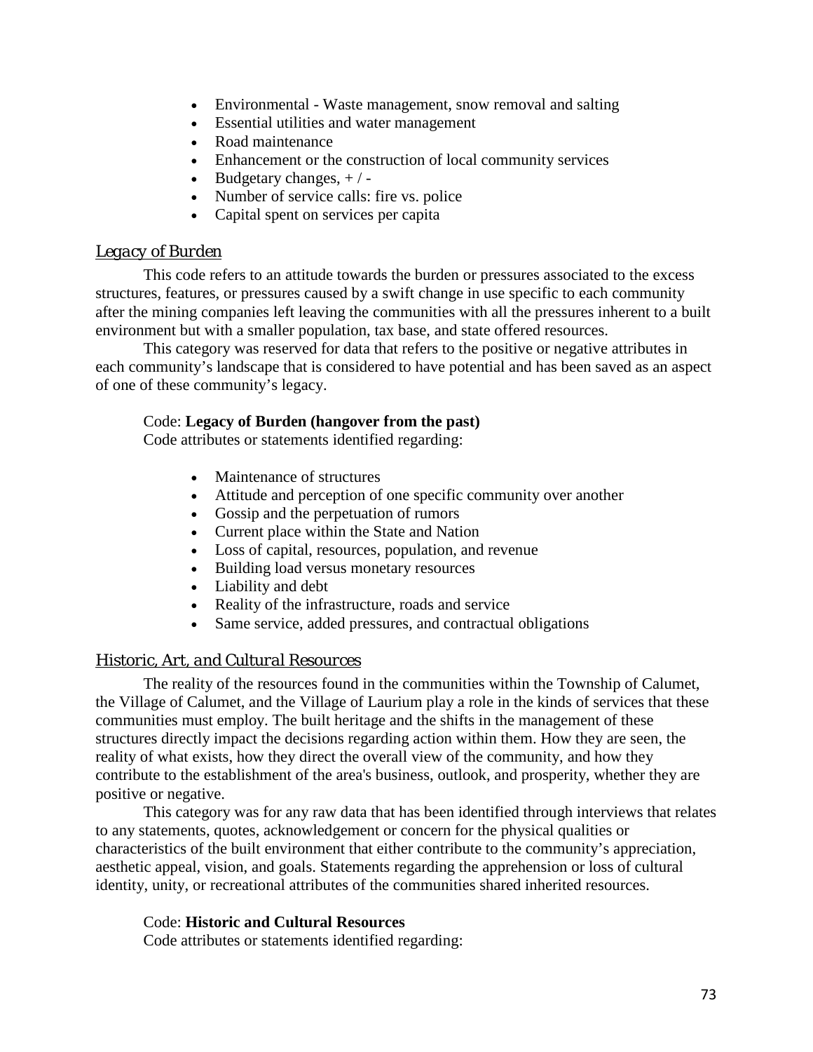- Environmental - Waste management, snow removal and salting
- Essential utilities and water management
- Road maintenance
- Enhancement or the construction of local community services
- Budgetary changes, + / -
- Number of service calls: fire vs. police
- Capital spent on services per capita

### *Legacy of Burden*

This code refers to an attitude towards the burden or pressures associated to the excess structures, features, or pressures caused by a swift change in use specific to each community after the mining companies left leaving the communities with all the pressures inherent to a built environment but with a smaller population, tax base, and state offered resources.

This category was reserved for data that refers to the positive or negative attributes in each community's landscape that is considered to have potential and has been saved as an aspect of one of these community's legacy.

Code: **Legacy of Burden (hangover from the past)**
Code attributes or statements identified regarding:

- Maintenance of structures
- Attitude and perception of one specific community over another
- Gossip and the perpetuation of rumors
- Current place within the State and Nation
- Loss of capital, resources, population, and revenue
- Building load versus monetary resources
- Liability and debt
- Reality of the infrastructure, roads and service
- Same service, added pressures, and contractual obligations

### *Historic, Art, and Cultural Resources*

The reality of the resources found in the communities within the Township of Calumet, the Village of Calumet, and the Village of Laurium play a role in the kinds of services that these communities must employ. The built heritage and the shifts in the management of these structures directly impact the decisions regarding action within them. How they are seen, the reality of what exists, how they direct the overall view of the community, and how they contribute to the establishment of the area's business, outlook, and prosperity, whether they are positive or negative.

This category was for any raw data that has been identified through interviews that relates to any statements, quotes, acknowledgement or concern for the physical qualities or characteristics of the built environment that either contribute to the community's appreciation, aesthetic appeal, vision, and goals. Statements regarding the apprehension or loss of cultural identity, unity, or recreational attributes of the communities shared inherited resources.

Code: **Historic and Cultural Resources**
Code attributes or statements identified regarding: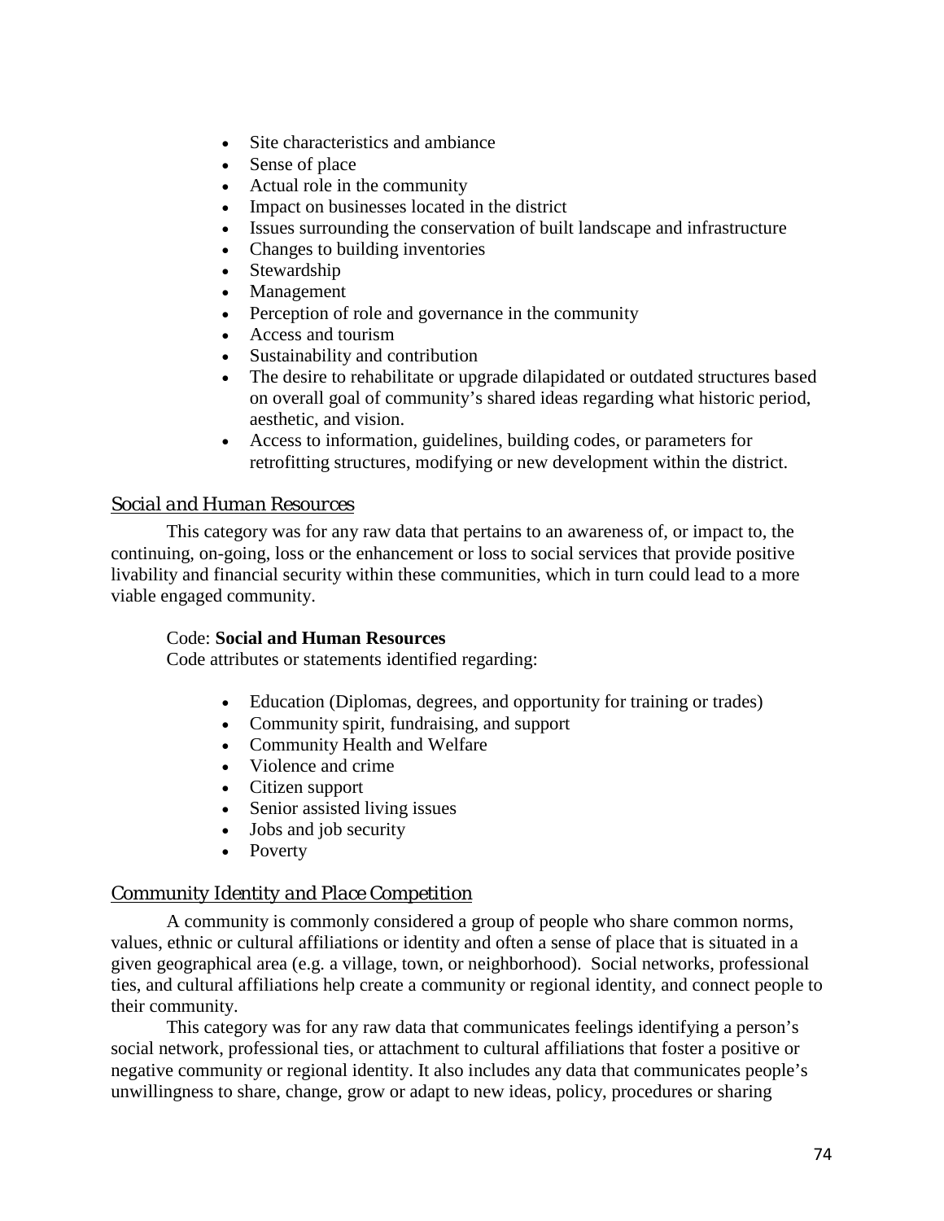- Site characteristics and ambiance
- Sense of place
- Actual role in the community
- Impact on businesses located in the district
- Issues surrounding the conservation of built landscape and infrastructure
- Changes to building inventories
- Stewardship
- Management
- Perception of role and governance in the community
- Access and tourism
- Sustainability and contribution
- The desire to rehabilitate or upgrade dilapidated or outdated structures based on overall goal of community's shared ideas regarding what historic period, aesthetic, and vision.
- Access to information, guidelines, building codes, or parameters for retrofitting structures, modifying or new development within the district.

### *Social and Human Resources*

This category was for any raw data that pertains to an awareness of, or impact to, the continuing, on-going, loss or the enhancement or loss to social services that provide positive livability and financial security within these communities, which in turn could lead to a more viable engaged community.

Code: **Social and Human Resources**
Code attributes or statements identified regarding:

- Education (Diplomas, degrees, and opportunity for training or trades)
- Community spirit, fundraising, and support
- Community Health and Welfare
- Violence and crime
- Citizen support
- Senior assisted living issues
- Jobs and job security
- Poverty

### *Community Identity and Place Competition*

A community is commonly considered a group of people who share common norms, values, ethnic or cultural affiliations or identity and often a sense of place that is situated in a given geographical area (e.g. a village, town, or neighborhood). Social networks, professional ties, and cultural affiliations help create a community or regional identity, and connect people to their community.

This category was for any raw data that communicates feelings identifying a person's social network, professional ties, or attachment to cultural affiliations that foster a positive or negative community or regional identity. It also includes any data that communicates people's unwillingness to share, change, grow or adapt to new ideas, policy, procedures or sharing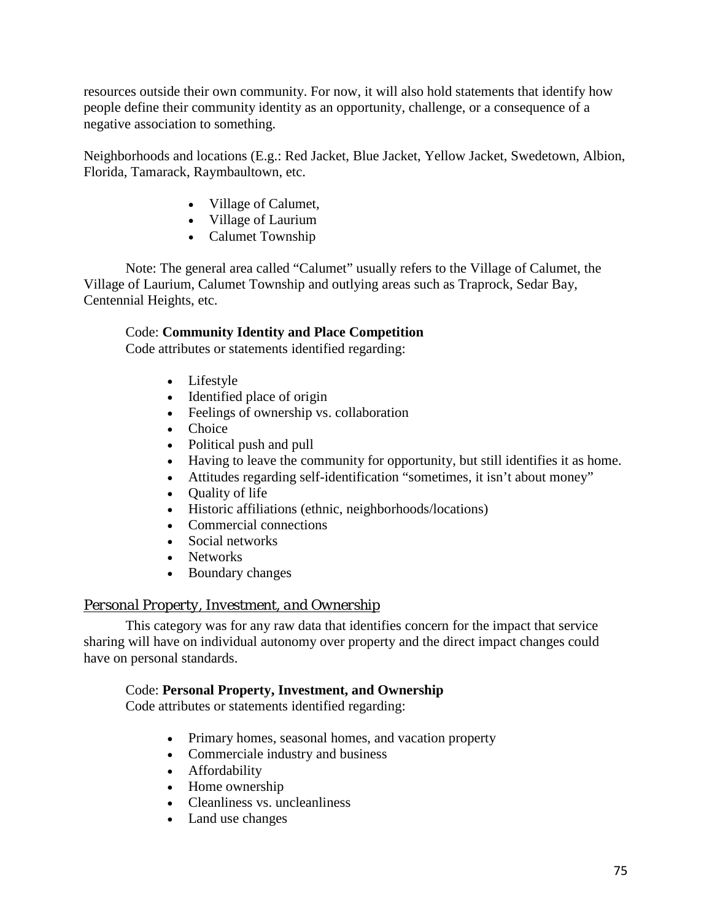resources outside their own community. For now, it will also hold statements that identify how people define their community identity as an opportunity, challenge, or a consequence of a negative association to something.

Neighborhoods and locations (E.g.: Red Jacket, Blue Jacket, Yellow Jacket, Swedetown, Albion, Florida, Tamarack, Raymbaultown, etc.

- Village of Calumet,
- Village of Laurium
- Calumet Township

Note: The general area called "Calumet" usually refers to the Village of Calumet, the Village of Laurium, Calumet Township and outlying areas such as Traprock, Sedar Bay, Centennial Heights, etc.

Code: **Community Identity and Place Competition**
Code attributes or statements identified regarding:

- Lifestyle
- Identified place of origin
- Feelings of ownership vs. collaboration
- Choice
- Political push and pull
- Having to leave the community for opportunity, but still identifies it as home.
- Attitudes regarding self-identification "sometimes, it isn't about money"
- Quality of life
- Historic affiliations (ethnic, neighborhoods/locations)
- Commercial connections
- Social networks
- Networks
- Boundary changes

### *Personal Property, Investment, and Ownership*

This category was for any raw data that identifies concern for the impact that service sharing will have on individual autonomy over property and the direct impact changes could have on personal standards.

Code: **Personal Property, Investment, and Ownership**
Code attributes or statements identified regarding:

- Primary homes, seasonal homes, and vacation property
- Commerciale industry and business
- Affordability
- Home ownership
- Cleanliness vs. uncleanliness
- Land use changes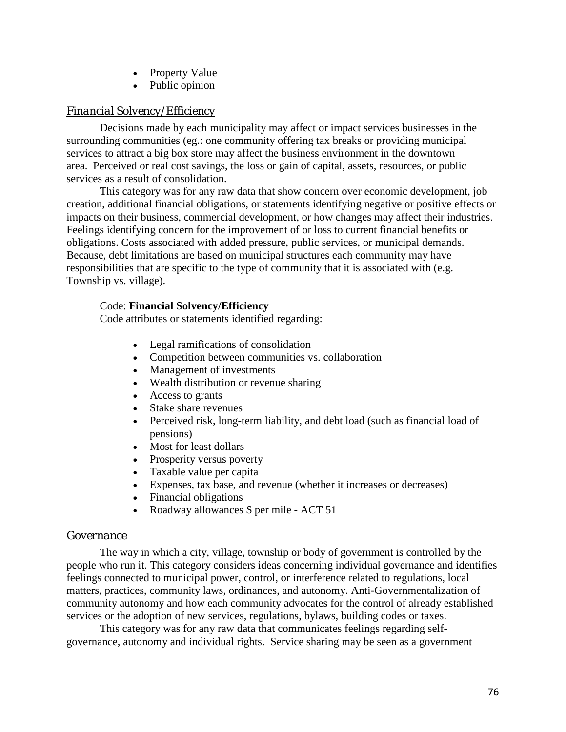- Property Value
- Public opinion

### *Financial Solvency/Efficiency*

Decisions made by each municipality may affect or impact services businesses in the surrounding communities (eg.: one community offering tax breaks or providing municipal services to attract a big box store may affect the business environment in the downtown area. Perceived or real cost savings, the loss or gain of capital, assets, resources, or public services as a result of consolidation.

This category was for any raw data that show concern over economic development, job creation, additional financial obligations, or statements identifying negative or positive effects or impacts on their business, commercial development, or how changes may affect their industries. Feelings identifying concern for the improvement of or loss to current financial benefits or obligations. Costs associated with added pressure, public services, or municipal demands. Because, debt limitations are based on municipal structures each community may have responsibilities that are specific to the type of community that it is associated with (e.g. Township vs. village).

Code: **Financial Solvency/Efficiency**
Code attributes or statements identified regarding:

- Legal ramifications of consolidation
- Competition between communities vs. collaboration
- Management of investments
- Wealth distribution or revenue sharing
- Access to grants
- Stake share revenues
- Perceived risk, long-term liability, and debt load (such as financial load of pensions)
- Most for least dollars
- Prosperity versus poverty
- Taxable value per capita
- Expenses, tax base, and revenue (whether it increases or decreases)
- Financial obligations
- Roadway allowances $ per mile - ACT 51

### *Governance*

The way in which a city, village, township or body of government is controlled by the people who run it. This category considers ideas concerning individual governance and identifies feelings connected to municipal power, control, or interference related to regulations, local matters, practices, community laws, ordinances, and autonomy. Anti-Governmentalization of community autonomy and how each community advocates for the control of already established services or the adoption of new services, regulations, bylaws, building codes or taxes.

This category was for any raw data that communicates feelings regarding self-governance, autonomy and individual rights. Service sharing may be seen as a government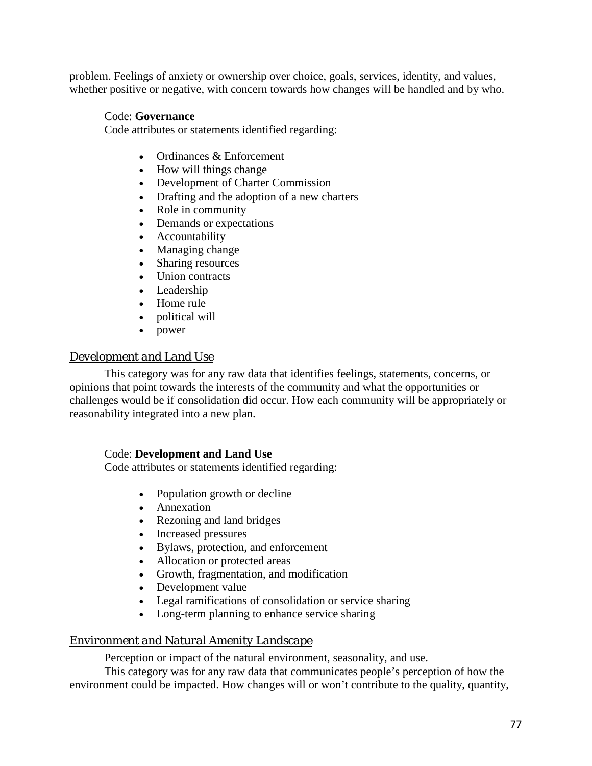problem. Feelings of anxiety or ownership over choice, goals, services, identity, and values, whether positive or negative, with concern towards how changes will be handled and by who.

Code: **Governance**
Code attributes or statements identified regarding:

- Ordinances & Enforcement
- How will things change
- Development of Charter Commission
- Drafting and the adoption of a new charters
- Role in community
- Demands or expectations
- Accountability
- Managing change
- Sharing resources
- Union contracts
- Leadership
- Home rule
- political will
- power

### *Development and Land Use*

This category was for any raw data that identifies feelings, statements, concerns, or opinions that point towards the interests of the community and what the opportunities or challenges would be if consolidation did occur. How each community will be appropriately or reasonability integrated into a new plan.

Code: **Development and Land Use**
Code attributes or statements identified regarding:

- Population growth or decline
- Annexation
- Rezoning and land bridges
- Increased pressures
- Bylaws, protection, and enforcement
- Allocation or protected areas
- Growth, fragmentation, and modification
- Development value
- Legal ramifications of consolidation or service sharing
- Long-term planning to enhance service sharing

### *Environment and Natural Amenity Landscape*

Perception or impact of the natural environment, seasonality, and use.

This category was for any raw data that communicates people's perception of how the environment could be impacted. How changes will or won't contribute to the quality, quantity,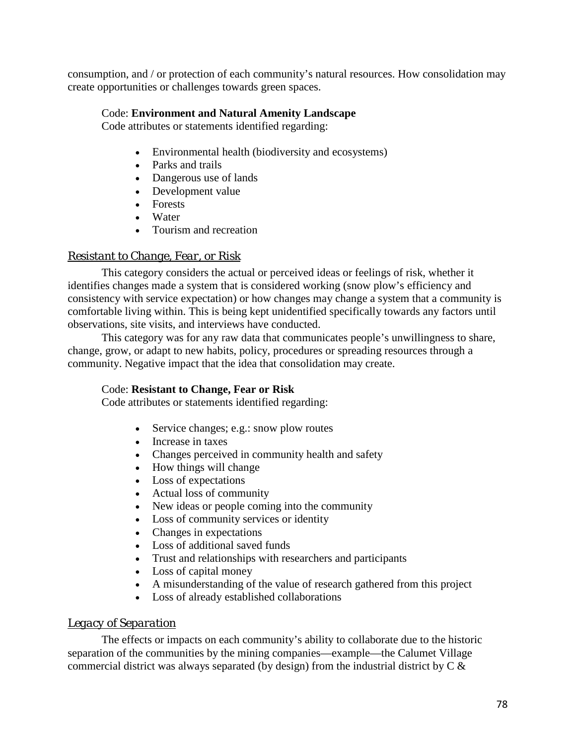consumption, and / or protection of each community's natural resources. How consolidation may create opportunities or challenges towards green spaces.

Code: **Environment and Natural Amenity Landscape**
Code attributes or statements identified regarding:

- Environmental health (biodiversity and ecosystems)
- Parks and trails
- Dangerous use of lands
- Development value
- Forests
- Water
- Tourism and recreation

### *Resistant to Change, Fear, or Risk*

This category considers the actual or perceived ideas or feelings of risk, whether it identifies changes made a system that is considered working (snow plow's efficiency and consistency with service expectation) or how changes may change a system that a community is comfortable living within. This is being kept unidentified specifically towards any factors until observations, site visits, and interviews have conducted.

This category was for any raw data that communicates people's unwillingness to share, change, grow, or adapt to new habits, policy, procedures or spreading resources through a community. Negative impact that the idea that consolidation may create.

Code: **Resistant to Change, Fear or Risk**
Code attributes or statements identified regarding:

- Service changes; e.g.: snow plow routes
- Increase in taxes
- Changes perceived in community health and safety
- How things will change
- Loss of expectations
- Actual loss of community
- New ideas or people coming into the community
- Loss of community services or identity
- Changes in expectations
- Loss of additional saved funds
- Trust and relationships with researchers and participants
- Loss of capital money
- A misunderstanding of the value of research gathered from this project
- Loss of already established collaborations

### *Legacy of Separation*

The effects or impacts on each community's ability to collaborate due to the historic separation of the communities by the mining companies—example—the Calumet Village commercial district was always separated (by design) from the industrial district by C &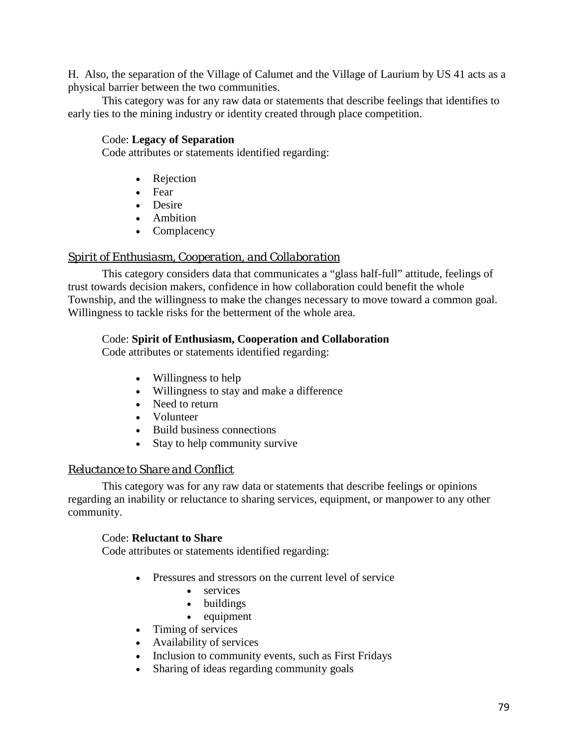H. Also, the separation of the Village of Calumet and the Village of Laurium by US 41 acts as a physical barrier between the two communities.

This category was for any raw data or statements that describe feelings that identifies to early ties to the mining industry or identity created through place competition.

Code: **Legacy of Separation**
Code attributes or statements identified regarding:

- Rejection
- Fear
- Desire
- Ambition
- Complacency

### *Spirit of Enthusiasm, Cooperation, and Collaboration*

This category considers data that communicates a "glass half-full" attitude, feelings of trust towards decision makers, confidence in how collaboration could benefit the whole Township, and the willingness to make the changes necessary to move toward a common goal. Willingness to tackle risks for the betterment of the whole area.

Code: **Spirit of Enthusiasm, Cooperation and Collaboration**
Code attributes or statements identified regarding:

- Willingness to help
- Willingness to stay and make a difference
- Need to return
- Volunteer
- Build business connections
- Stay to help community survive

### *Reluctance to Share and Conflict*

This category was for any raw data or statements that describe feelings or opinions regarding an inability or reluctance to sharing services, equipment, or manpower to any other community.

Code: **Reluctant to Share**
Code attributes or statements identified regarding:

- Pressures and stressors on the current level of service
  - services
  - buildings
  - equipment
- Timing of services
- Availability of services
- Inclusion to community events, such as First Fridays
- Sharing of ideas regarding community goals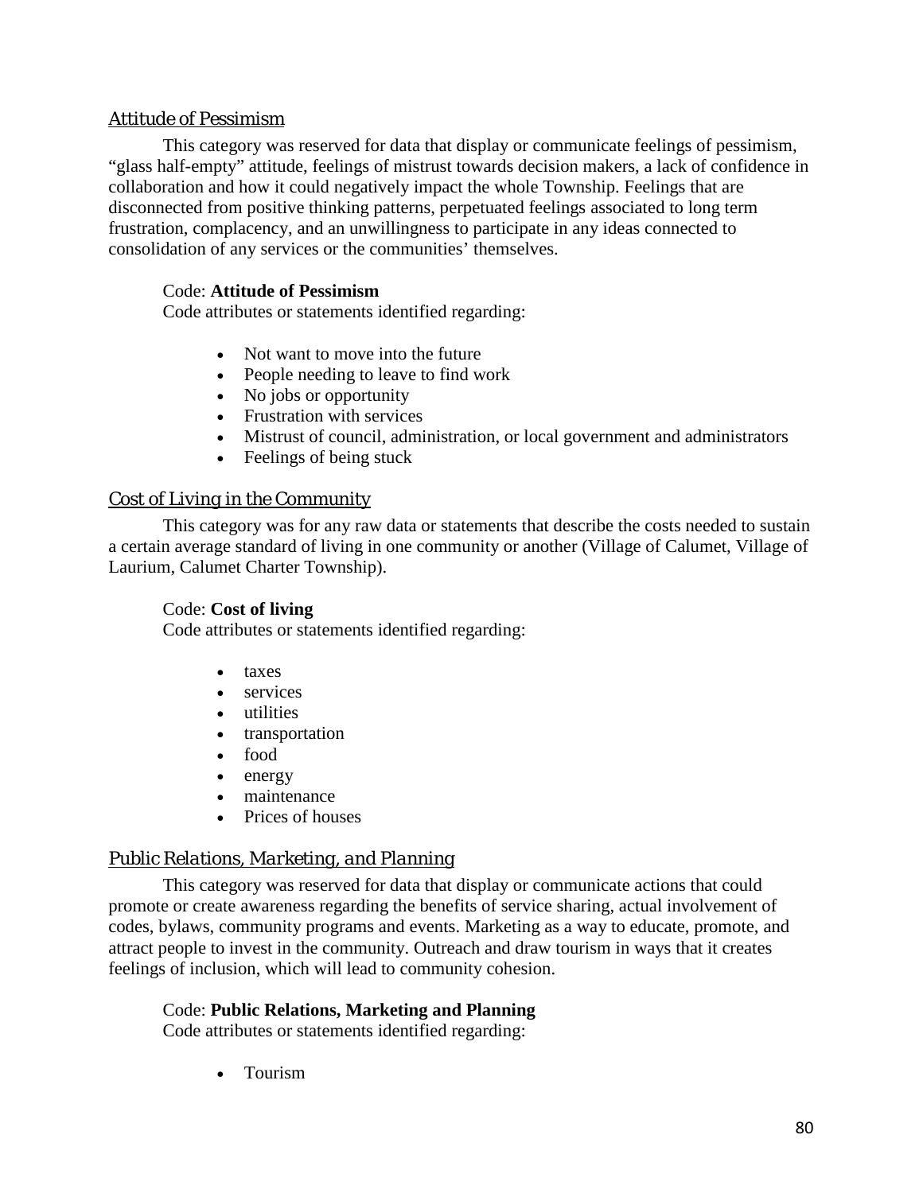### *Attitude of Pessimism*

This category was reserved for data that display or communicate feelings of pessimism, "glass half-empty" attitude, feelings of mistrust towards decision makers, a lack of confidence in collaboration and how it could negatively impact the whole Township. Feelings that are disconnected from positive thinking patterns, perpetuated feelings associated to long term frustration, complacency, and an unwillingness to participate in any ideas connected to consolidation of any services or the communities' themselves.

Code: **Attitude of Pessimism**
Code attributes or statements identified regarding:

- Not want to move into the future
- People needing to leave to find work
- No jobs or opportunity
- Frustration with services
- Mistrust of council, administration, or local government and administrators
- Feelings of being stuck

### *Cost of Living in the Community*

This category was for any raw data or statements that describe the costs needed to sustain a certain average standard of living in one community or another (Village of Calumet, Village of Laurium, Calumet Charter Township).

Code: **Cost of living**
Code attributes or statements identified regarding:

- taxes
- services
- utilities
- transportation
- food
- energy
- maintenance
- Prices of houses

### *Public Relations, Marketing, and Planning*

This category was reserved for data that display or communicate actions that could promote or create awareness regarding the benefits of service sharing, actual involvement of codes, bylaws, community programs and events. Marketing as a way to educate, promote, and attract people to invest in the community. Outreach and draw tourism in ways that it creates feelings of inclusion, which will lead to community cohesion.

Code: **Public Relations, Marketing and Planning**
Code attributes or statements identified regarding:

- Tourism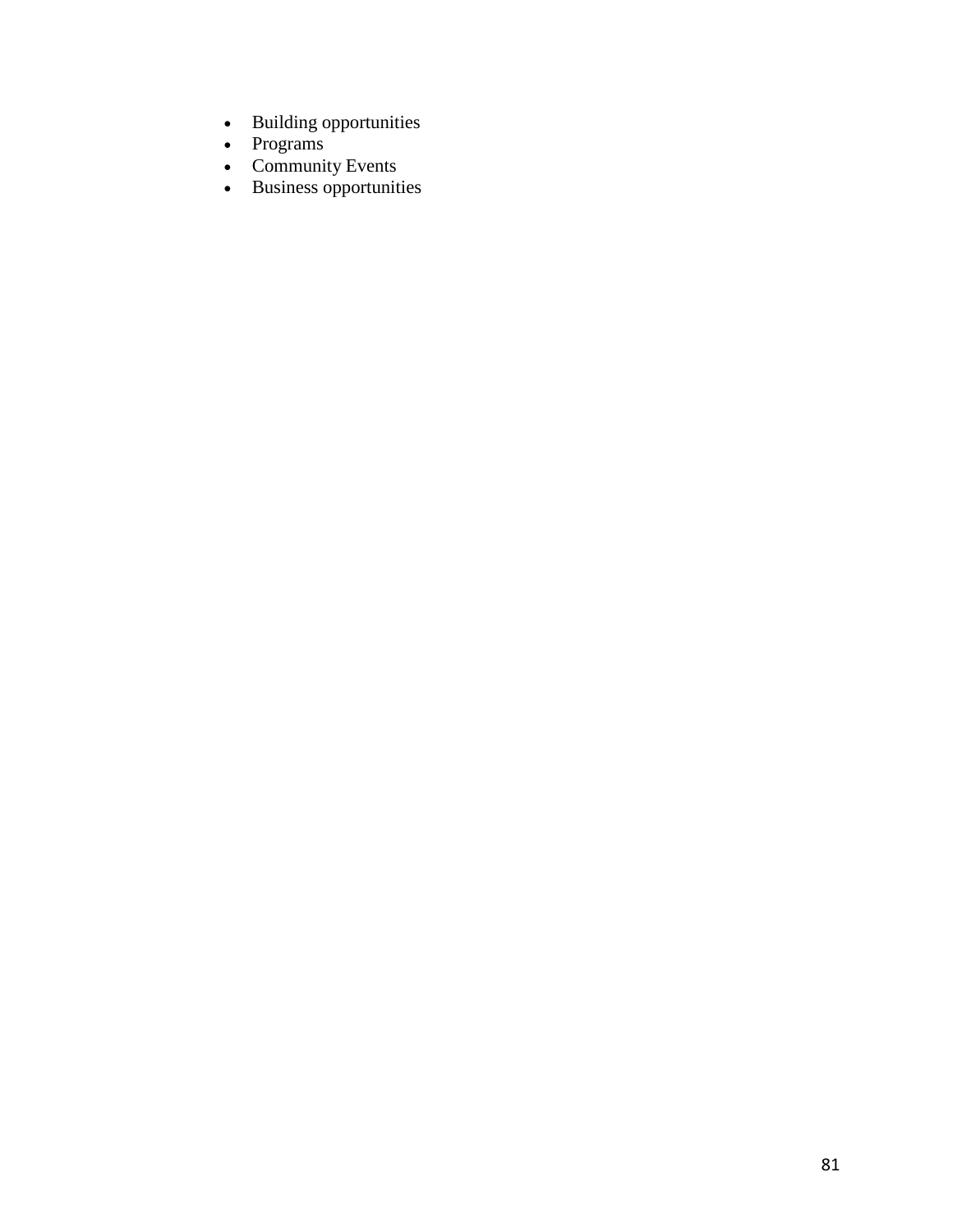- Building opportunities
- Programs
- Community Events
- Business opportunities